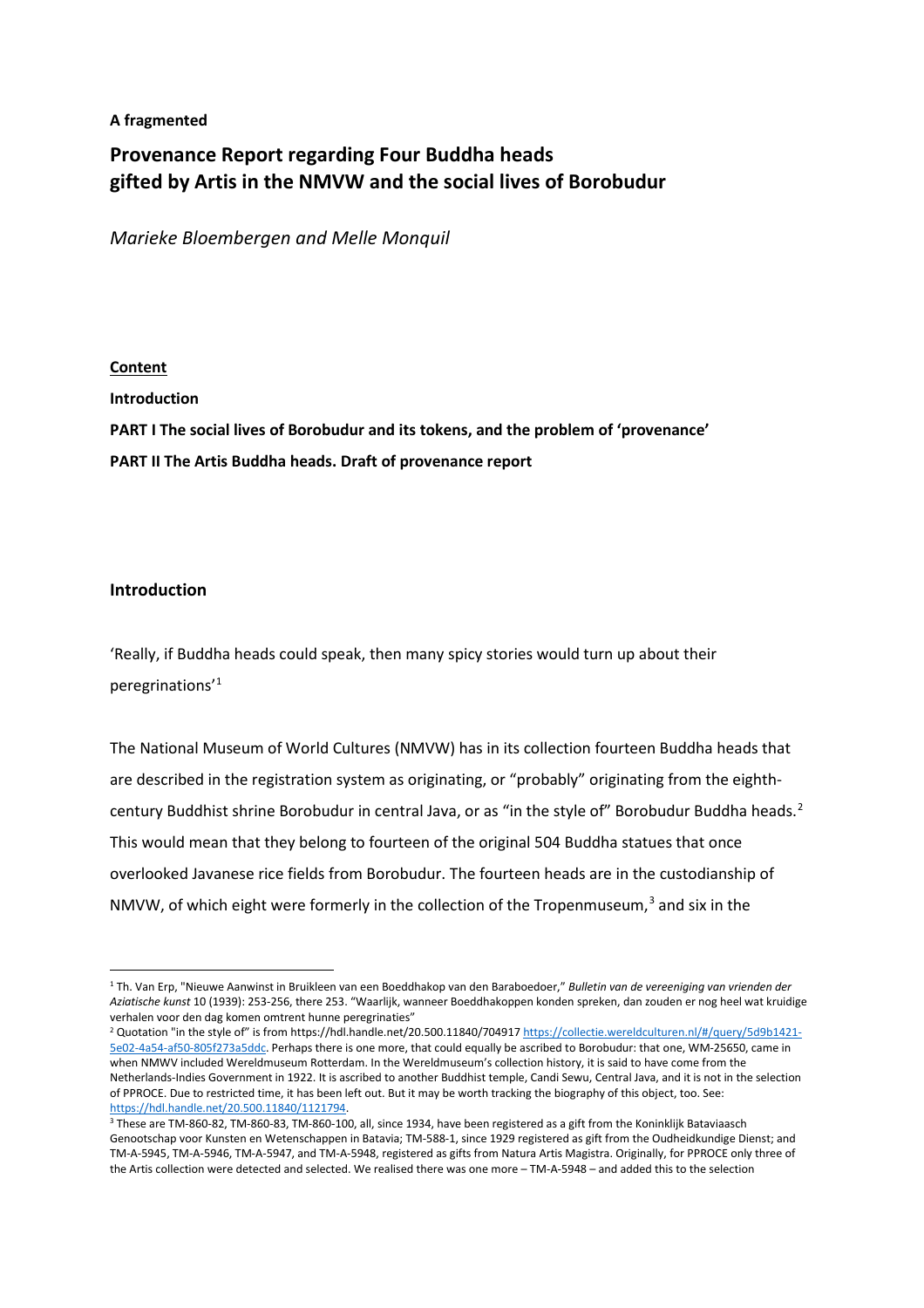**A fragmented**

# Provenance Report regarding Four Buddha heads gifted by Artis in the NMVW and the social lives of Borobudur

*Marieke Bloembergen and Melle Monquil*

**Content**

**Introduction**

**PART I The social lives of Borobudur and its tokens, and the problem of 'provenance'**

**PART II The Artis Buddha heads. Draft of provenance report**

## Introduction

'Really, if Buddha heads could speak, then many spicy stories would turn up about their peregrinations'[1]

The National Museum of World Cultures (NMVW) has in its collection fourteen Buddha heads that are described in the registration system as originating, or "probably" originating from the eighth-century Buddhist shrine Borobudur in central Java, or as "in the style of" Borobudur Buddha heads.[2] This would mean that they belong to fourteen of the original 504 Buddha statues that once overlooked Javanese rice fields from Borobudur. The fourteen heads are in the custodianship of NMVW, of which eight were formerly in the collection of the Tropenmuseum,[3] and six in the

---

[1] Th. Van Erp, "Nieuwe Aanwinst in Bruikleen van een Boeddhakop van den Baraboedoer," *Bulletin van de vereeniging van vrienden der Aziatische kunst* 10 (1939): 253-256, there 253. "Waarlijk, wanneer Boeddhakoppen konden spreken, dan zouden er nog heel wat kruidige verhalen voor den dag komen omtrent hunne peregrinaties"

[2] Quotation "in the style of" is from https://hdl.handle.net/20.500.11840/704917 https://collectie.wereldculturen.nl/#/query/5d9b1421-5e02-4a54-af50-805f273a5ddc. Perhaps there is one more, that could equally be ascribed to Borobudur: that one, WM-25650, came in when NMWV included Wereldmuseum Rotterdam. In the Wereldmuseum's collection history, it is said to have come from the Netherlands-Indies Government in 1922. It is ascribed to another Buddhist temple, Candi Sewu, Central Java, and it is not in the selection of PPROCE. Due to restricted time, it has been left out. But it may be worth tracking the biography of this object, too. See: https://hdl.handle.net/20.500.11840/1121794.

[3] These are TM-860-82, TM-860-83, TM-860-100, all, since 1934, have been registered as a gift from the Koninklijk Bataviaasch Genootschap voor Kunsten en Wetenschappen in Batavia; TM-588-1, since 1929 registered as gift from the Oudheidkundige Dienst; and TM-A-5945, TM-A-5946, TM-A-5947, and TM-A-5948, registered as gifts from Natura Artis Magistra. Originally, for PPROCE only three of the Artis collection were detected and selected. We realised there was one more – TM-A-5948 – and added this to the selection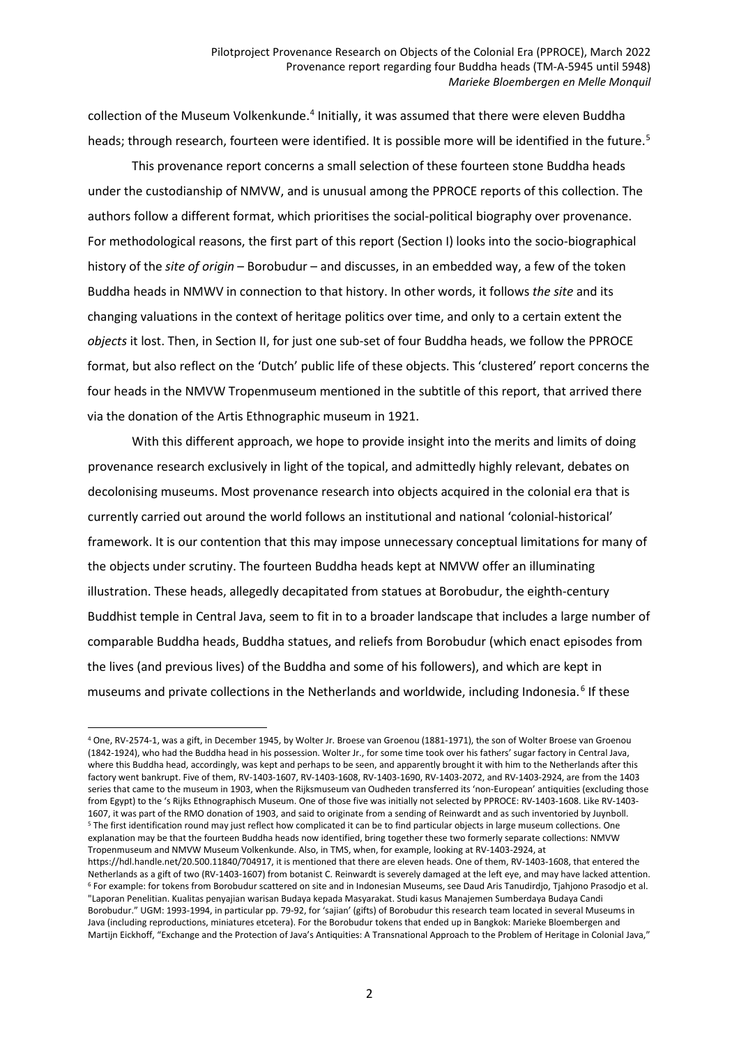collection of the Museum Volkenkunde.[4] Initially, it was assumed that there were eleven Buddha heads; through research, fourteen were identified. It is possible more will be identified in the future.[5]

This provenance report concerns a small selection of these fourteen stone Buddha heads under the custodianship of NMVW, and is unusual among the PPROCE reports of this collection. The authors follow a different format, which prioritises the social-political biography over provenance. For methodological reasons, the first part of this report (Section I) looks into the socio-biographical history of the *site of origin* – Borobudur – and discusses, in an embedded way, a few of the token Buddha heads in NMWV in connection to that history. In other words, it follows *the site* and its changing valuations in the context of heritage politics over time, and only to a certain extent the *objects* it lost. Then, in Section II, for just one sub-set of four Buddha heads, we follow the PPROCE format, but also reflect on the 'Dutch' public life of these objects. This 'clustered' report concerns the four heads in the NMVW Tropenmuseum mentioned in the subtitle of this report, that arrived there via the donation of the Artis Ethnographic museum in 1921.

With this different approach, we hope to provide insight into the merits and limits of doing provenance research exclusively in light of the topical, and admittedly highly relevant, debates on decolonising museums. Most provenance research into objects acquired in the colonial era that is currently carried out around the world follows an institutional and national 'colonial-historical' framework. It is our contention that this may impose unnecessary conceptual limitations for many of the objects under scrutiny. The fourteen Buddha heads kept at NMVW offer an illuminating illustration. These heads, allegedly decapitated from statues at Borobudur, the eighth-century Buddhist temple in Central Java, seem to fit in to a broader landscape that includes a large number of comparable Buddha heads, Buddha statues, and reliefs from Borobudur (which enact episodes from the lives (and previous lives) of the Buddha and some of his followers), and which are kept in museums and private collections in the Netherlands and worldwide, including Indonesia.[6] If these

---

[4] One, RV-2574-1, was a gift, in December 1945, by Wolter Jr. Broese van Groenou (1881-1971), the son of Wolter Broese van Groenou (1842-1924), who had the Buddha head in his possession. Wolter Jr., for some time took over his fathers' sugar factory in Central Java, where this Buddha head, accordingly, was kept and perhaps to be seen, and apparently brought it with him to the Netherlands after this factory went bankrupt. Five of them, RV-1403-1607, RV-1403-1608, RV-1403-1690, RV-1403-2072, and RV-1403-2924, are from the 1403 series that came to the museum in 1903, when the Rijksmuseum van Oudheden transferred its 'non-European' antiquities (excluding those from Egypt) to the 's Rijks Ethnographisch Museum. One of those five was initially not selected by PPROCE: RV-1403-1608. Like RV-1403-1607, it was part of the RMO donation of 1903, and said to originate from a sending of Reinwardt and as such inventoried by Juynboll.

[5] The first identification round may just reflect how complicated it can be to find particular objects in large museum collections. One explanation may be that the fourteen Buddha heads now identified, bring together these two formerly separate collections: NMVW Tropenmuseum and NMVW Museum Volkenkunde. Also, in TMS, when, for example, looking at RV-1403-2924, at https://hdl.handle.net/20.500.11840/704917, it is mentioned that there are eleven heads. One of them, RV-1403-1608, that entered the Netherlands as a gift of two (RV-1403-1607) from botanist C. Reinwardt is severely damaged at the left eye, and may have lacked attention.

[6] For example: for tokens from Borobudur scattered on site and in Indonesian Museums, see Daud Aris Tanudirdjo, Tjahjono Prasodjo et al. "Laporan Penelitian. Kualitas penyajian warisan Budaya kepada Masyarakat. Studi kasus Manajemen Sumberdaya Budaya Candi Borobudur." UGM: 1993-1994, in particular pp. 79-92, for 'sajian' (gifts) of Borobudur this research team located in several Museums in Java (including reproductions, miniatures etcetera). For the Borobudur tokens that ended up in Bangkok: Marieke Bloembergen and Martijn Eickhoff, "Exchange and the Protection of Java's Antiquities: A Transnational Approach to the Problem of Heritage in Colonial Java,"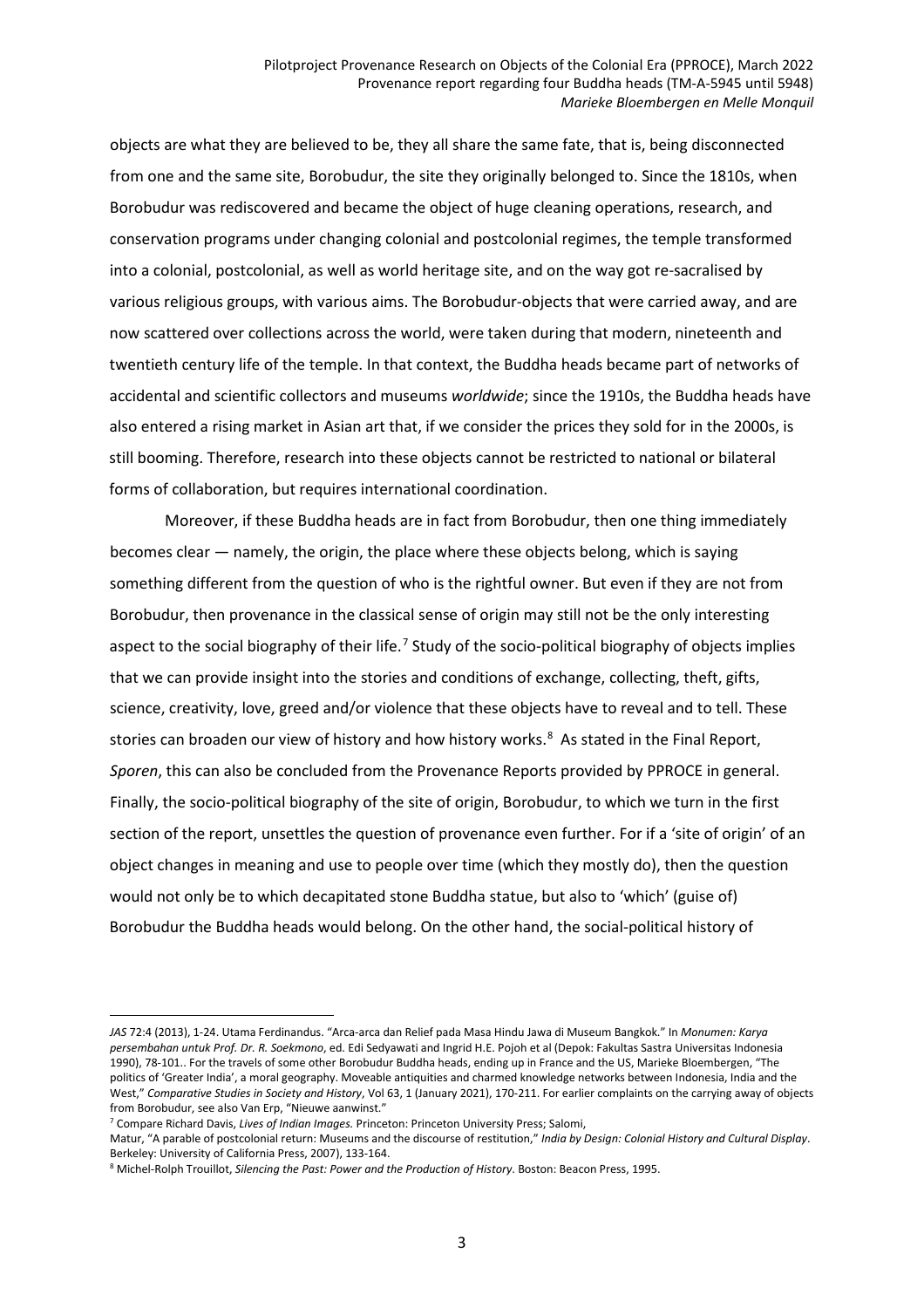objects are what they are believed to be, they all share the same fate, that is, being disconnected from one and the same site, Borobudur, the site they originally belonged to. Since the 1810s, when Borobudur was rediscovered and became the object of huge cleaning operations, research, and conservation programs under changing colonial and postcolonial regimes, the temple transformed into a colonial, postcolonial, as well as world heritage site, and on the way got re-sacralised by various religious groups, with various aims. The Borobudur-objects that were carried away, and are now scattered over collections across the world, were taken during that modern, nineteenth and twentieth century life of the temple. In that context, the Buddha heads became part of networks of accidental and scientific collectors and museums *worldwide*; since the 1910s, the Buddha heads have also entered a rising market in Asian art that, if we consider the prices they sold for in the 2000s, is still booming. Therefore, research into these objects cannot be restricted to national or bilateral forms of collaboration, but requires international coordination.

Moreover, if these Buddha heads are in fact from Borobudur, then one thing immediately becomes clear — namely, the origin, the place where these objects belong, which is saying something different from the question of who is the rightful owner. But even if they are not from Borobudur, then provenance in the classical sense of origin may still not be the only interesting aspect to the social biography of their life.[7] Study of the socio-political biography of objects implies that we can provide insight into the stories and conditions of exchange, collecting, theft, gifts, science, creativity, love, greed and/or violence that these objects have to reveal and to tell. These stories can broaden our view of history and how history works.[8] As stated in the Final Report, *Sporen*, this can also be concluded from the Provenance Reports provided by PPROCE in general. Finally, the socio-political biography of the site of origin, Borobudur, to which we turn in the first section of the report, unsettles the question of provenance even further. For if a 'site of origin' of an object changes in meaning and use to people over time (which they mostly do), then the question would not only be to which decapitated stone Buddha statue, but also to 'which' (guise of) Borobudur the Buddha heads would belong. On the other hand, the social-political history of

---

*JAS* 72:4 (2013), 1-24. Utama Ferdinandus. "Arca-arca dan Relief pada Masa Hindu Jawa di Museum Bangkok." In *Monumen: Karya persembahan untuk Prof. Dr. R. Soekmono*, ed. Edi Sedyawati and Ingrid H.E. Pojoh et al (Depok: Fakultas Sastra Universitas Indonesia 1990), 78-101.. For the travels of some other Borobudur Buddha heads, ending up in France and the US, Marieke Bloembergen, "The politics of 'Greater India', a moral geography. Moveable antiquities and charmed knowledge networks between Indonesia, India and the West," *Comparative Studies in Society and History*, Vol 63, 1 (January 2021), 170-211. For earlier complaints on the carrying away of objects from Borobudur, see also Van Erp, "Nieuwe aanwinst."

[7] Compare Richard Davis, *Lives of Indian Images.* Princeton: Princeton University Press; Salomi, Matur, "A parable of postcolonial return: Museums and the discourse of restitution," *India by Design: Colonial History and Cultural Display*. Berkeley: University of California Press, 2007), 133-164.

[8] Michel-Rolph Trouillot, *Silencing the Past: Power and the Production of History*. Boston: Beacon Press, 1995.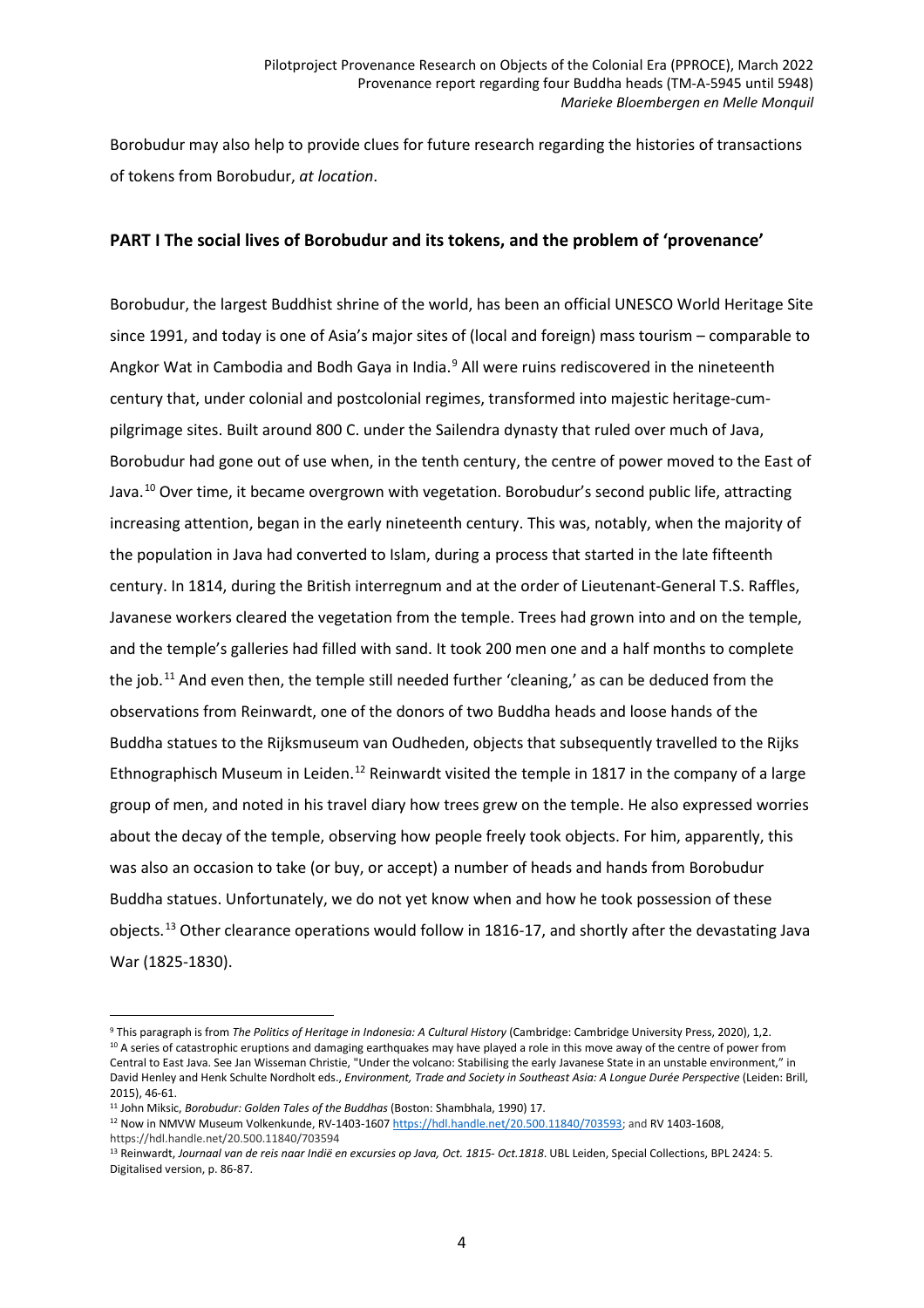Borobudur may also help to provide clues for future research regarding the histories of transactions of tokens from Borobudur, *at location*.

## PART I The social lives of Borobudur and its tokens, and the problem of 'provenance'

Borobudur, the largest Buddhist shrine of the world, has been an official UNESCO World Heritage Site since 1991, and today is one of Asia's major sites of (local and foreign) mass tourism – comparable to Angkor Wat in Cambodia and Bodh Gaya in India.[9] All were ruins rediscovered in the nineteenth century that, under colonial and postcolonial regimes, transformed into majestic heritage-cum-pilgrimage sites. Built around 800 C. under the Sailendra dynasty that ruled over much of Java, Borobudur had gone out of use when, in the tenth century, the centre of power moved to the East of Java.[10] Over time, it became overgrown with vegetation. Borobudur's second public life, attracting increasing attention, began in the early nineteenth century. This was, notably, when the majority of the population in Java had converted to Islam, during a process that started in the late fifteenth century. In 1814, during the British interregnum and at the order of Lieutenant-General T.S. Raffles, Javanese workers cleared the vegetation from the temple. Trees had grown into and on the temple, and the temple's galleries had filled with sand. It took 200 men one and a half months to complete the job.[11] And even then, the temple still needed further 'cleaning,' as can be deduced from the observations from Reinwardt, one of the donors of two Buddha heads and loose hands of the Buddha statues to the Rijksmuseum van Oudheden, objects that subsequently travelled to the Rijks Ethnographisch Museum in Leiden.[12] Reinwardt visited the temple in 1817 in the company of a large group of men, and noted in his travel diary how trees grew on the temple. He also expressed worries about the decay of the temple, observing how people freely took objects. For him, apparently, this was also an occasion to take (or buy, or accept) a number of heads and hands from Borobudur Buddha statues. Unfortunately, we do not yet know when and how he took possession of these objects.[13] Other clearance operations would follow in 1816-17, and shortly after the devastating Java War (1825-1830).

---

[9] This paragraph is from *The Politics of Heritage in Indonesia: A Cultural History* (Cambridge: Cambridge University Press, 2020), 1,2.

[10] A series of catastrophic eruptions and damaging earthquakes may have played a role in this move away of the centre of power from Central to East Java. See Jan Wisseman Christie, "Under the volcano: Stabilising the early Javanese State in an unstable environment," in David Henley and Henk Schulte Nordholt eds., *Environment, Trade and Society in Southeast Asia: A Longue Durée Perspective* (Leiden: Brill, 2015), 46-61.

[11] John Miksic, *Borobudur: Golden Tales of the Buddhas* (Boston: Shambhala, 1990) 17.

[12] Now in NMVW Museum Volkenkunde, RV-1403-1607 https://hdl.handle.net/20.500.11840/703593; and RV 1403-1608, https://hdl.handle.net/20.500.11840/703594

[13] Reinwardt, *Journaal van de reis naar Indië en excursies op Java, Oct. 1815- Oct.1818*. UBL Leiden, Special Collections, BPL 2424: 5. Digitalised version, p. 86-87.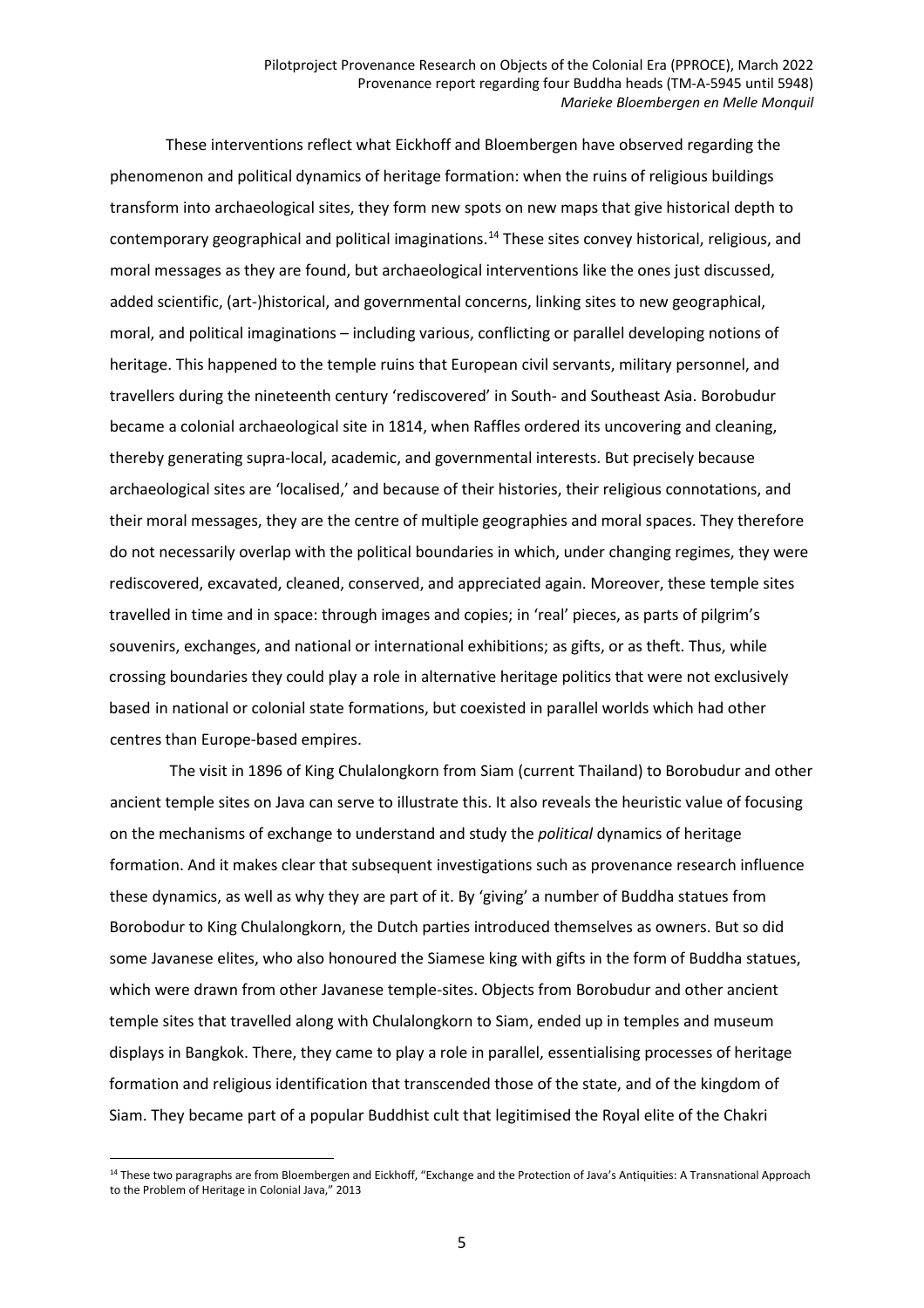These interventions reflect what Eickhoff and Bloembergen have observed regarding the phenomenon and political dynamics of heritage formation: when the ruins of religious buildings transform into archaeological sites, they form new spots on new maps that give historical depth to contemporary geographical and political imaginations.[14] These sites convey historical, religious, and moral messages as they are found, but archaeological interventions like the ones just discussed, added scientific, (art-)historical, and governmental concerns, linking sites to new geographical, moral, and political imaginations – including various, conflicting or parallel developing notions of heritage. This happened to the temple ruins that European civil servants, military personnel, and travellers during the nineteenth century 'rediscovered' in South- and Southeast Asia. Borobudur became a colonial archaeological site in 1814, when Raffles ordered its uncovering and cleaning, thereby generating supra-local, academic, and governmental interests. But precisely because archaeological sites are 'localised,' and because of their histories, their religious connotations, and their moral messages, they are the centre of multiple geographies and moral spaces. They therefore do not necessarily overlap with the political boundaries in which, under changing regimes, they were rediscovered, excavated, cleaned, conserved, and appreciated again. Moreover, these temple sites travelled in time and in space: through images and copies; in 'real' pieces, as parts of pilgrim's souvenirs, exchanges, and national or international exhibitions; as gifts, or as theft. Thus, while crossing boundaries they could play a role in alternative heritage politics that were not exclusively based in national or colonial state formations, but coexisted in parallel worlds which had other centres than Europe-based empires.

The visit in 1896 of King Chulalongkorn from Siam (current Thailand) to Borobudur and other ancient temple sites on Java can serve to illustrate this. It also reveals the heuristic value of focusing on the mechanisms of exchange to understand and study the *political* dynamics of heritage formation. And it makes clear that subsequent investigations such as provenance research influence these dynamics, as well as why they are part of it. By 'giving' a number of Buddha statues from Borobodur to King Chulalongkorn, the Dutch parties introduced themselves as owners. But so did some Javanese elites, who also honoured the Siamese king with gifts in the form of Buddha statues, which were drawn from other Javanese temple-sites. Objects from Borobudur and other ancient temple sites that travelled along with Chulalongkorn to Siam, ended up in temples and museum displays in Bangkok. There, they came to play a role in parallel, essentialising processes of heritage formation and religious identification that transcended those of the state, and of the kingdom of Siam. They became part of a popular Buddhist cult that legitimised the Royal elite of the Chakri

[14] These two paragraphs are from Bloembergen and Eickhoff, "Exchange and the Protection of Java's Antiquities: A Transnational Approach to the Problem of Heritage in Colonial Java," 2013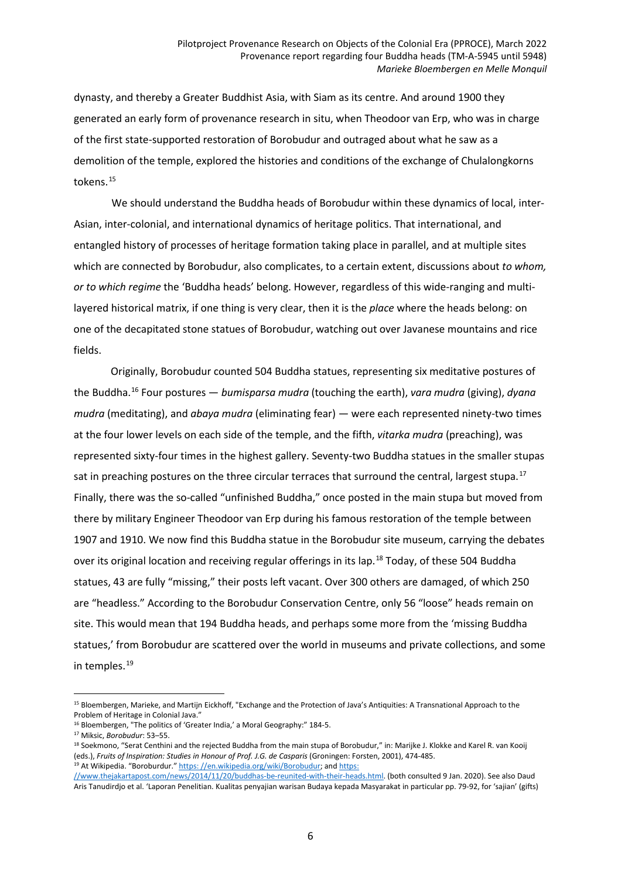dynasty, and thereby a Greater Buddhist Asia, with Siam as its centre. And around 1900 they generated an early form of provenance research in situ, when Theodoor van Erp, who was in charge of the first state-supported restoration of Borobudur and outraged about what he saw as a demolition of the temple, explored the histories and conditions of the exchange of Chulalongkorns tokens.[15]

We should understand the Buddha heads of Borobudur within these dynamics of local, inter-Asian, inter-colonial, and international dynamics of heritage politics. That international, and entangled history of processes of heritage formation taking place in parallel, and at multiple sites which are connected by Borobudur, also complicates, to a certain extent, discussions about *to whom, or to which regime* the 'Buddha heads' belong. However, regardless of this wide-ranging and multi-layered historical matrix, if one thing is very clear, then it is the *place* where the heads belong: on one of the decapitated stone statues of Borobudur, watching out over Javanese mountains and rice fields.

Originally, Borobudur counted 504 Buddha statues, representing six meditative postures of the Buddha.[16] Four postures — *bumisparsa mudra* (touching the earth), *vara mudra* (giving), *dyana mudra* (meditating), and *abaya mudra* (eliminating fear) — were each represented ninety-two times at the four lower levels on each side of the temple, and the fifth, *vitarka mudra* (preaching), was represented sixty-four times in the highest gallery. Seventy-two Buddha statues in the smaller stupas sat in preaching postures on the three circular terraces that surround the central, largest stupa.[17] Finally, there was the so-called "unfinished Buddha," once posted in the main stupa but moved from there by military Engineer Theodoor van Erp during his famous restoration of the temple between 1907 and 1910. We now find this Buddha statue in the Borobudur site museum, carrying the debates over its original location and receiving regular offerings in its lap.[18] Today, of these 504 Buddha statues, 43 are fully "missing," their posts left vacant. Over 300 others are damaged, of which 250 are "headless." According to the Borobudur Conservation Centre, only 56 "loose" heads remain on site. This would mean that 194 Buddha heads, and perhaps some more from the 'missing Buddha statues,' from Borobudur are scattered over the world in museums and private collections, and some in temples.[19]

---

[15] Bloembergen, Marieke, and Martijn Eickhoff, "Exchange and the Protection of Java's Antiquities: A Transnational Approach to the Problem of Heritage in Colonial Java."

[16] Bloembergen, "The politics of 'Greater India,' a Moral Geography:" 184-5.

[17] Miksic, *Borobudur*: 53–55.

[18] Soekmono, "Serat Centhini and the rejected Buddha from the main stupa of Borobudur," in: Marijke J. Klokke and Karel R. van Kooij (eds.), *Fruits of Inspiration: Studies in Honour of Prof. J.G. de Casparis* (Groningen: Forsten, 2001), 474-485.

[19] At Wikipedia. "Boroburdur." https: //en.wikipedia.org/wiki/Borobudur; and https: //www.thejakartapost.com/news/2014/11/20/buddhas-be-reunited-with-their-heads.html. (both consulted 9 Jan. 2020). See also Daud Aris Tanudirdjo et al. 'Laporan Penelitian. Kualitas penyajian warisan Budaya kepada Masyarakat in particular pp. 79-92, for 'sajian' (gifts)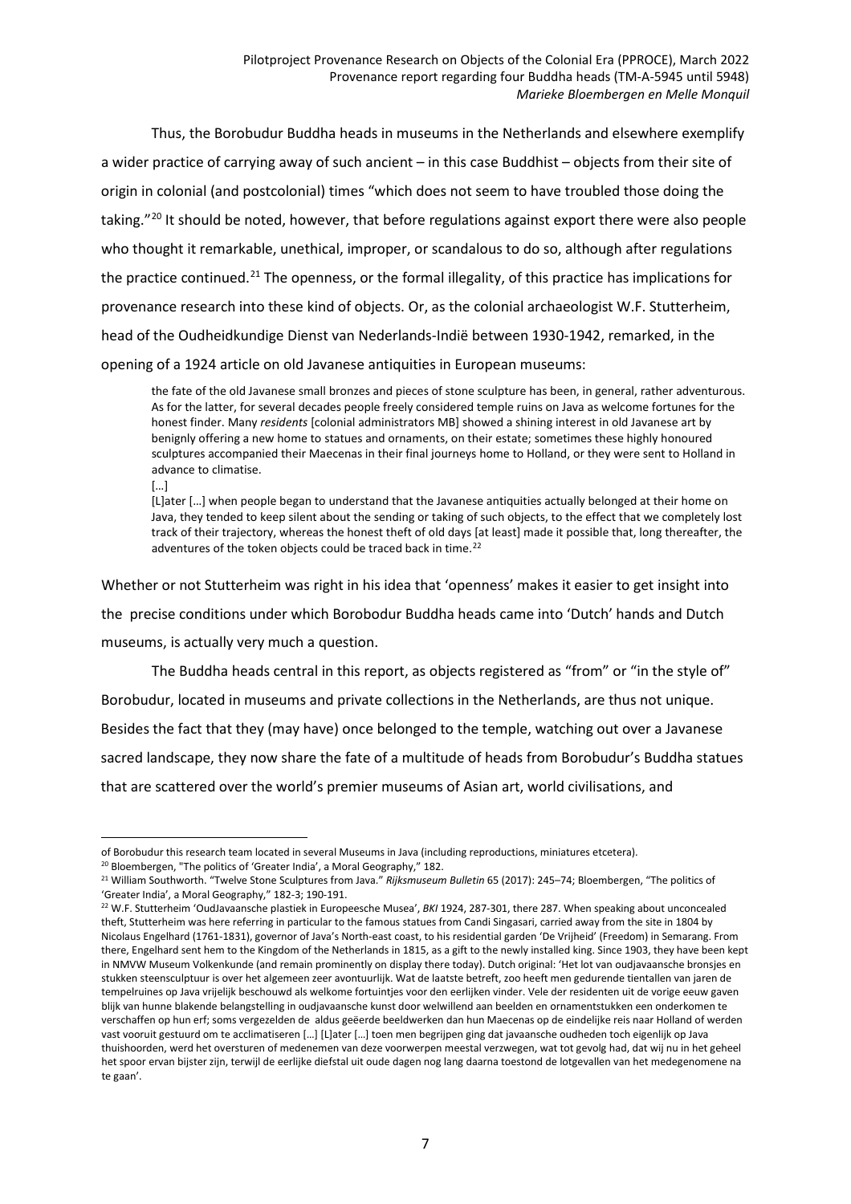Thus, the Borobudur Buddha heads in museums in the Netherlands and elsewhere exemplify a wider practice of carrying away of such ancient – in this case Buddhist – objects from their site of origin in colonial (and postcolonial) times "which does not seem to have troubled those doing the taking."[20] It should be noted, however, that before regulations against export there were also people who thought it remarkable, unethical, improper, or scandalous to do so, although after regulations the practice continued.[21] The openness, or the formal illegality, of this practice has implications for provenance research into these kind of objects. Or, as the colonial archaeologist W.F. Stutterheim, head of the Oudheidkundige Dienst van Nederlands-Indië between 1930-1942, remarked, in the opening of a 1924 article on old Javanese antiquities in European museums:

> the fate of the old Javanese small bronzes and pieces of stone sculpture has been, in general, rather adventurous. As for the latter, for several decades people freely considered temple ruins on Java as welcome fortunes for the honest finder. Many *residents* [colonial administrators MB] showed a shining interest in old Javanese art by benignly offering a new home to statues and ornaments, on their estate; sometimes these highly honoured sculptures accompanied their Maecenas in their final journeys home to Holland, or they were sent to Holland in advance to climatise.
>
> […]
>
> [L]ater […] when people began to understand that the Javanese antiquities actually belonged at their home on Java, they tended to keep silent about the sending or taking of such objects, to the effect that we completely lost track of their trajectory, whereas the honest theft of old days [at least] made it possible that, long thereafter, the adventures of the token objects could be traced back in time.[22]

Whether or not Stutterheim was right in his idea that 'openness' makes it easier to get insight into the precise conditions under which Borobodur Buddha heads came into 'Dutch' hands and Dutch museums, is actually very much a question.

The Buddha heads central in this report, as objects registered as "from" or "in the style of" Borobudur, located in museums and private collections in the Netherlands, are thus not unique. Besides the fact that they (may have) once belonged to the temple, watching out over a Javanese sacred landscape, they now share the fate of a multitude of heads from Borobudur's Buddha statues that are scattered over the world's premier museums of Asian art, world civilisations, and

---

of Borobudur this research team located in several Museums in Java (including reproductions, miniatures etcetera).

[20] Bloembergen, "The politics of 'Greater India', a Moral Geography," 182.

[21] William Southworth. "Twelve Stone Sculptures from Java." *Rijksmuseum Bulletin* 65 (2017): 245–74; Bloembergen, "The politics of 'Greater India', a Moral Geography," 182-3; 190-191.

[22] W.F. Stutterheim 'OudJavaansche plastiek in Europeesche Musea', *BKI* 1924, 287-301, there 287. When speaking about unconcealed theft, Stutterheim was here referring in particular to the famous statues from Candi Singasari, carried away from the site in 1804 by Nicolaus Engelhard (1761-1831), governor of Java's North-east coast, to his residential garden 'De Vrijheid' (Freedom) in Semarang. From there, Engelhard sent hem to the Kingdom of the Netherlands in 1815, as a gift to the newly installed king. Since 1903, they have been kept in NMVW Museum Volkenkunde (and remain prominently on display there today). Dutch original: 'Het lot van oudjavaansche bronsjes en stukken steensculptuur is over het algemeen zeer avontuurlijk. Wat de laatste betreft, zoo heeft men gedurende tientallen van jaren de tempelruines op Java vrijelijk beschouwd als welkome fortuintjes voor den eerlijken vinder. Vele der residenten uit de vorige eeuw gaven blijk van hunne blakende belangstelling in oudjavaansche kunst door welwillend aan beelden en ornamentstukken een onderkomen te verschaffen op hun erf; soms vergezelden de aldus geëerde beeldwerken dan hun Maecenas op de eindelijke reis naar Holland of werden vast vooruit gestuurd om te acclimatiseren […] [L]ater […] toen men begrijpen ging dat javaansche oudheden toch eigenlijk op Java thuishoorden, werd het oversturen of medenemen van deze voorwerpen meestal verzwegen, wat tot gevolg had, dat wij nu in het geheel het spoor ervan bijster zijn, terwijl de eerlijke diefstal uit oude dagen nog lang daarna toestond de lotgevallen van het medegenomene na te gaan'.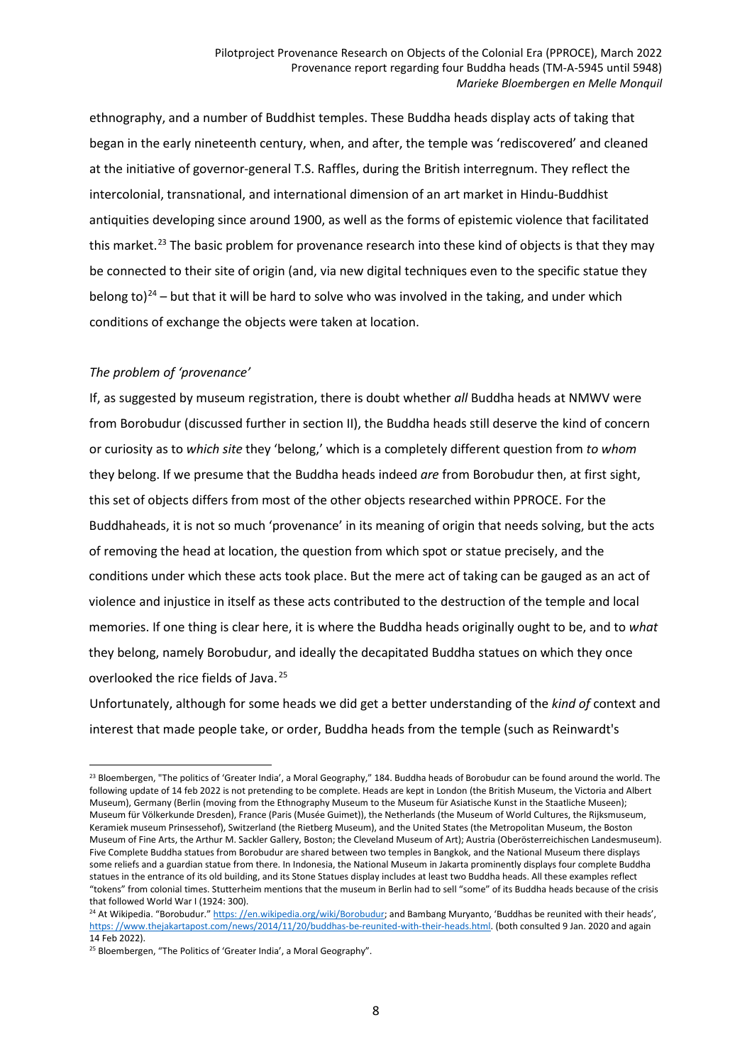ethnography, and a number of Buddhist temples. These Buddha heads display acts of taking that began in the early nineteenth century, when, and after, the temple was 'rediscovered' and cleaned at the initiative of governor-general T.S. Raffles, during the British interregnum. They reflect the intercolonial, transnational, and international dimension of an art market in Hindu-Buddhist antiquities developing since around 1900, as well as the forms of epistemic violence that facilitated this market.[23] The basic problem for provenance research into these kind of objects is that they may be connected to their site of origin (and, via new digital techniques even to the specific statue they belong to)[24] – but that it will be hard to solve who was involved in the taking, and under which conditions of exchange the objects were taken at location.

### *The problem of 'provenance'*

If, as suggested by museum registration, there is doubt whether *all* Buddha heads at NMWV were from Borobudur (discussed further in section II), the Buddha heads still deserve the kind of concern or curiosity as to *which site* they 'belong,' which is a completely different question from *to whom* they belong. If we presume that the Buddha heads indeed *are* from Borobudur then, at first sight, this set of objects differs from most of the other objects researched within PPROCE. For the Buddhaheads, it is not so much 'provenance' in its meaning of origin that needs solving, but the acts of removing the head at location, the question from which spot or statue precisely, and the conditions under which these acts took place. But the mere act of taking can be gauged as an act of violence and injustice in itself as these acts contributed to the destruction of the temple and local memories. If one thing is clear here, it is where the Buddha heads originally ought to be, and to *what* they belong, namely Borobudur, and ideally the decapitated Buddha statues on which they once overlooked the rice fields of Java.[25]

Unfortunately, although for some heads we did get a better understanding of the *kind of* context and interest that made people take, or order, Buddha heads from the temple (such as Reinwardt's

---

[23] Bloembergen, "The politics of 'Greater India', a Moral Geography," 184. Buddha heads of Borobudur can be found around the world. The following update of 14 feb 2022 is not pretending to be complete. Heads are kept in London (the British Museum, the Victoria and Albert Museum), Germany (Berlin (moving from the Ethnography Museum to the Museum für Asiatische Kunst in the Staatliche Museen); Museum für Völkerkunde Dresden), France (Paris (Musée Guimet)), the Netherlands (the Museum of World Cultures, the Rijksmuseum, Keramiek museum Prinsessehof), Switzerland (the Rietberg Museum), and the United States (the Metropolitan Museum, the Boston Museum of Fine Arts, the Arthur M. Sackler Gallery, Boston; the Cleveland Museum of Art); Austria (Oberösterreichischen Landesmuseum). Five Complete Buddha statues from Borobudur are shared between two temples in Bangkok, and the National Museum there displays some reliefs and a guardian statue from there. In Indonesia, the National Museum in Jakarta prominently displays four complete Buddha statues in the entrance of its old building, and its Stone Statues display includes at least two Buddha heads. All these examples reflect "tokens" from colonial times. Stutterheim mentions that the museum in Berlin had to sell "some" of its Buddha heads because of the crisis that followed World War I (1924: 300).

[24] At Wikipedia. "Borobudur." https: //en.wikipedia.org/wiki/Borobudur; and Bambang Muryanto, 'Buddhas be reunited with their heads', https://www.thejakartapost.com/news/2014/11/20/buddhas-be-reunited-with-their-heads.html. (both consulted 9 Jan. 2020 and again 14 Feb 2022).

[25] Bloembergen, "The Politics of 'Greater India', a Moral Geography".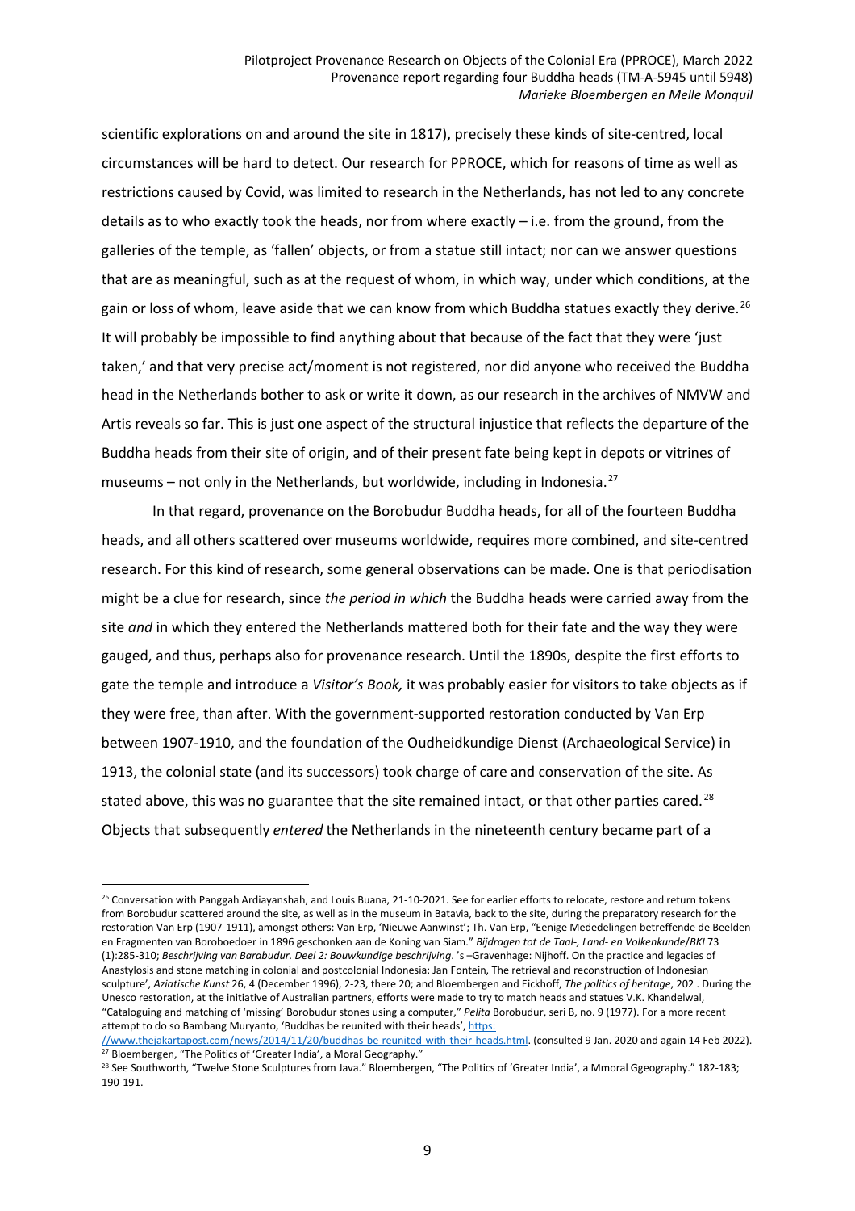scientific explorations on and around the site in 1817), precisely these kinds of site-centred, local circumstances will be hard to detect. Our research for PPROCE, which for reasons of time as well as restrictions caused by Covid, was limited to research in the Netherlands, has not led to any concrete details as to who exactly took the heads, nor from where exactly – i.e. from the ground, from the galleries of the temple, as 'fallen' objects, or from a statue still intact; nor can we answer questions that are as meaningful, such as at the request of whom, in which way, under which conditions, at the gain or loss of whom, leave aside that we can know from which Buddha statues exactly they derive.[26] It will probably be impossible to find anything about that because of the fact that they were 'just taken,' and that very precise act/moment is not registered, nor did anyone who received the Buddha head in the Netherlands bother to ask or write it down, as our research in the archives of NMVW and Artis reveals so far. This is just one aspect of the structural injustice that reflects the departure of the Buddha heads from their site of origin, and of their present fate being kept in depots or vitrines of museums – not only in the Netherlands, but worldwide, including in Indonesia.[27]

In that regard, provenance on the Borobudur Buddha heads, for all of the fourteen Buddha heads, and all others scattered over museums worldwide, requires more combined, and site-centred research. For this kind of research, some general observations can be made. One is that periodisation might be a clue for research, since *the period in which* the Buddha heads were carried away from the site *and* in which they entered the Netherlands mattered both for their fate and the way they were gauged, and thus, perhaps also for provenance research. Until the 1890s, despite the first efforts to gate the temple and introduce a *Visitor's Book,* it was probably easier for visitors to take objects as if they were free, than after. With the government-supported restoration conducted by Van Erp between 1907-1910, and the foundation of the Oudheidkundige Dienst (Archaeological Service) in 1913, the colonial state (and its successors) took charge of care and conservation of the site. As stated above, this was no guarantee that the site remained intact, or that other parties cared.[28] Objects that subsequently *entered* the Netherlands in the nineteenth century became part of a

---

[26] Conversation with Panggah Ardiayanshah, and Louis Buana, 21-10-2021. See for earlier efforts to relocate, restore and return tokens from Borobudur scattered around the site, as well as in the museum in Batavia, back to the site, during the preparatory research for the restoration Van Erp (1907-1911), amongst others: Van Erp, 'Nieuwe Aanwinst'; Th. Van Erp, "Eenige Mededelingen betreffende de Beelden en Fragmenten van Boroboedoer in 1896 geschonken aan de Koning van Siam." *Bijdragen tot de Taal-, Land- en Volkenkunde/BKI* 73 (1):285-310; *Beschrijving van Barabudur. Deel 2: Bouwkundige beschrijving*. 's –Gravenhage: Nijhoff. On the practice and legacies of Anastylosis and stone matching in colonial and postcolonial Indonesia: Jan Fontein, The retrieval and reconstruction of Indonesian sculpture', *Aziatische Kunst* 26, 4 (December 1996), 2-23, there 20; and Bloembergen and Eickhoff, *The politics of heritage*, 202 . During the Unesco restoration, at the initiative of Australian partners, efforts were made to try to match heads and statues V.K. Khandelwal, "Cataloguing and matching of 'missing' Borobudur stones using a computer," *Pelita* Borobudur, seri B, no. 9 (1977). For a more recent attempt to do so Bambang Muryanto, 'Buddhas be reunited with their heads', https://www.thejakartapost.com/news/2014/11/20/buddhas-be-reunited-with-their-heads.html. (consulted 9 Jan. 2020 and again 14 Feb 2022).

[27] Bloembergen, "The Politics of 'Greater India', a Moral Geography."

[28] See Southworth, "Twelve Stone Sculptures from Java." Bloembergen, "The Politics of 'Greater India', a Mmoral Ggeography." 182-183; 190-191.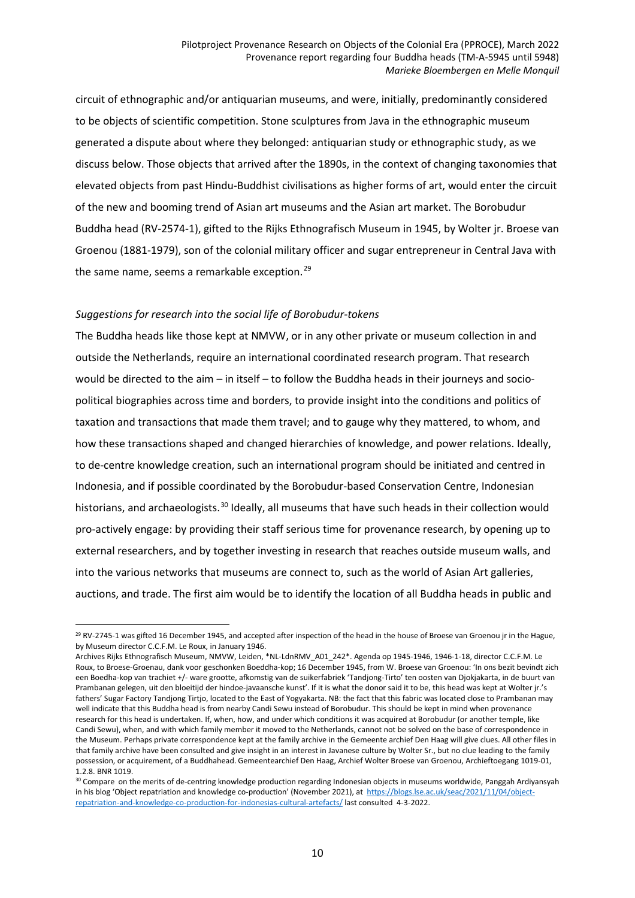circuit of ethnographic and/or antiquarian museums, and were, initially, predominantly considered to be objects of scientific competition. Stone sculptures from Java in the ethnographic museum generated a dispute about where they belonged: antiquarian study or ethnographic study, as we discuss below. Those objects that arrived after the 1890s, in the context of changing taxonomies that elevated objects from past Hindu-Buddhist civilisations as higher forms of art, would enter the circuit of the new and booming trend of Asian art museums and the Asian art market. The Borobudur Buddha head (RV-2574-1), gifted to the Rijks Ethnografisch Museum in 1945, by Wolter jr. Broese van Groenou (1881-1979), son of the colonial military officer and sugar entrepreneur in Central Java with the same name, seems a remarkable exception.[29]

### *Suggestions for research into the social life of Borobudur-tokens*

The Buddha heads like those kept at NMVW, or in any other private or museum collection in and outside the Netherlands, require an international coordinated research program. That research would be directed to the aim – in itself – to follow the Buddha heads in their journeys and socio-political biographies across time and borders, to provide insight into the conditions and politics of taxation and transactions that made them travel; and to gauge why they mattered, to whom, and how these transactions shaped and changed hierarchies of knowledge, and power relations. Ideally, to de-centre knowledge creation, such an international program should be initiated and centred in Indonesia, and if possible coordinated by the Borobudur-based Conservation Centre, Indonesian historians, and archaeologists.[30] Ideally, all museums that have such heads in their collection would pro-actively engage: by providing their staff serious time for provenance research, by opening up to external researchers, and by together investing in research that reaches outside museum walls, and into the various networks that museums are connect to, such as the world of Asian Art galleries, auctions, and trade. The first aim would be to identify the location of all Buddha heads in public and

---

[29] RV-2745-1 was gifted 16 December 1945, and accepted after inspection of the head in the house of Broese van Groenou jr in the Hague, by Museum director C.C.F.M. Le Roux, in January 1946.
Archives Rijks Ethnografisch Museum, NMVW, Leiden, *NL-LdnRMV_A01_242*. Agenda op 1945-1946, 1946-1-18, director C.C.F.M. Le Roux, to Broese-Groenau, dank voor geschonken Boeddha-kop; 16 December 1945, from W. Broese van Groenou: 'In ons bezit bevindt zich een Boedha-kop van trachiet +/- ware grootte, afkomstig van de suikerfabriek 'Tandjong-Tirto' ten oosten van Djokjakarta, in de buurt van Prambanan gelegen, uit den bloeitijd der hindoe-javaansche kunst'. If it is what the donor said it to be, this head was kept at Wolter jr.'s fathers' Sugar Factory Tandjong Tirtjo, located to the East of Yogyakarta. NB: the fact that this fabric was located close to Prambanan may well indicate that this Buddha head is from nearby Candi Sewu instead of Borobudur. This should be kept in mind when provenance research for this head is undertaken. If, when, how, and under which conditions it was acquired at Borobudur (or another temple, like Candi Sewu), when, and with which family member it moved to the Netherlands, cannot not be solved on the base of correspondence in the Museum. Perhaps private correspondence kept at the family archive in the Gemeente archief Den Haag will give clues. All other files in that family archive have been consulted and give insight in an interest in Javanese culture by Wolter Sr., but no clue leading to the family possession, or acquirement, of a Buddhahead. Gemeentearchief Den Haag, Archief Wolter Broese van Groenou, Archieftoegang 1019-01, 1.2.8. BNR 1019.

[30] Compare on the merits of de-centring knowledge production regarding Indonesian objects in museums worldwide, Panggah Ardiyansyah in his blog 'Object repatriation and knowledge co-production' (November 2021), at https://blogs.lse.ac.uk/seac/2021/11/04/object-repatriation-and-knowledge-co-production-for-indonesias-cultural-artefacts/ last consulted 4-3-2022.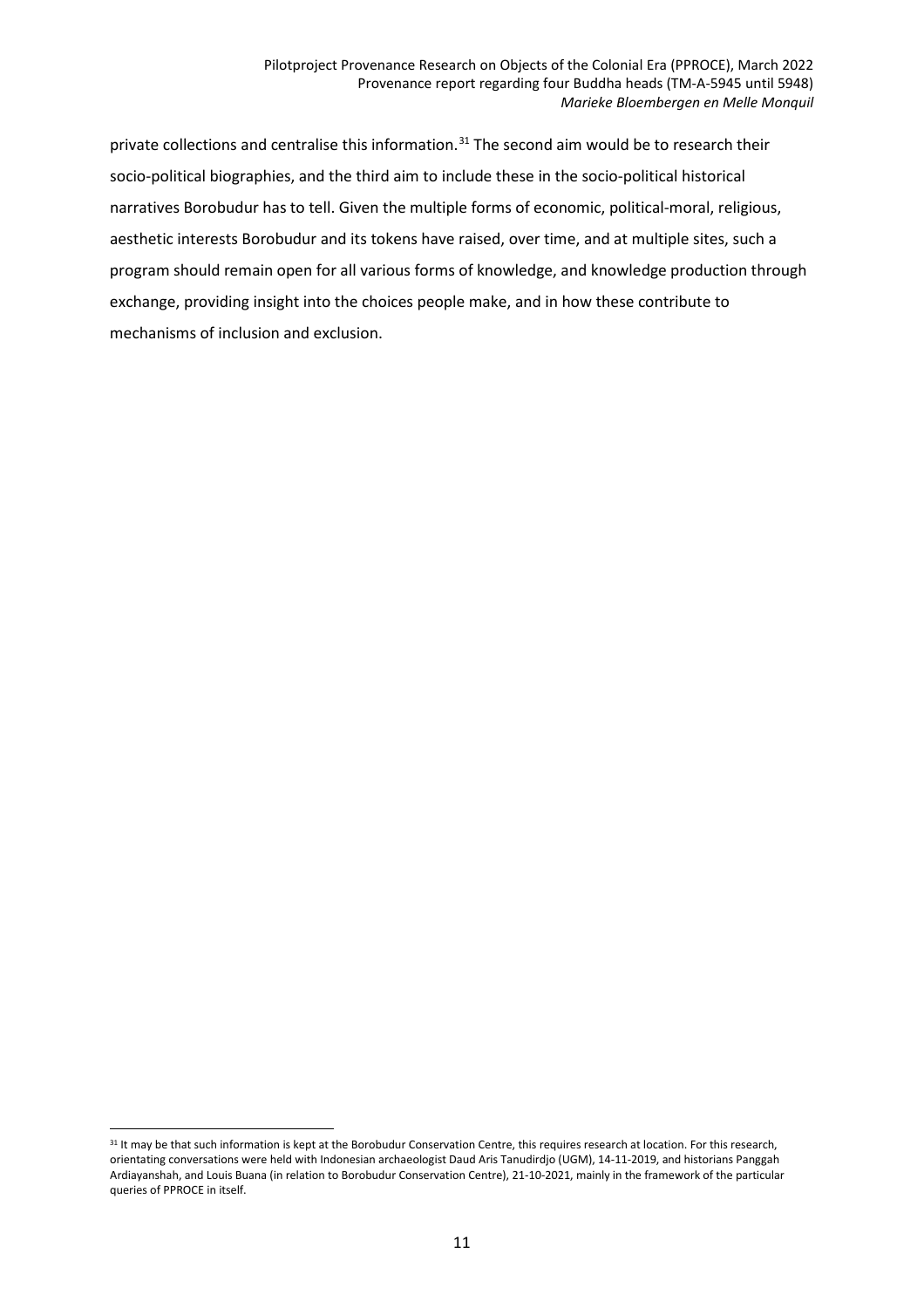private collections and centralise this information.[31] The second aim would be to research their socio-political biographies, and the third aim to include these in the socio-political historical narratives Borobudur has to tell. Given the multiple forms of economic, political-moral, religious, aesthetic interests Borobudur and its tokens have raised, over time, and at multiple sites, such a program should remain open for all various forms of knowledge, and knowledge production through exchange, providing insight into the choices people make, and in how these contribute to mechanisms of inclusion and exclusion.

[31] It may be that such information is kept at the Borobudur Conservation Centre, this requires research at location. For this research, orientating conversations were held with Indonesian archaeologist Daud Aris Tanudirdjo (UGM), 14-11-2019, and historians Panggah Ardiayanshah, and Louis Buana (in relation to Borobudur Conservation Centre), 21-10-2021, mainly in the framework of the particular queries of PPROCE in itself.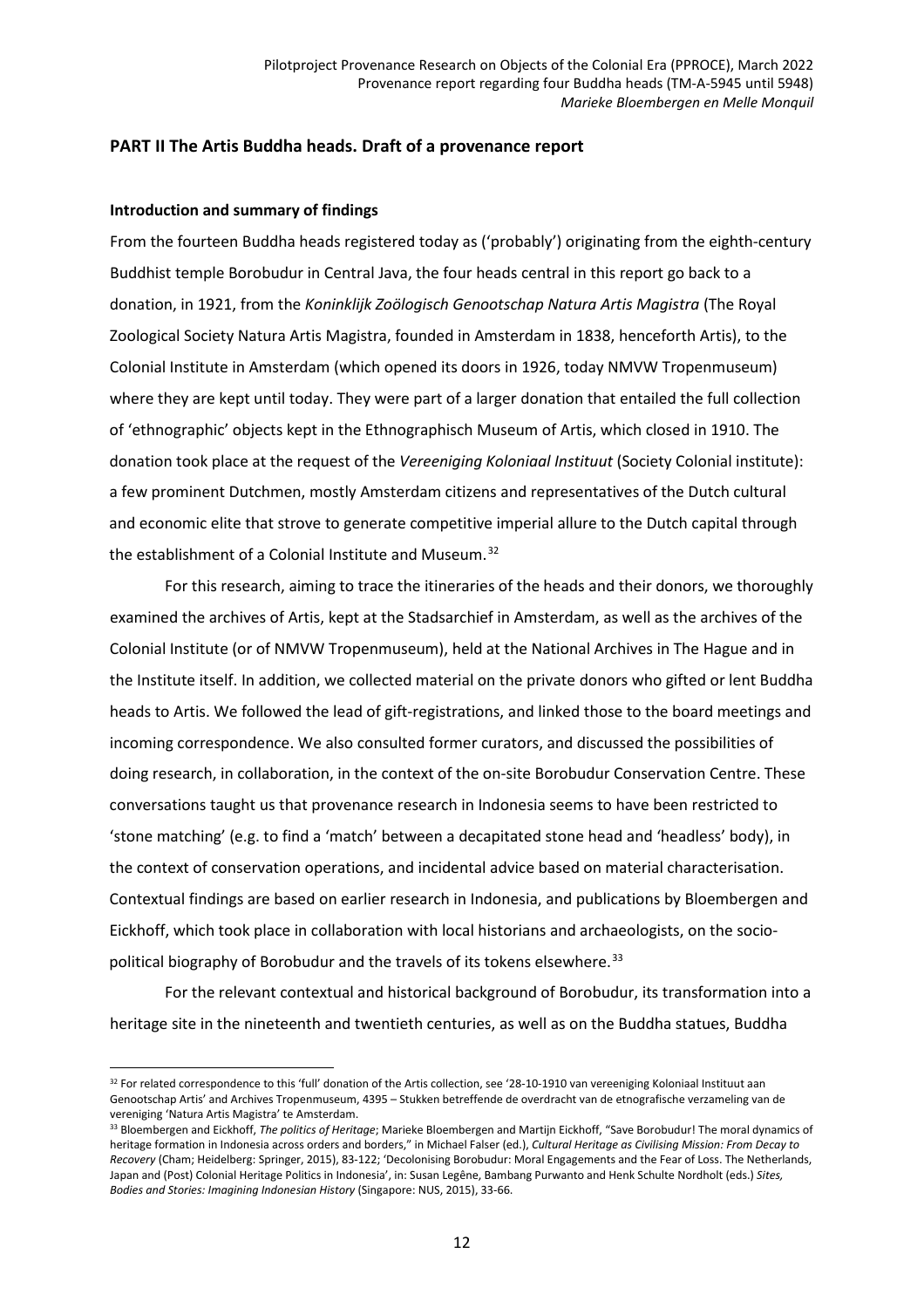## PART II The Artis Buddha heads. Draft of a provenance report

### Introduction and summary of findings

From the fourteen Buddha heads registered today as ('probably') originating from the eighth-century Buddhist temple Borobudur in Central Java, the four heads central in this report go back to a donation, in 1921, from the *Koninklijk Zoölogisch Genootschap Natura Artis Magistra* (The Royal Zoological Society Natura Artis Magistra, founded in Amsterdam in 1838, henceforth Artis), to the Colonial Institute in Amsterdam (which opened its doors in 1926, today NMVW Tropenmuseum) where they are kept until today. They were part of a larger donation that entailed the full collection of 'ethnographic' objects kept in the Ethnographisch Museum of Artis, which closed in 1910. The donation took place at the request of the *Vereeniging Koloniaal Instituut* (Society Colonial institute): a few prominent Dutchmen, mostly Amsterdam citizens and representatives of the Dutch cultural and economic elite that strove to generate competitive imperial allure to the Dutch capital through the establishment of a Colonial Institute and Museum.[32]

For this research, aiming to trace the itineraries of the heads and their donors, we thoroughly examined the archives of Artis, kept at the Stadsarchief in Amsterdam, as well as the archives of the Colonial Institute (or of NMVW Tropenmuseum), held at the National Archives in The Hague and in the Institute itself. In addition, we collected material on the private donors who gifted or lent Buddha heads to Artis. We followed the lead of gift-registrations, and linked those to the board meetings and incoming correspondence. We also consulted former curators, and discussed the possibilities of doing research, in collaboration, in the context of the on-site Borobudur Conservation Centre. These conversations taught us that provenance research in Indonesia seems to have been restricted to 'stone matching' (e.g. to find a 'match' between a decapitated stone head and 'headless' body), in the context of conservation operations, and incidental advice based on material characterisation. Contextual findings are based on earlier research in Indonesia, and publications by Bloembergen and Eickhoff, which took place in collaboration with local historians and archaeologists, on the socio-political biography of Borobudur and the travels of its tokens elsewhere.[33]

For the relevant contextual and historical background of Borobudur, its transformation into a heritage site in the nineteenth and twentieth centuries, as well as on the Buddha statues, Buddha

[32] For related correspondence to this 'full' donation of the Artis collection, see '28-10-1910 van vereeniging Koloniaal Instituut aan Genootschap Artis' and Archives Tropenmuseum, 4395 – Stukken betreffende de overdracht van de etnografische verzameling van de vereniging 'Natura Artis Magistra' te Amsterdam.

[33] Bloembergen and Eickhoff, *The politics of Heritage*; Marieke Bloembergen and Martijn Eickhoff, "Save Borobudur! The moral dynamics of heritage formation in Indonesia across orders and borders," in Michael Falser (ed.), *Cultural Heritage as Civilising Mission: From Decay to Recovery* (Cham; Heidelberg: Springer, 2015), 83-122; 'Decolonising Borobudur: Moral Engagements and the Fear of Loss. The Netherlands, Japan and (Post) Colonial Heritage Politics in Indonesia', in: Susan Legêne, Bambang Purwanto and Henk Schulte Nordholt (eds.) *Sites, Bodies and Stories: Imagining Indonesian History* (Singapore: NUS, 2015), 33-66.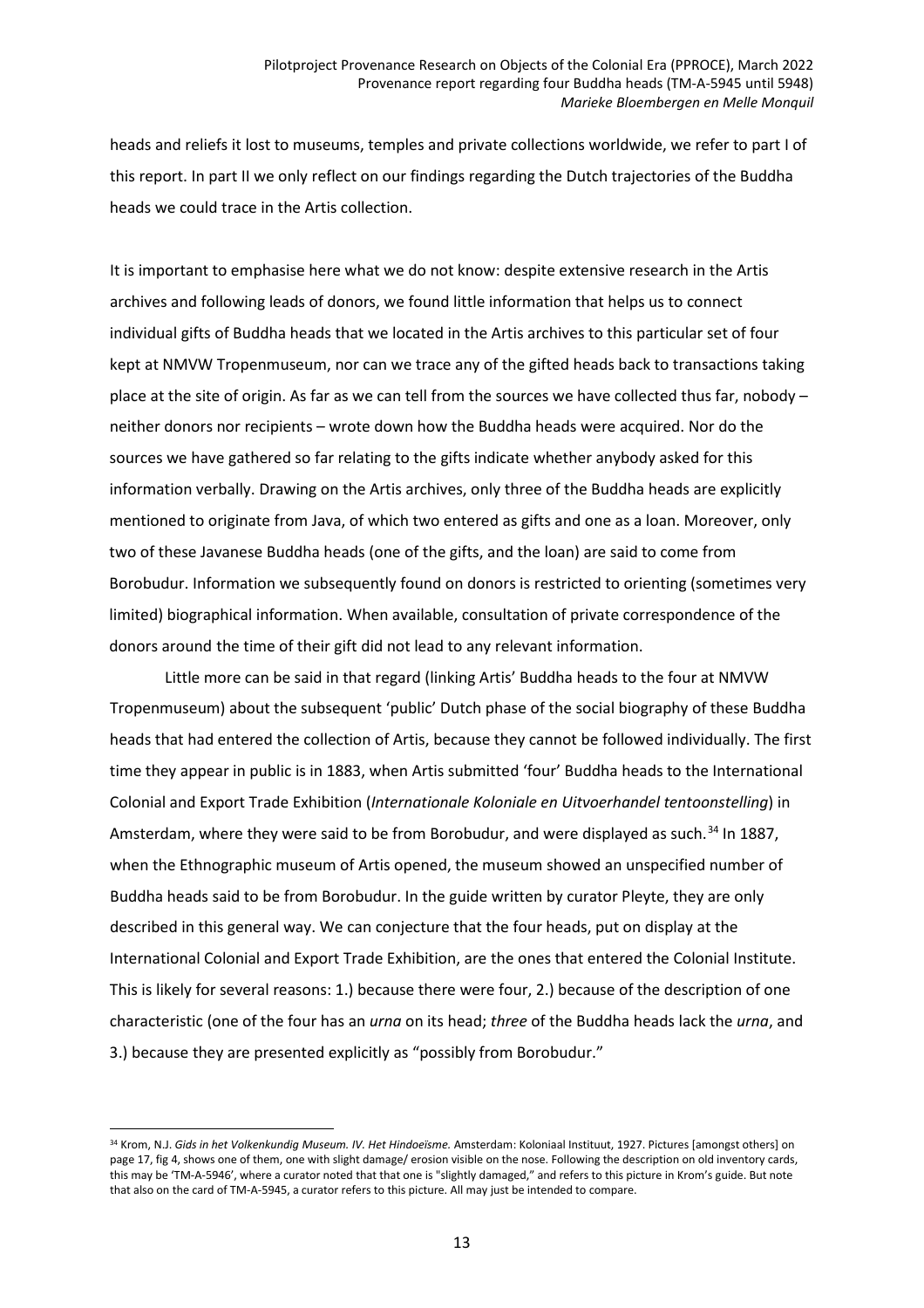heads and reliefs it lost to museums, temples and private collections worldwide, we refer to part I of this report. In part II we only reflect on our findings regarding the Dutch trajectories of the Buddha heads we could trace in the Artis collection.

It is important to emphasise here what we do not know: despite extensive research in the Artis archives and following leads of donors, we found little information that helps us to connect individual gifts of Buddha heads that we located in the Artis archives to this particular set of four kept at NMVW Tropenmuseum, nor can we trace any of the gifted heads back to transactions taking place at the site of origin. As far as we can tell from the sources we have collected thus far, nobody – neither donors nor recipients – wrote down how the Buddha heads were acquired. Nor do the sources we have gathered so far relating to the gifts indicate whether anybody asked for this information verbally. Drawing on the Artis archives, only three of the Buddha heads are explicitly mentioned to originate from Java, of which two entered as gifts and one as a loan. Moreover, only two of these Javanese Buddha heads (one of the gifts, and the loan) are said to come from Borobudur. Information we subsequently found on donors is restricted to orienting (sometimes very limited) biographical information. When available, consultation of private correspondence of the donors around the time of their gift did not lead to any relevant information.

Little more can be said in that regard (linking Artis' Buddha heads to the four at NMVW Tropenmuseum) about the subsequent 'public' Dutch phase of the social biography of these Buddha heads that had entered the collection of Artis, because they cannot be followed individually. The first time they appear in public is in 1883, when Artis submitted 'four' Buddha heads to the International Colonial and Export Trade Exhibition (*Internationale Koloniale en Uitvoerhandel tentoonstelling*) in Amsterdam, where they were said to be from Borobudur, and were displayed as such.[34] In 1887, when the Ethnographic museum of Artis opened, the museum showed an unspecified number of Buddha heads said to be from Borobudur. In the guide written by curator Pleyte, they are only described in this general way. We can conjecture that the four heads, put on display at the International Colonial and Export Trade Exhibition, are the ones that entered the Colonial Institute. This is likely for several reasons: 1.) because there were four, 2.) because of the description of one characteristic (one of the four has an *urna* on its head; *three* of the Buddha heads lack the *urna*, and 3.) because they are presented explicitly as "possibly from Borobudur."

---

[34] Krom, N.J. *Gids in het Volkenkundig Museum. IV. Het Hindoeïsme.* Amsterdam: Koloniaal Instituut, 1927. Pictures [amongst others] on page 17, fig 4, shows one of them, one with slight damage/ erosion visible on the nose. Following the description on old inventory cards, this may be 'TM-A-5946', where a curator noted that that one is "slightly damaged," and refers to this picture in Krom's guide. But note that also on the card of TM-A-5945, a curator refers to this picture. All may just be intended to compare.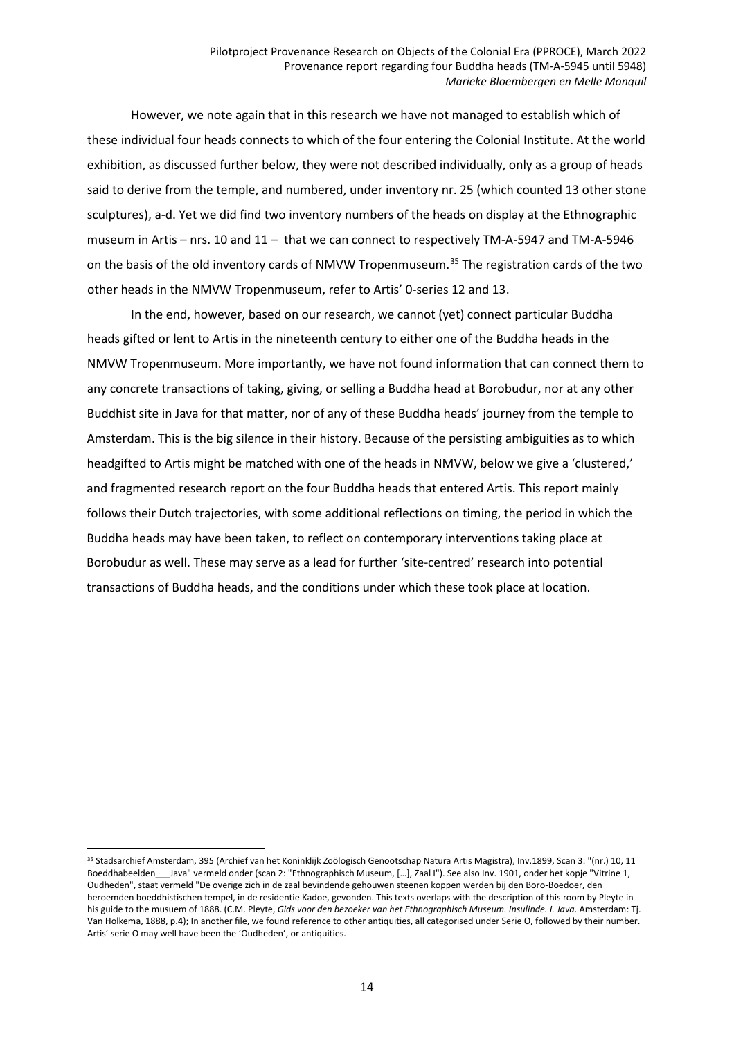However, we note again that in this research we have not managed to establish which of these individual four heads connects to which of the four entering the Colonial Institute. At the world exhibition, as discussed further below, they were not described individually, only as a group of heads said to derive from the temple, and numbered, under inventory nr. 25 (which counted 13 other stone sculptures), a-d. Yet we did find two inventory numbers of the heads on display at the Ethnographic museum in Artis – nrs. 10 and 11 – that we can connect to respectively TM-A-5947 and TM-A-5946 on the basis of the old inventory cards of NMVW Tropenmuseum.[35] The registration cards of the two other heads in the NMVW Tropenmuseum, refer to Artis' 0-series 12 and 13.

In the end, however, based on our research, we cannot (yet) connect particular Buddha heads gifted or lent to Artis in the nineteenth century to either one of the Buddha heads in the NMVW Tropenmuseum. More importantly, we have not found information that can connect them to any concrete transactions of taking, giving, or selling a Buddha head at Borobudur, nor at any other Buddhist site in Java for that matter, nor of any of these Buddha heads' journey from the temple to Amsterdam. This is the big silence in their history. Because of the persisting ambiguities as to which headgifted to Artis might be matched with one of the heads in NMVW, below we give a 'clustered,' and fragmented research report on the four Buddha heads that entered Artis. This report mainly follows their Dutch trajectories, with some additional reflections on timing, the period in which the Buddha heads may have been taken, to reflect on contemporary interventions taking place at Borobudur as well. These may serve as a lead for further 'site-centred' research into potential transactions of Buddha heads, and the conditions under which these took place at location.

[35] Stadsarchief Amsterdam, 395 (Archief van het Koninklijk Zoölogisch Genootschap Natura Artis Magistra), Inv.1899, Scan 3: "(nr.) 10, 11 Boeddhabeelden___Java" vermeld onder (scan 2: "Ethnographisch Museum, […], Zaal I"). See also Inv. 1901, onder het kopje "Vitrine 1, Oudheden", staat vermeld "De overige zich in de zaal bevindende gehouwen steenen koppen werden bij den Boro-Boedoer, den beroemden boeddhistischen tempel, in de residentie Kadoe, gevonden. This texts overlaps with the description of this room by Pleyte in his guide to the musuem of 1888. (C.M. Pleyte, *Gids voor den bezoeker van het Ethnographisch Museum. Insulinde. I. Java*. Amsterdam: Tj. Van Holkema, 1888, p.4); In another file, we found reference to other antiquities, all categorised under Serie O, followed by their number. Artis' serie O may well have been the 'Oudheden', or antiquities.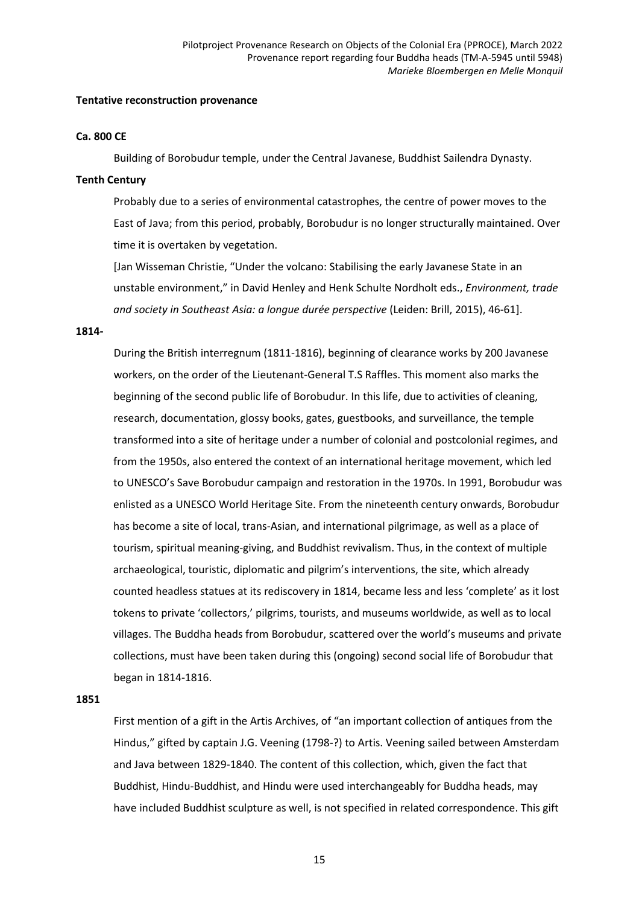**Tentative reconstruction provenance**

**Ca. 800 CE**

Building of Borobudur temple, under the Central Javanese, Buddhist Sailendra Dynasty.

**Tenth Century**

Probably due to a series of environmental catastrophes, the centre of power moves to the East of Java; from this period, probably, Borobudur is no longer structurally maintained. Over time it is overtaken by vegetation.

[Jan Wisseman Christie, "Under the volcano: Stabilising the early Javanese State in an unstable environment," in David Henley and Henk Schulte Nordholt eds., *Environment, trade and society in Southeast Asia: a longue durée perspective* (Leiden: Brill, 2015), 46-61].

**1814-**

During the British interregnum (1811-1816), beginning of clearance works by 200 Javanese workers, on the order of the Lieutenant-General T.S Raffles. This moment also marks the beginning of the second public life of Borobudur. In this life, due to activities of cleaning, research, documentation, glossy books, gates, guestbooks, and surveillance, the temple transformed into a site of heritage under a number of colonial and postcolonial regimes, and from the 1950s, also entered the context of an international heritage movement, which led to UNESCO's Save Borobudur campaign and restoration in the 1970s. In 1991, Borobudur was enlisted as a UNESCO World Heritage Site. From the nineteenth century onwards, Borobudur has become a site of local, trans-Asian, and international pilgrimage, as well as a place of tourism, spiritual meaning-giving, and Buddhist revivalism. Thus, in the context of multiple archaeological, touristic, diplomatic and pilgrim's interventions, the site, which already counted headless statues at its rediscovery in 1814, became less and less 'complete' as it lost tokens to private 'collectors,' pilgrims, tourists, and museums worldwide, as well as to local villages. The Buddha heads from Borobudur, scattered over the world's museums and private collections, must have been taken during this (ongoing) second social life of Borobudur that began in 1814-1816.

**1851**

First mention of a gift in the Artis Archives, of "an important collection of antiques from the Hindus," gifted by captain J.G. Veening (1798-?) to Artis. Veening sailed between Amsterdam and Java between 1829-1840. The content of this collection, which, given the fact that Buddhist, Hindu-Buddhist, and Hindu were used interchangeably for Buddha heads, may have included Buddhist sculpture as well, is not specified in related correspondence. This gift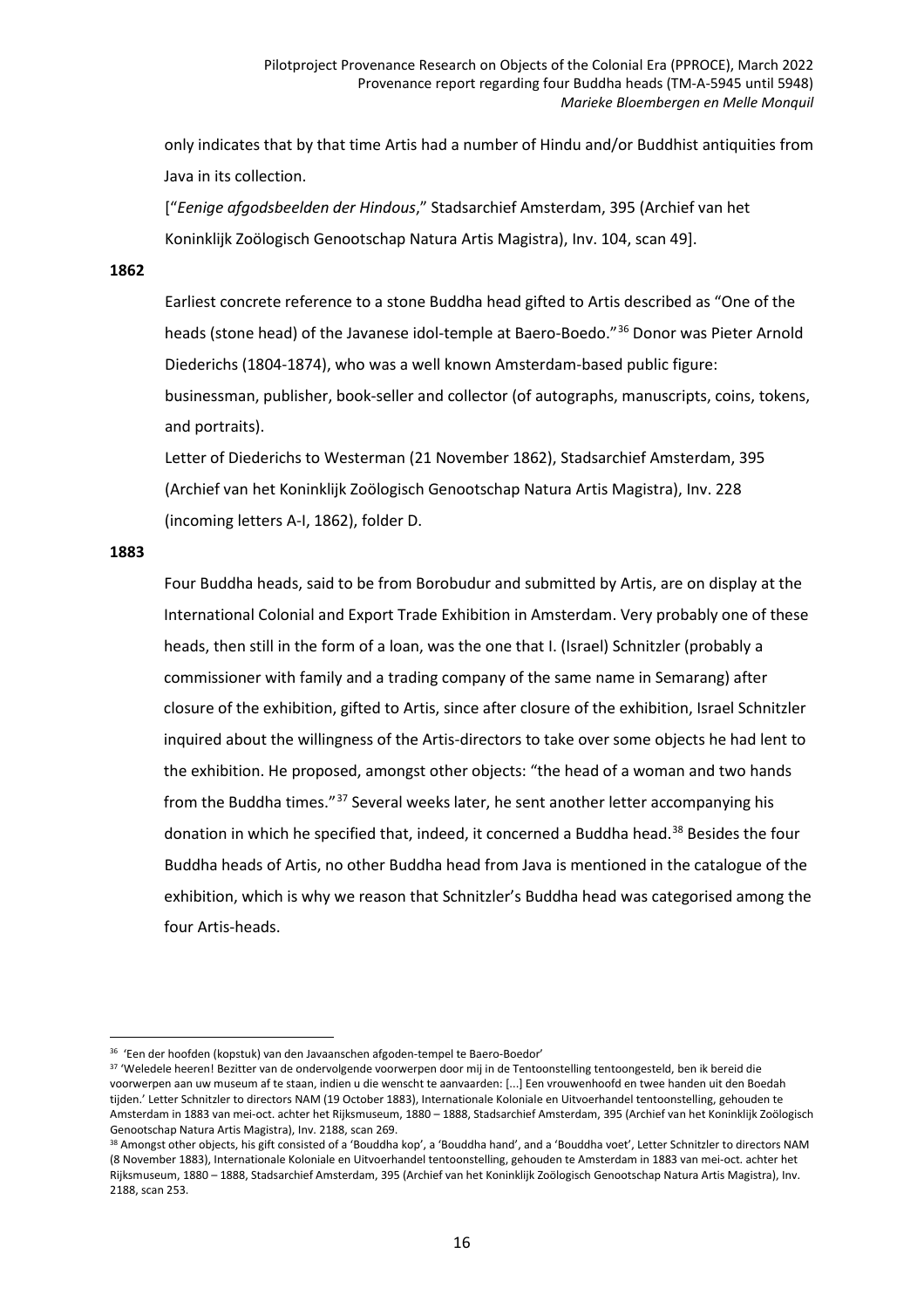only indicates that by that time Artis had a number of Hindu and/or Buddhist antiquities from Java in its collection.

["*Eenige afgodsbeelden der Hindous*," Stadsarchief Amsterdam, 395 (Archief van het Koninklijk Zoölogisch Genootschap Natura Artis Magistra), Inv. 104, scan 49].

**1862**

Earliest concrete reference to a stone Buddha head gifted to Artis described as "One of the heads (stone head) of the Javanese idol-temple at Baero-Boedo."[36] Donor was Pieter Arnold Diederichs (1804-1874), who was a well known Amsterdam-based public figure: businessman, publisher, book-seller and collector (of autographs, manuscripts, coins, tokens, and portraits).

Letter of Diederichs to Westerman (21 November 1862), Stadsarchief Amsterdam, 395 (Archief van het Koninklijk Zoölogisch Genootschap Natura Artis Magistra), Inv. 228 (incoming letters A-I, 1862), folder D.

**1883**

Four Buddha heads, said to be from Borobudur and submitted by Artis, are on display at the International Colonial and Export Trade Exhibition in Amsterdam. Very probably one of these heads, then still in the form of a loan, was the one that I. (Israel) Schnitzler (probably a commissioner with family and a trading company of the same name in Semarang) after closure of the exhibition, gifted to Artis, since after closure of the exhibition, Israel Schnitzler inquired about the willingness of the Artis-directors to take over some objects he had lent to the exhibition. He proposed, amongst other objects: "the head of a woman and two hands from the Buddha times."[37] Several weeks later, he sent another letter accompanying his donation in which he specified that, indeed, it concerned a Buddha head.[38] Besides the four Buddha heads of Artis, no other Buddha head from Java is mentioned in the catalogue of the exhibition, which is why we reason that Schnitzler's Buddha head was categorised among the four Artis-heads.

---

[36] 'Een der hoofden (kopstuk) van den Javaanschen afgoden-tempel te Baero-Boedor'

[37] 'Weledele heeren! Bezitter van de ondervolgende voorwerpen door mij in de Tentoonstelling tentoongesteld, ben ik bereid die voorwerpen aan uw museum af te staan, indien u die wenscht te aanvaarden: [...] Een vrouwenhoofd en twee handen uit den Boedah tijden.' Letter Schnitzler to directors NAM (19 October 1883), Internationale Koloniale en Uitvoerhandel tentoonstelling, gehouden te Amsterdam in 1883 van mei-oct. achter het Rijksmuseum, 1880 – 1888, Stadsarchief Amsterdam, 395 (Archief van het Koninklijk Zoölogisch Genootschap Natura Artis Magistra), Inv. 2188, scan 269.

[38] Amongst other objects, his gift consisted of a 'Bouddha kop', a 'Bouddha hand', and a 'Bouddha voet', Letter Schnitzler to directors NAM (8 November 1883), Internationale Koloniale en Uitvoerhandel tentoonstelling, gehouden te Amsterdam in 1883 van mei-oct. achter het Rijksmuseum, 1880 – 1888, Stadsarchief Amsterdam, 395 (Archief van het Koninklijk Zoölogisch Genootschap Natura Artis Magistra), Inv. 2188, scan 253.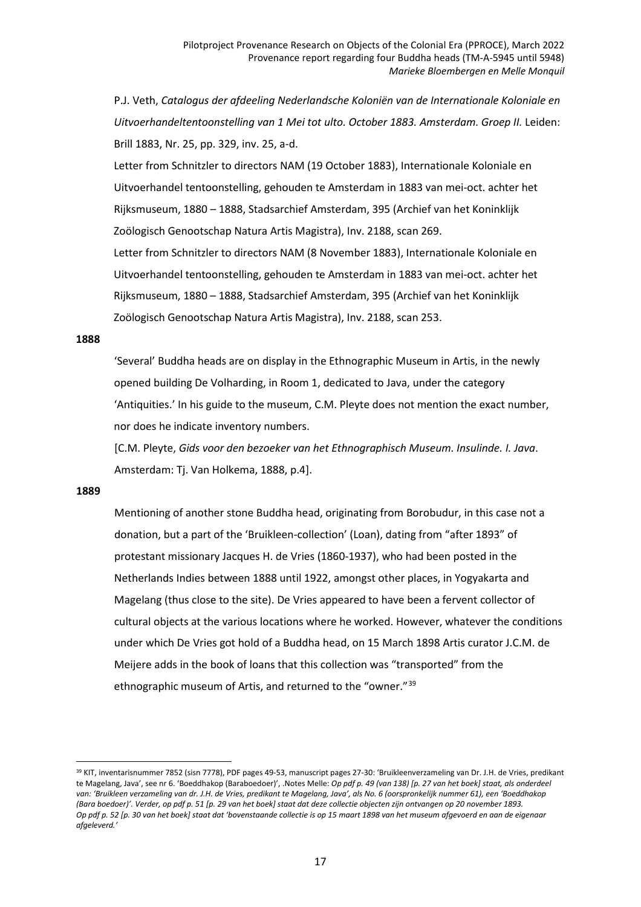P.J. Veth, *Catalogus der afdeeling Nederlandsche Koloniën van de Internationale Koloniale en Uitvoerhandeltentoonstelling van 1 Mei tot ulto. October 1883. Amsterdam. Groep II.* Leiden: Brill 1883, Nr. 25, pp. 329, inv. 25, a-d.

Letter from Schnitzler to directors NAM (19 October 1883), Internationale Koloniale en Uitvoerhandel tentoonstelling, gehouden te Amsterdam in 1883 van mei-oct. achter het Rijksmuseum, 1880 – 1888, Stadsarchief Amsterdam, 395 (Archief van het Koninklijk Zoölogisch Genootschap Natura Artis Magistra), Inv. 2188, scan 269.

Letter from Schnitzler to directors NAM (8 November 1883), Internationale Koloniale en Uitvoerhandel tentoonstelling, gehouden te Amsterdam in 1883 van mei-oct. achter het Rijksmuseum, 1880 – 1888, Stadsarchief Amsterdam, 395 (Archief van het Koninklijk Zoölogisch Genootschap Natura Artis Magistra), Inv. 2188, scan 253.

**1888**

'Several' Buddha heads are on display in the Ethnographic Museum in Artis, in the newly opened building De Volharding, in Room 1, dedicated to Java, under the category 'Antiquities.' In his guide to the museum, C.M. Pleyte does not mention the exact number, nor does he indicate inventory numbers.

[C.M. Pleyte, *Gids voor den bezoeker van het Ethnographisch Museum. Insulinde. I. Java*. Amsterdam: Tj. Van Holkema, 1888, p.4].

**1889**

Mentioning of another stone Buddha head, originating from Borobudur, in this case not a donation, but a part of the 'Bruikleen-collection' (Loan), dating from "after 1893" of protestant missionary Jacques H. de Vries (1860-1937), who had been posted in the Netherlands Indies between 1888 until 1922, amongst other places, in Yogyakarta and Magelang (thus close to the site). De Vries appeared to have been a fervent collector of cultural objects at the various locations where he worked. However, whatever the conditions under which De Vries got hold of a Buddha head, on 15 March 1898 Artis curator J.C.M. de Meijere adds in the book of loans that this collection was "transported" from the ethnographic museum of Artis, and returned to the "owner."[39]

---

[39] KIT, inventarisnummer 7852 (sisn 7778), PDF pages 49-53, manuscript pages 27-30: 'Bruikleenverzameling van Dr. J.H. de Vries, predikant te Magelang, Java', see nr 6. 'Boeddhakop (Baraboedoer)', .Notes Melle: *Op pdf p. 49 (van 138) [p. 27 van het boek] staat, als onderdeel van: 'Bruikleen verzameling van dr. J.H. de Vries, predikant te Magelang, Java', als No. 6 (oorspronkelijk nummer 61), een 'Boeddhakop (Bara boedoer)'. Verder, op pdf p. 51 [p. 29 van het boek] staat dat deze collectie objecten zijn ontvangen op 20 november 1893. Op pdf p. 52 [p. 30 van het boek] staat dat 'bovenstaande collectie is op 15 maart 1898 van het museum afgevoerd en aan de eigenaar afgeleverd.'*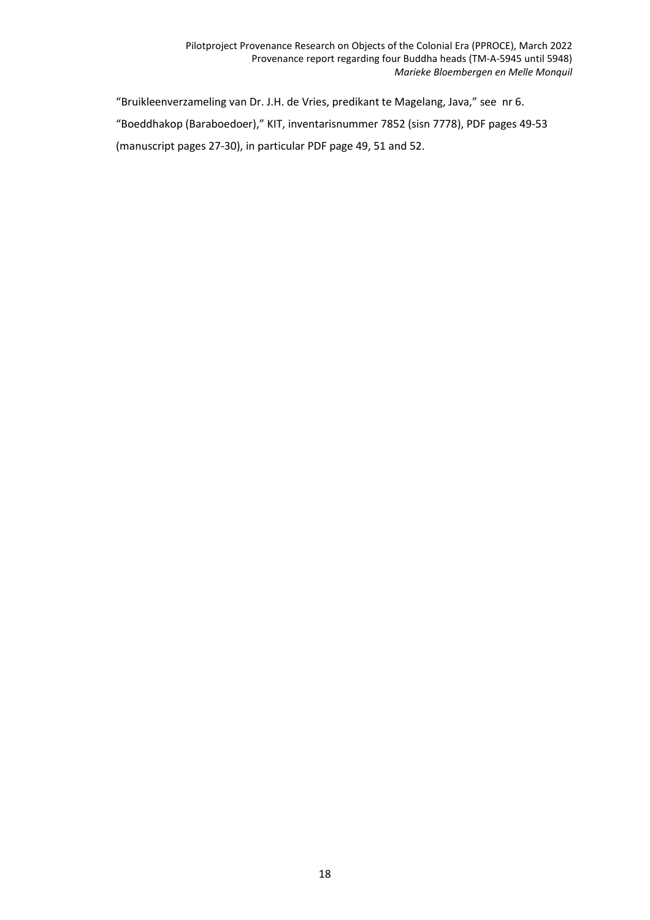"Bruikleenverzameling van Dr. J.H. de Vries, predikant te Magelang, Java," see nr 6.

"Boeddhakop (Baraboedoer)," KIT, inventarisnummer 7852 (sisn 7778), PDF pages 49-53 (manuscript pages 27-30), in particular PDF page 49, 51 and 52.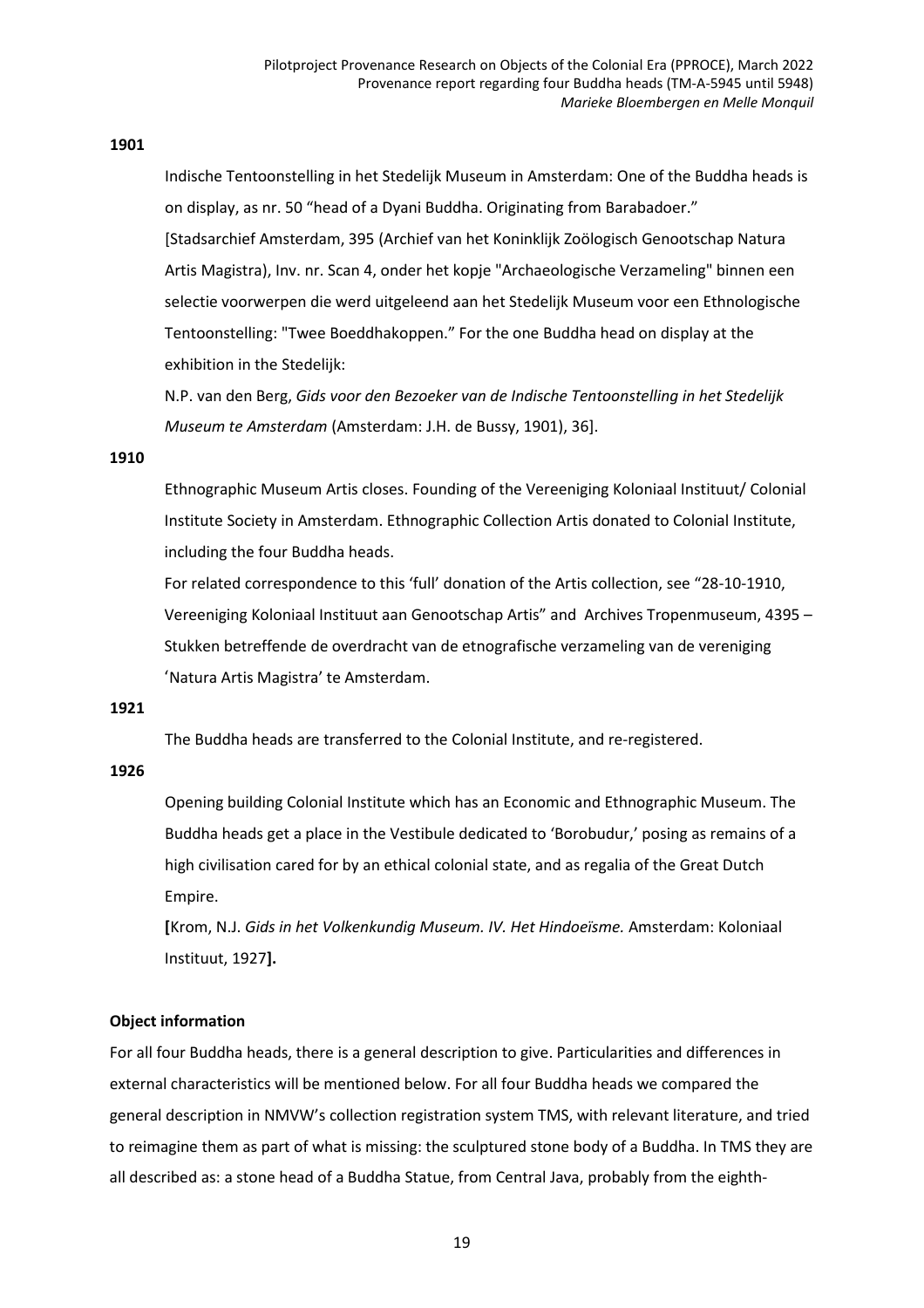**1901**

Indische Tentoonstelling in het Stedelijk Museum in Amsterdam: One of the Buddha heads is on display, as nr. 50 "head of a Dyani Buddha. Originating from Barabadoer."
[Stadsarchief Amsterdam, 395 (Archief van het Koninklijk Zoölogisch Genootschap Natura Artis Magistra), Inv. nr. Scan 4, onder het kopje "Archaeologische Verzameling" binnen een selectie voorwerpen die werd uitgeleend aan het Stedelijk Museum voor een Ethnologische Tentoonstelling: "Twee Boeddhakoppen." For the one Buddha head on display at the exhibition in the Stedelijk:
N.P. van den Berg, *Gids voor den Bezoeker van de Indische Tentoonstelling in het Stedelijk Museum te Amsterdam* (Amsterdam: J.H. de Bussy, 1901), 36].

**1910**

Ethnographic Museum Artis closes. Founding of the Vereeniging Koloniaal Instituut/ Colonial Institute Society in Amsterdam. Ethnographic Collection Artis donated to Colonial Institute, including the four Buddha heads.
For related correspondence to this 'full' donation of the Artis collection, see "28-10-1910, Vereeniging Koloniaal Instituut aan Genootschap Artis" and Archives Tropenmuseum, 4395 – Stukken betreffende de overdracht van de etnografische verzameling van de vereniging 'Natura Artis Magistra' te Amsterdam.

**1921**

The Buddha heads are transferred to the Colonial Institute, and re-registered.

**1926**

Opening building Colonial Institute which has an Economic and Ethnographic Museum. The Buddha heads get a place in the Vestibule dedicated to 'Borobudur,' posing as remains of a high civilisation cared for by an ethical colonial state, and as regalia of the Great Dutch Empire.
**[**Krom, N.J. *Gids in het Volkenkundig Museum. IV. Het Hindoeïsme.* Amsterdam: Koloniaal Instituut, 1927**].**

**Object information**

For all four Buddha heads, there is a general description to give. Particularities and differences in external characteristics will be mentioned below. For all four Buddha heads we compared the general description in NMVW's collection registration system TMS, with relevant literature, and tried to reimagine them as part of what is missing: the sculptured stone body of a Buddha. In TMS they are all described as: a stone head of a Buddha Statue, from Central Java, probably from the eighth-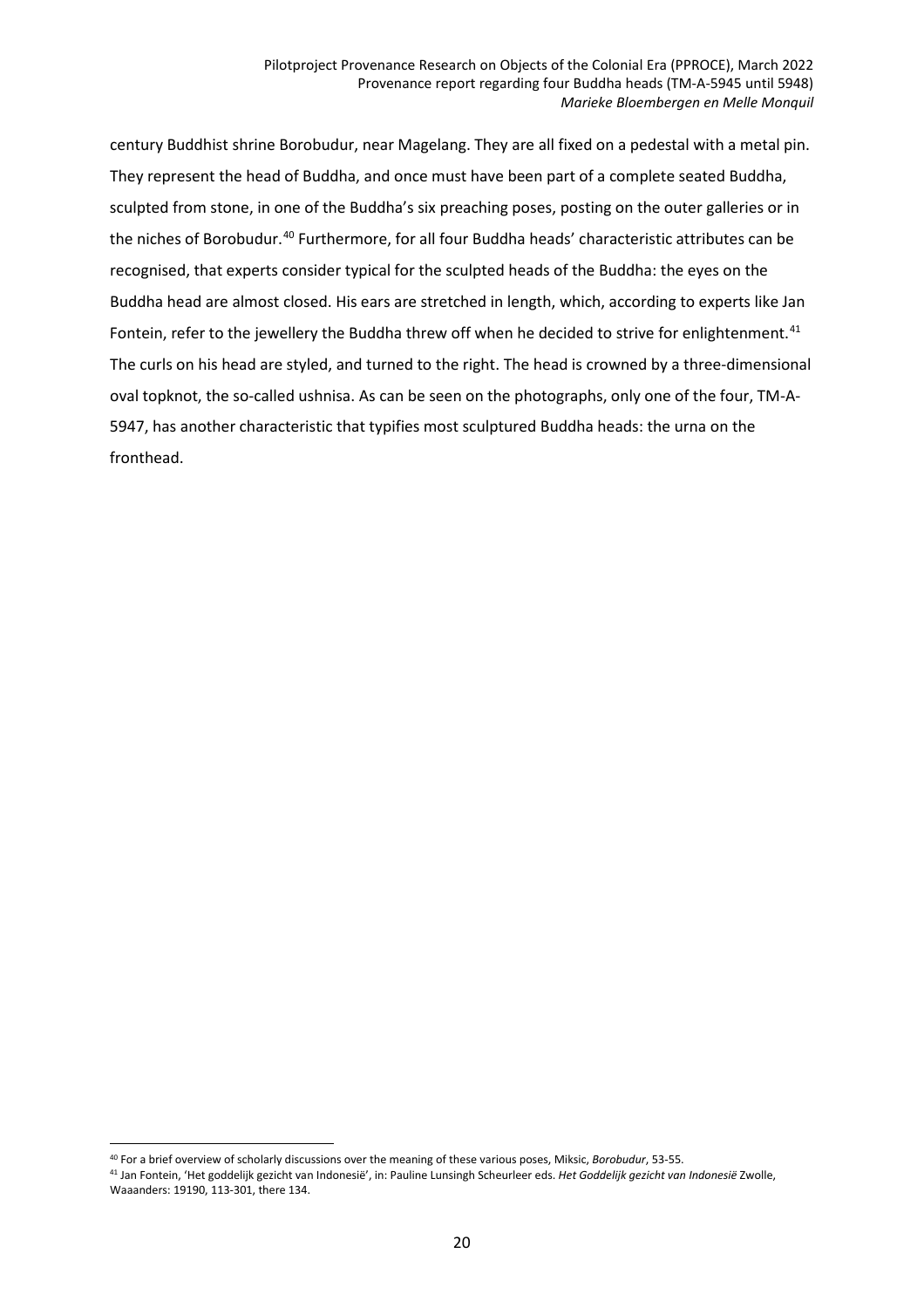century Buddhist shrine Borobudur, near Magelang. They are all fixed on a pedestal with a metal pin. They represent the head of Buddha, and once must have been part of a complete seated Buddha, sculpted from stone, in one of the Buddha's six preaching poses, posting on the outer galleries or in the niches of Borobudur.[40] Furthermore, for all four Buddha heads' characteristic attributes can be recognised, that experts consider typical for the sculpted heads of the Buddha: the eyes on the Buddha head are almost closed. His ears are stretched in length, which, according to experts like Jan Fontein, refer to the jewellery the Buddha threw off when he decided to strive for enlightenment.[41] The curls on his head are styled, and turned to the right. The head is crowned by a three-dimensional oval topknot, the so-called ushnisa. As can be seen on the photographs, only one of the four, TM-A-5947, has another characteristic that typifies most sculptured Buddha heads: the urna on the fronthead.

[40] For a brief overview of scholarly discussions over the meaning of these various poses, Miksic, *Borobudur*, 53-55.

[41] Jan Fontein, 'Het goddelijk gezicht van Indonesië', in: Pauline Lunsingh Scheurleer eds. *Het Goddelijk gezicht van Indonesië* Zwolle, Waaanders: 19190, 113-301, there 134.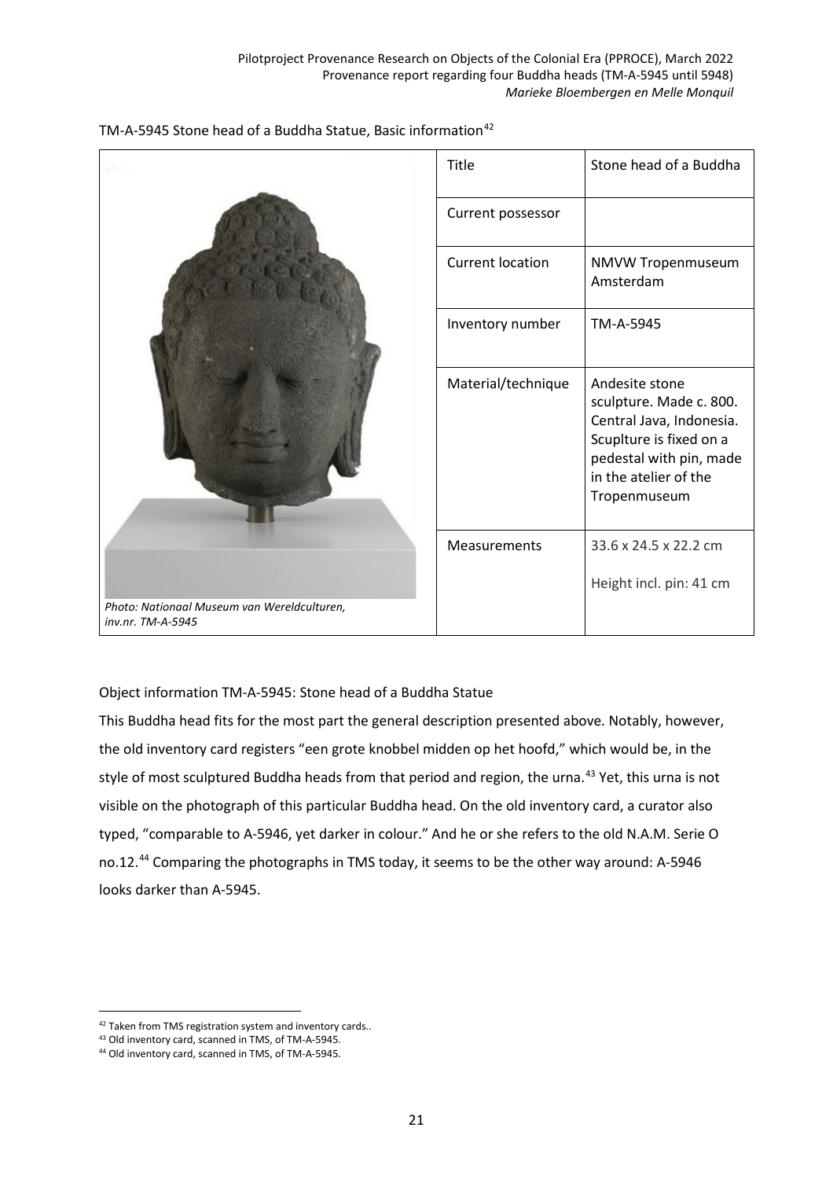TM-A-5945 Stone head of a Buddha Statue, Basic information[42]

| | Title | Stone head of a Buddha |
|---|---|---|
| | Current possessor | |
| | Current location | NMVW Tropenmuseum Amsterdam |
| | Inventory number | TM-A-5945 |
| | Material/technique | Andesite stone sculpture. Made c. 800. Central Java, Indonesia. Scuplture is fixed on a pedestal with pin, made in the atelier of the Tropenmuseum |
| *Photo: Nationaal Museum van Wereldculturen, inv.nr. TM-A-5945* | Measurements | 33.6 x 24.5 x 22.2 cm<br><br>Height incl. pin: 41 cm |

Object information TM-A-5945: Stone head of a Buddha Statue

This Buddha head fits for the most part the general description presented above. Notably, however, the old inventory card registers "een grote knobbel midden op het hoofd," which would be, in the style of most sculptured Buddha heads from that period and region, the urna.[43] Yet, this urna is not visible on the photograph of this particular Buddha head. On the old inventory card, a curator also typed, "comparable to A-5946, yet darker in colour." And he or she refers to the old N.A.M. Serie O no.12.[44] Comparing the photographs in TMS today, it seems to be the other way around: A-5946 looks darker than A-5945.

---

[42] Taken from TMS registration system and inventory cards..

[43] Old inventory card, scanned in TMS, of TM-A-5945.

[44] Old inventory card, scanned in TMS, of TM-A-5945.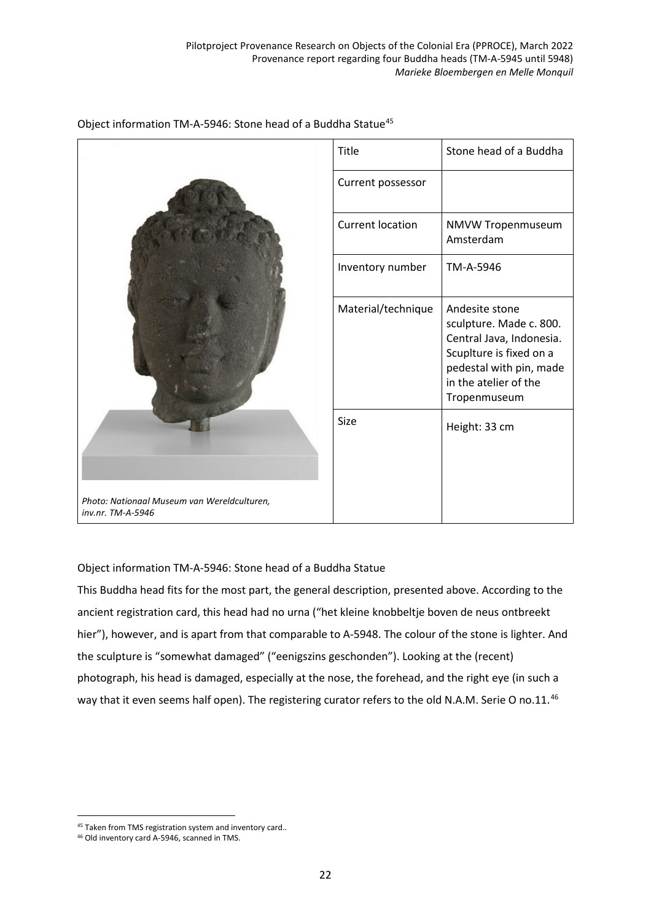Object information TM-A-5946: Stone head of a Buddha Statue[45]

| | Title | Stone head of a Buddha |
|---|---|---|
| | Current possessor | |
| | Current location | NMVW Tropenmuseum Amsterdam |
| | Inventory number | TM-A-5946 |
| | Material/technique | Andesite stone sculpture. Made c. 800. Central Java, Indonesia. Scuplture is fixed on a pedestal with pin, made in the atelier of the Tropenmuseum |
| *Photo: Nationaal Museum van Wereldculturen, inv.nr. TM-A-5946* | Size | Height: 33 cm |

Object information TM-A-5946: Stone head of a Buddha Statue

This Buddha head fits for the most part, the general description, presented above. According to the ancient registration card, this head had no urna ("het kleine knobbeltje boven de neus ontbreekt hier"), however, and is apart from that comparable to A-5948. The colour of the stone is lighter. And the sculpture is "somewhat damaged" ("eenigszins geschonden"). Looking at the (recent) photograph, his head is damaged, especially at the nose, the forehead, and the right eye (in such a way that it even seems half open). The registering curator refers to the old N.A.M. Serie O no.11.[46]

[45] Taken from TMS registration system and inventory card..

[46] Old inventory card A-5946, scanned in TMS.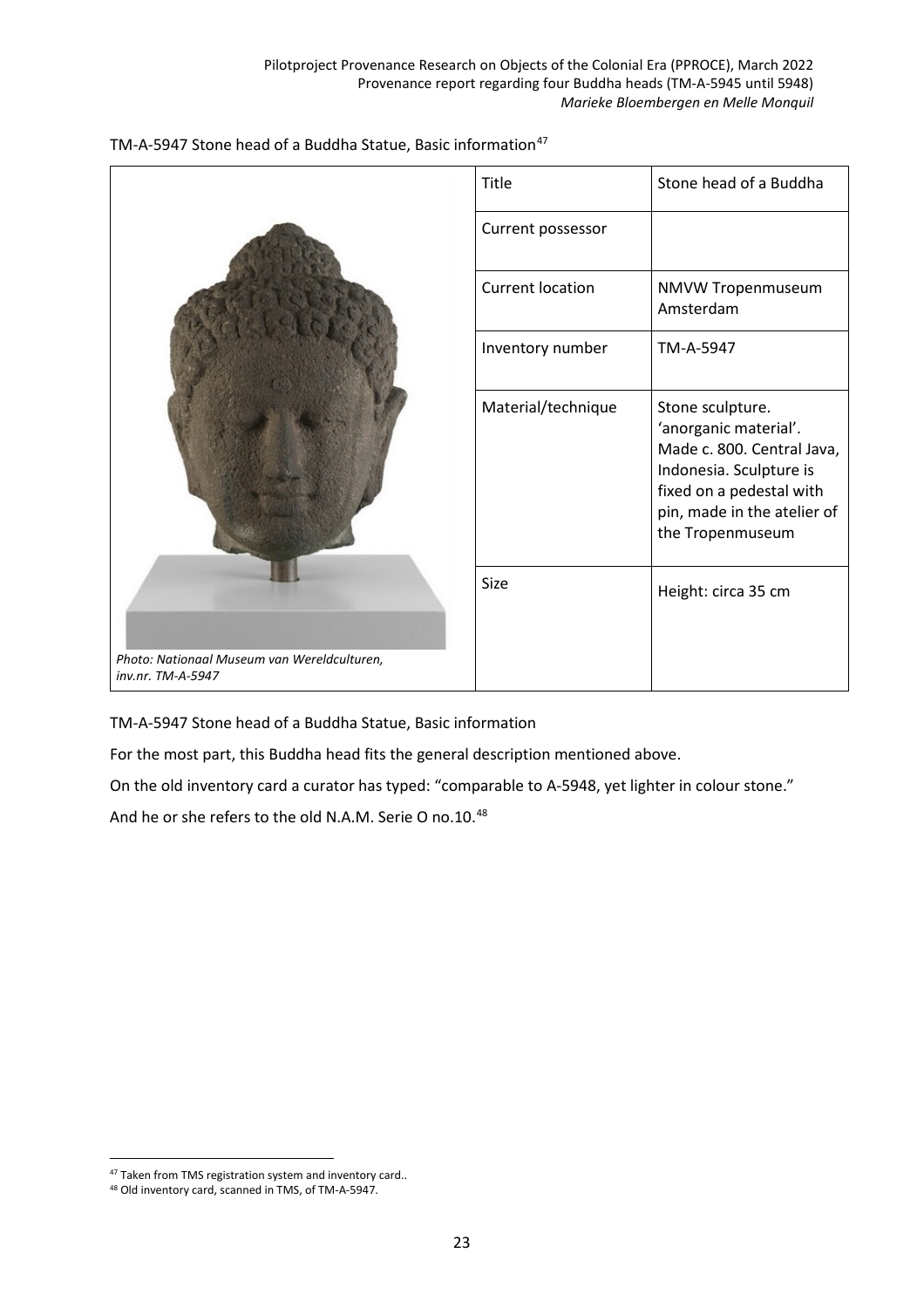TM-A-5947 Stone head of a Buddha Statue, Basic information[47]

| | Title | Stone head of a Buddha |
|---|---|---|
| | Current possessor | |
| | Current location | NMVW Tropenmuseum Amsterdam |
| | Inventory number | TM-A-5947 |
| | Material/technique | Stone sculpture. 'anorganic material'. Made c. 800. Central Java, Indonesia. Sculpture is fixed on a pedestal with pin, made in the atelier of the Tropenmuseum |
| *Photo: Nationaal Museum van Wereldculturen, inv.nr. TM-A-5947* | Size | Height: circa 35 cm |

TM-A-5947 Stone head of a Buddha Statue, Basic information

For the most part, this Buddha head fits the general description mentioned above.

On the old inventory card a curator has typed: "comparable to A-5948, yet lighter in colour stone."

And he or she refers to the old N.A.M. Serie O no.10.[48]

[47] Taken from TMS registration system and inventory card..

[48] Old inventory card, scanned in TMS, of TM-A-5947.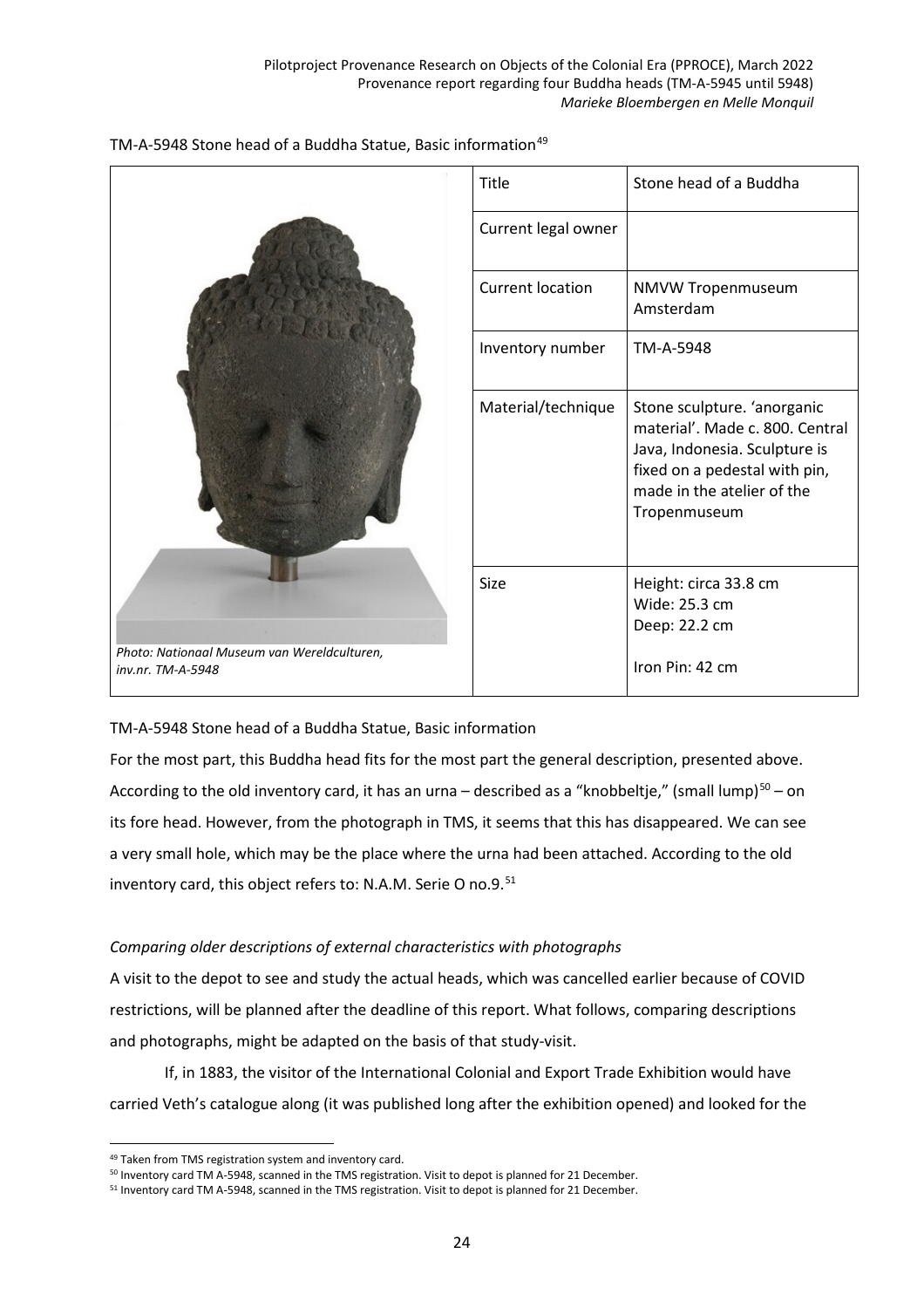TM-A-5948 Stone head of a Buddha Statue, Basic information[49]

| | | |
|---|---|---|
| | Title | Stone head of a Buddha |
| | Current legal owner | |
| | Current location | NMVW Tropenmuseum Amsterdam |
| | Inventory number | TM-A-5948 |
| | Material/technique | Stone sculpture. 'anorganic material'. Made c. 800. Central Java, Indonesia. Sculpture is fixed on a pedestal with pin, made in the atelier of the Tropenmuseum |
| *Photo: Nationaal Museum van Wereldculturen, inv.nr. TM-A-5948* | Size | Height: circa 33.8 cm<br>Wide: 25.3 cm<br>Deep: 22.2 cm<br><br>Iron Pin: 42 cm |

TM-A-5948 Stone head of a Buddha Statue, Basic information

For the most part, this Buddha head fits for the most part the general description, presented above. According to the old inventory card, it has an urna – described as a "knobbeltje," (small lump)[50] – on its fore head. However, from the photograph in TMS, it seems that this has disappeared. We can see a very small hole, which may be the place where the urna had been attached. According to the old inventory card, this object refers to: N.A.M. Serie O no.9.[51]

*Comparing older descriptions of external characteristics with photographs*

A visit to the depot to see and study the actual heads, which was cancelled earlier because of COVID restrictions, will be planned after the deadline of this report. What follows, comparing descriptions and photographs, might be adapted on the basis of that study-visit.

If, in 1883, the visitor of the International Colonial and Export Trade Exhibition would have carried Veth's catalogue along (it was published long after the exhibition opened) and looked for the

---

[49] Taken from TMS registration system and inventory card.

[50] Inventory card TM A-5948, scanned in the TMS registration. Visit to depot is planned for 21 December.

[51] Inventory card TM A-5948, scanned in the TMS registration. Visit to depot is planned for 21 December.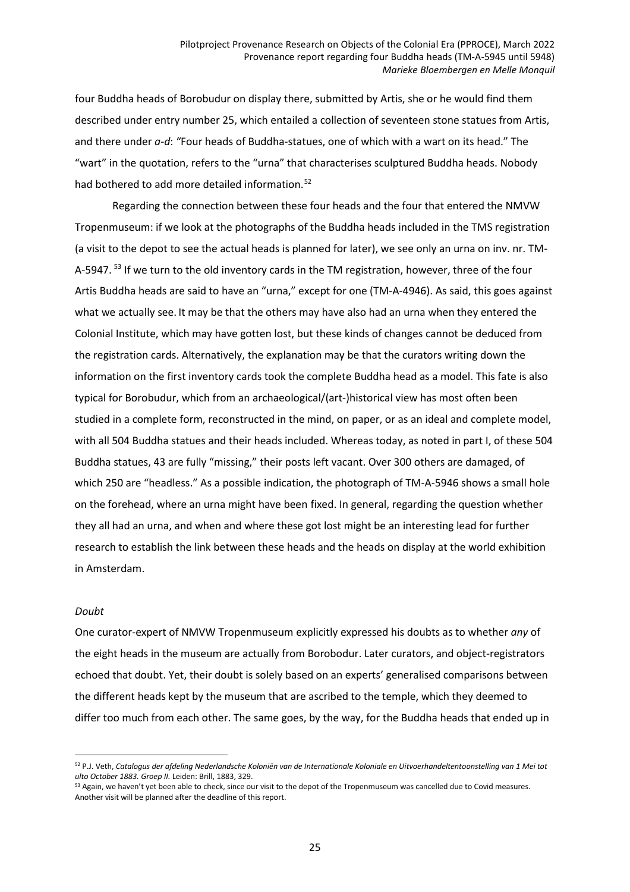four Buddha heads of Borobudur on display there, submitted by Artis, she or he would find them described under entry number 25, which entailed a collection of seventeen stone statues from Artis, and there under *a-d*: *"*Four heads of Buddha-statues, one of which with a wart on its head." The "wart" in the quotation, refers to the "urna" that characterises sculptured Buddha heads. Nobody had bothered to add more detailed information.[52]

Regarding the connection between these four heads and the four that entered the NMVW Tropenmuseum: if we look at the photographs of the Buddha heads included in the TMS registration (a visit to the depot to see the actual heads is planned for later), we see only an urna on inv. nr. TM-A-5947.[53] If we turn to the old inventory cards in the TM registration, however, three of the four Artis Buddha heads are said to have an "urna," except for one (TM-A-4946). As said, this goes against what we actually see. It may be that the others may have also had an urna when they entered the Colonial Institute, which may have gotten lost, but these kinds of changes cannot be deduced from the registration cards. Alternatively, the explanation may be that the curators writing down the information on the first inventory cards took the complete Buddha head as a model. This fate is also typical for Borobudur, which from an archaeological/(art-)historical view has most often been studied in a complete form, reconstructed in the mind, on paper, or as an ideal and complete model, with all 504 Buddha statues and their heads included. Whereas today, as noted in part I, of these 504 Buddha statues, 43 are fully "missing," their posts left vacant. Over 300 others are damaged, of which 250 are "headless." As a possible indication, the photograph of TM-A-5946 shows a small hole on the forehead, where an urna might have been fixed. In general, regarding the question whether they all had an urna, and when and where these got lost might be an interesting lead for further research to establish the link between these heads and the heads on display at the world exhibition in Amsterdam.

*Doubt*

One curator-expert of NMVW Tropenmuseum explicitly expressed his doubts as to whether *any* of the eight heads in the museum are actually from Borobodur. Later curators, and object-registrators echoed that doubt. Yet, their doubt is solely based on an experts' generalised comparisons between the different heads kept by the museum that are ascribed to the temple, which they deemed to differ too much from each other. The same goes, by the way, for the Buddha heads that ended up in

[52] P.J. Veth, *Catalogus der afdeling Nederlandsche Koloniën van de Internationale Koloniale en Uitvoerhandeltentoonstelling van 1 Mei tot ulto October 1883. Groep II.* Leiden: Brill, 1883, 329.

[53] Again, we haven't yet been able to check, since our visit to the depot of the Tropenmuseum was cancelled due to Covid measures. Another visit will be planned after the deadline of this report.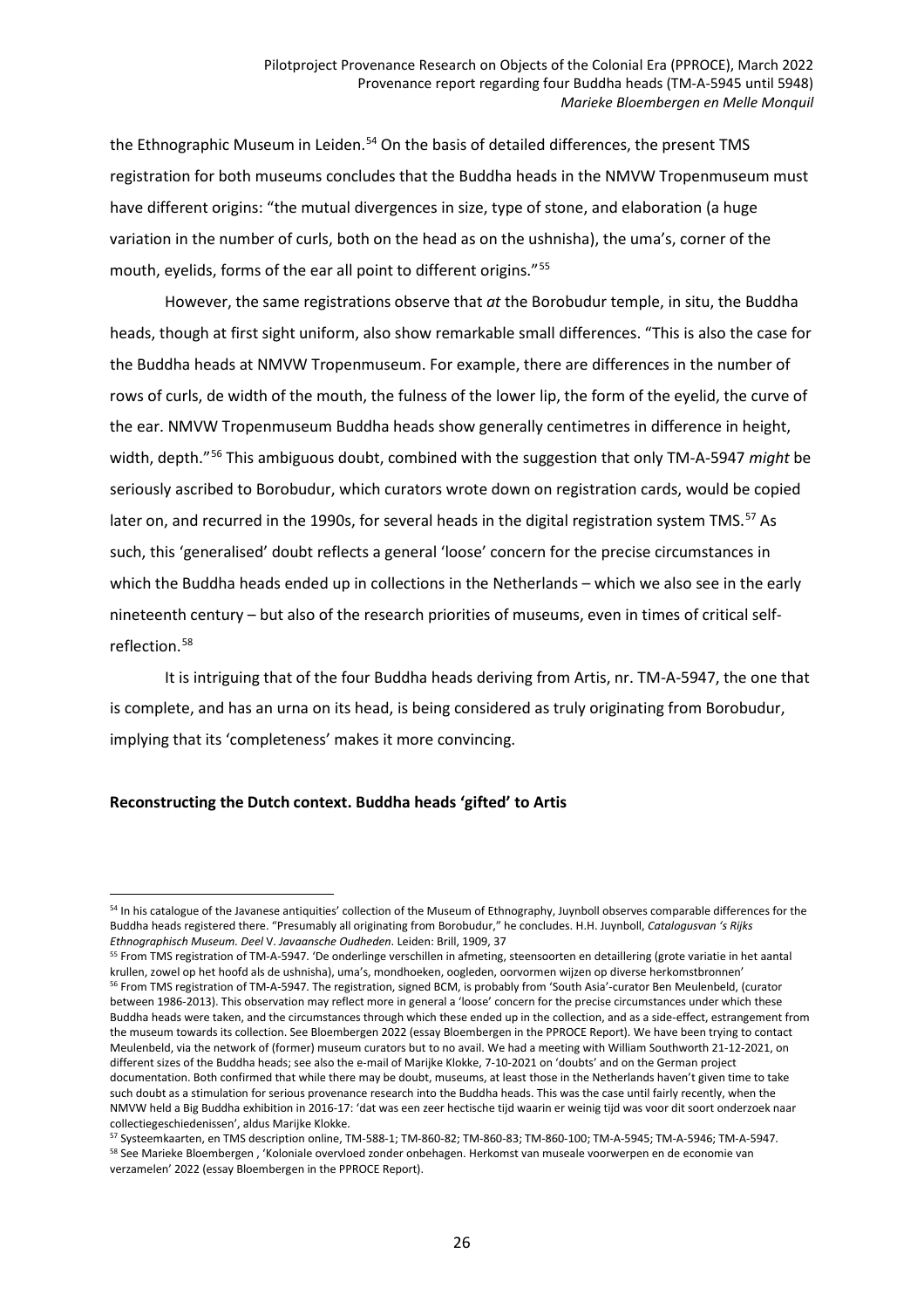the Ethnographic Museum in Leiden.[54] On the basis of detailed differences, the present TMS registration for both museums concludes that the Buddha heads in the NMVW Tropenmuseum must have different origins: "the mutual divergences in size, type of stone, and elaboration (a huge variation in the number of curls, both on the head as on the ushnisha), the uma's, corner of the mouth, eyelids, forms of the ear all point to different origins."[55]

However, the same registrations observe that *at* the Borobudur temple, in situ, the Buddha heads, though at first sight uniform, also show remarkable small differences. "This is also the case for the Buddha heads at NMVW Tropenmuseum. For example, there are differences in the number of rows of curls, de width of the mouth, the fulness of the lower lip, the form of the eyelid, the curve of the ear. NMVW Tropenmuseum Buddha heads show generally centimetres in difference in height, width, depth."[56] This ambiguous doubt, combined with the suggestion that only TM-A-5947 *might* be seriously ascribed to Borobudur, which curators wrote down on registration cards, would be copied later on, and recurred in the 1990s, for several heads in the digital registration system TMS.[57] As such, this 'generalised' doubt reflects a general 'loose' concern for the precise circumstances in which the Buddha heads ended up in collections in the Netherlands – which we also see in the early nineteenth century – but also of the research priorities of museums, even in times of critical self-reflection.[58]

It is intriguing that of the four Buddha heads deriving from Artis, nr. TM-A-5947, the one that is complete, and has an urna on its head, is being considered as truly originating from Borobudur, implying that its 'completeness' makes it more convincing.

**Reconstructing the Dutch context. Buddha heads 'gifted' to Artis**

---

[54] In his catalogue of the Javanese antiquities' collection of the Museum of Ethnography, Juynboll observes comparable differences for the Buddha heads registered there. "Presumably all originating from Borobudur," he concludes. H.H. Juynboll, *Catalogusvan 's Rijks Ethnographisch Museum. Deel* V. *Javaansche Oudheden*. Leiden: Brill, 1909, 37

[55] From TMS registration of TM-A-5947. 'De onderlinge verschillen in afmeting, steensoorten en detaillering (grote variatie in het aantal krullen, zowel op het hoofd als de ushnisha), uma's, mondhoeken, oogleden, oorvormen wijzen op diverse herkomstbronnen'

[56] From TMS registration of TM-A-5947. The registration, signed BCM, is probably from 'South Asia'-curator Ben Meulenbeld, (curator between 1986-2013). This observation may reflect more in general a 'loose' concern for the precise circumstances under which these Buddha heads were taken, and the circumstances through which these ended up in the collection, and as a side-effect, estrangement from the museum towards its collection. See Bloembergen 2022 (essay Bloembergen in the PPROCE Report). We have been trying to contact Meulenbeld, via the network of (former) museum curators but to no avail. We had a meeting with William Southworth 21-12-2021, on different sizes of the Buddha heads; see also the e-mail of Marijke Klokke, 7-10-2021 on 'doubts' and on the German project documentation. Both confirmed that while there may be doubt, museums, at least those in the Netherlands haven't given time to take such doubt as a stimulation for serious provenance research into the Buddha heads. This was the case until fairly recently, when the NMVW held a Big Buddha exhibition in 2016-17: 'dat was een zeer hectische tijd waarin er weinig tijd was voor dit soort onderzoek naar collectiegeschiedenissen', aldus Marijke Klokke.

[57] Systeemkaarten, en TMS description online, TM-588-1; TM-860-82; TM-860-83; TM-860-100; TM-A-5945; TM-A-5946; TM-A-5947.

[58] See Marieke Bloembergen , 'Koloniale overvloed zonder onbehagen. Herkomst van museale voorwerpen en de economie van verzamelen' 2022 (essay Bloembergen in the PPROCE Report).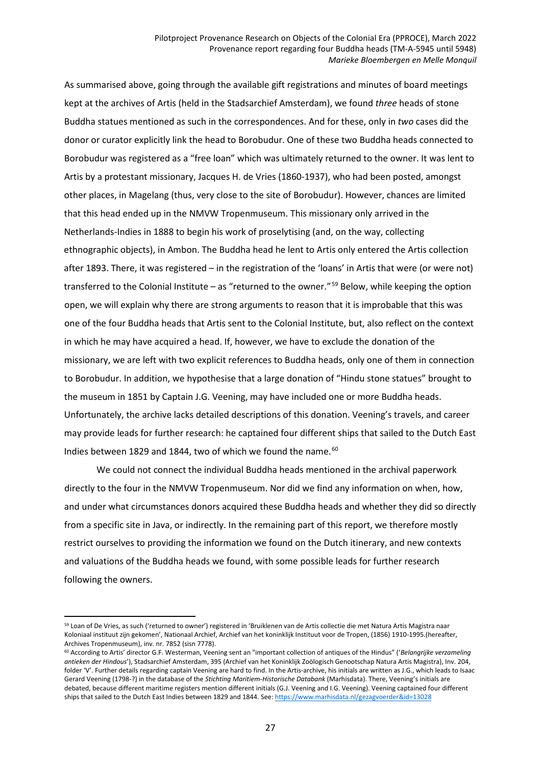As summarised above, going through the available gift registrations and minutes of board meetings kept at the archives of Artis (held in the Stadsarchief Amsterdam), we found *three* heads of stone Buddha statues mentioned as such in the correspondences. And for these, only in *two* cases did the donor or curator explicitly link the head to Borobudur. One of these two Buddha heads connected to Borobudur was registered as a "free loan" which was ultimately returned to the owner. It was lent to Artis by a protestant missionary, Jacques H. de Vries (1860-1937), who had been posted, amongst other places, in Magelang (thus, very close to the site of Borobudur). However, chances are limited that this head ended up in the NMVW Tropenmuseum. This missionary only arrived in the Netherlands-Indies in 1888 to begin his work of proselytising (and, on the way, collecting ethnographic objects), in Ambon. The Buddha head he lent to Artis only entered the Artis collection after 1893. There, it was registered – in the registration of the 'loans' in Artis that were (or were not) transferred to the Colonial Institute – as "returned to the owner."[59] Below, while keeping the option open, we will explain why there are strong arguments to reason that it is improbable that this was one of the four Buddha heads that Artis sent to the Colonial Institute, but, also reflect on the context in which he may have acquired a head. If, however, we have to exclude the donation of the missionary, we are left with two explicit references to Buddha heads, only one of them in connection to Borobudur. In addition, we hypothesise that a large donation of "Hindu stone statues" brought to the museum in 1851 by Captain J.G. Veening, may have included one or more Buddha heads. Unfortunately, the archive lacks detailed descriptions of this donation. Veening's travels, and career may provide leads for further research: he captained four different ships that sailed to the Dutch East Indies between 1829 and 1844, two of which we found the name.[60]

We could not connect the individual Buddha heads mentioned in the archival paperwork directly to the four in the NMVW Tropenmuseum. Nor did we find any information on when, how, and under what circumstances donors acquired these Buddha heads and whether they did so directly from a specific site in Java, or indirectly. In the remaining part of this report, we therefore mostly restrict ourselves to providing the information we found on the Dutch itinerary, and new contexts and valuations of the Buddha heads we found, with some possible leads for further research following the owners.

---

[59] Loan of De Vries, as such ('returned to owner') registered in 'Bruiklenen van de Artis collectie die met Natura Artis Magistra naar Koloniaal instituut zijn gekomen', Nationaal Archief, Archief van het koninklijk Instituut voor de Tropen, (1856) 1910-1995.(hereafter, Archives Tropenmuseum), inv. nr. 7852 (sisn 7778).

[60] According to Artis' director G.F. Westerman, Veening sent an "important collection of antiques of the Hindus" ('*Belangrijke verzameling antieken der Hindous*'), Stadsarchief Amsterdam, 395 (Archief van het Koninklijk Zoölogisch Genootschap Natura Artis Magistra), Inv. 204, folder 'V'. Further details regarding captain Veening are hard to find. In the Artis-archive, his initials are written as J.G., which leads to Isaac Gerard Veening (1798-?) in the database of the *Stichting Maritiem-Historische Databank* (Marhisdata). There, Veening's initials are debated, because different maritime registers mention different initials (G.J. Veening and I.G. Veening). Veening captained four different ships that sailed to the Dutch East Indies between 1829 and 1844. See: https://www.marhisdata.nl/gezagvoerder&id=13028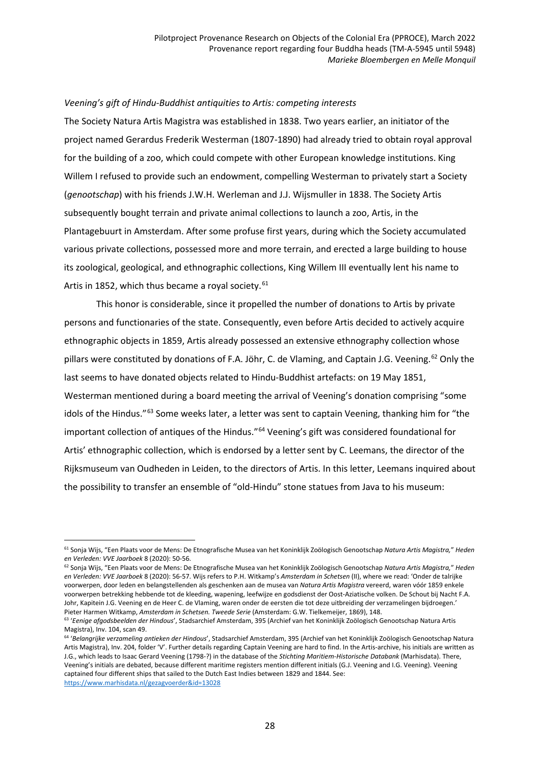*Veening's gift of Hindu-Buddhist antiquities to Artis: competing interests*

The Society Natura Artis Magistra was established in 1838. Two years earlier, an initiator of the project named Gerardus Frederik Westerman (1807-1890) had already tried to obtain royal approval for the building of a zoo, which could compete with other European knowledge institutions. King Willem I refused to provide such an endowment, compelling Westerman to privately start a Society (*genootschap*) with his friends J.W.H. Werleman and J.J. Wijsmuller in 1838. The Society Artis subsequently bought terrain and private animal collections to launch a zoo, Artis, in the Plantagebuurt in Amsterdam. After some profuse first years, during which the Society accumulated various private collections, possessed more and more terrain, and erected a large building to house its zoological, geological, and ethnographic collections, King Willem III eventually lent his name to Artis in 1852, which thus became a royal society.[61]

This honor is considerable, since it propelled the number of donations to Artis by private persons and functionaries of the state. Consequently, even before Artis decided to actively acquire ethnographic objects in 1859, Artis already possessed an extensive ethnography collection whose pillars were constituted by donations of F.A. Jöhr, C. de Vlaming, and Captain J.G. Veening.[62] Only the last seems to have donated objects related to Hindu-Buddhist artefacts: on 19 May 1851, Westerman mentioned during a board meeting the arrival of Veening's donation comprising "some idols of the Hindus."[63] Some weeks later, a letter was sent to captain Veening, thanking him for "the important collection of antiques of the Hindus."[64] Veening's gift was considered foundational for Artis' ethnographic collection, which is endorsed by a letter sent by C. Leemans, the director of the Rijksmuseum van Oudheden in Leiden, to the directors of Artis. In this letter, Leemans inquired about the possibility to transfer an ensemble of "old-Hindu" stone statues from Java to his museum:

---

[61] Sonja Wijs, "Een Plaats voor de Mens: De Etnografische Musea van het Koninklijk Zoölogisch Genootschap *Natura Artis Magistra,*" *Heden en Verleden: VVE Jaarboek* 8 (2020): 50-56.

[62] Sonja Wijs, "Een Plaats voor de Mens: De Etnografische Musea van het Koninklijk Zoölogisch Genootschap *Natura Artis Magistra,*" *Heden en Verleden: VVE Jaarboek* 8 (2020): 56-57. Wijs refers to P.H. Witkamp's *Amsterdam in Schetsen* (II), where we read: 'Onder de talrijke voorwerpen, door leden en belangstellenden als geschenken aan de musea van *Natura Artis Magistra* vereerd, waren vóór 1859 enkele voorwerpen betrekking hebbende tot de kleeding, wapening, leefwijze en godsdienst der Oost-Aziatische volken. De Schout bij Nacht F.A. Johr, Kapitein J.G. Veening en de Heer C. de Vlaming, waren onder de eersten die tot deze uitbreiding der verzamelingen bijdroegen.' Pieter Harmen Witkamp, *Amsterdam in Schetsen. Tweede Serie* (Amsterdam: G.W. Tielkemeijer, 1869), 148.

[63] '*Eenige afgodsbeelden der Hindous*', Stadsarchief Amsterdam, 395 (Archief van het Koninklijk Zoölogisch Genootschap Natura Artis Magistra), Inv. 104, scan 49.

[64] '*Belangrijke verzameling antieken der Hindous*', Stadsarchief Amsterdam, 395 (Archief van het Koninklijk Zoölogisch Genootschap Natura Artis Magistra), Inv. 204, folder 'V'. Further details regarding Captain Veening are hard to find. In the Artis-archive, his initials are written as J.G., which leads to Isaac Gerard Veening (1798-?) in the database of the *Stichting Maritiem-Historische Databank* (Marhisdata). There, Veening's initials are debated, because different maritime registers mention different initials (G.J. Veening and I.G. Veening). Veening captained four different ships that sailed to the Dutch East Indies between 1829 and 1844. See: https://www.marhisdata.nl/gezagvoerder&id=13028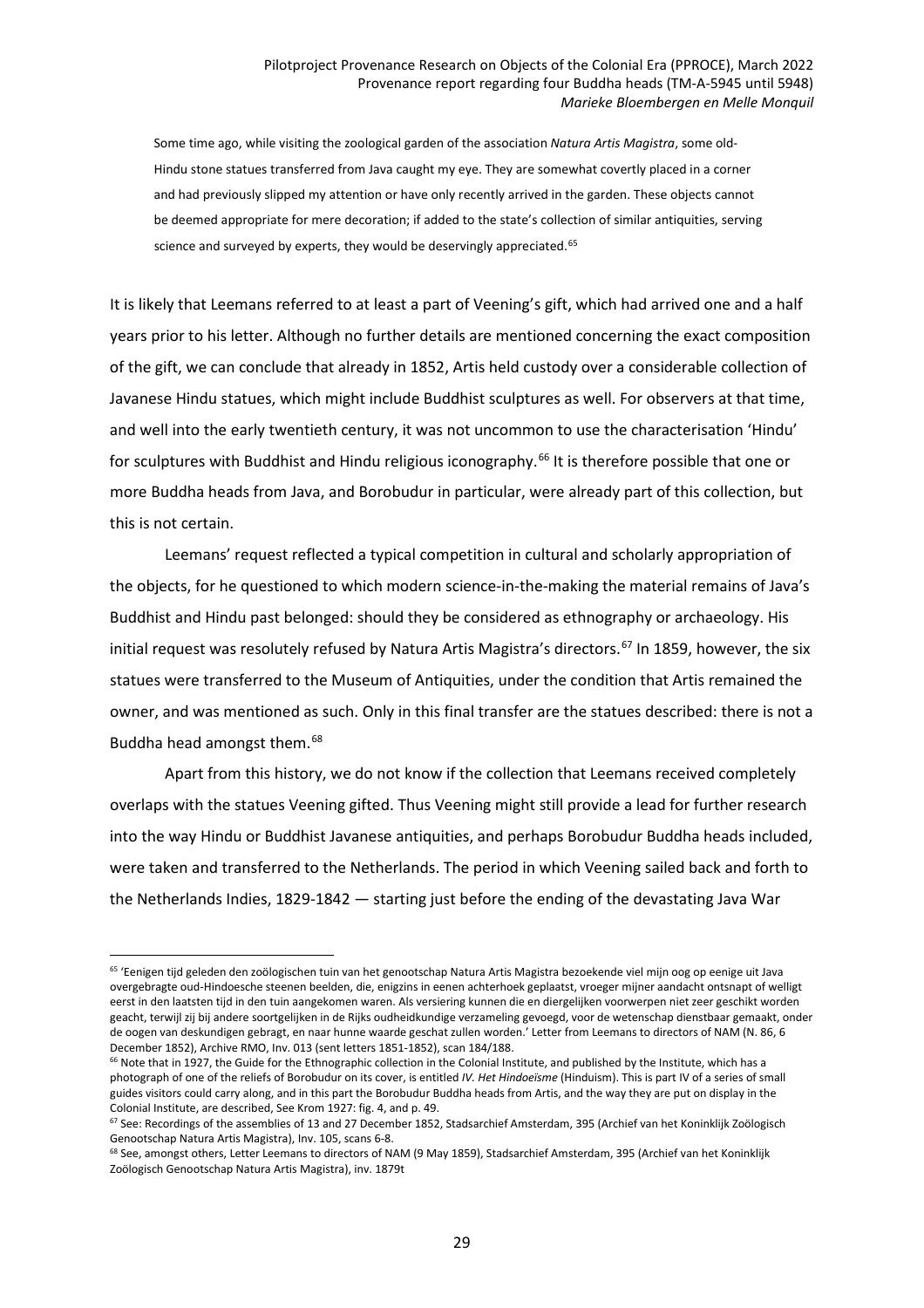> Some time ago, while visiting the zoological garden of the association *Natura Artis Magistra*, some old-Hindu stone statues transferred from Java caught my eye. They are somewhat covertly placed in a corner and had previously slipped my attention or have only recently arrived in the garden. These objects cannot be deemed appropriate for mere decoration; if added to the state's collection of similar antiquities, serving science and surveyed by experts, they would be deservingly appreciated.[65]

It is likely that Leemans referred to at least a part of Veening's gift, which had arrived one and a half years prior to his letter. Although no further details are mentioned concerning the exact composition of the gift, we can conclude that already in 1852, Artis held custody over a considerable collection of Javanese Hindu statues, which might include Buddhist sculptures as well. For observers at that time, and well into the early twentieth century, it was not uncommon to use the characterisation 'Hindu' for sculptures with Buddhist and Hindu religious iconography.[66] It is therefore possible that one or more Buddha heads from Java, and Borobudur in particular, were already part of this collection, but this is not certain.

Leemans' request reflected a typical competition in cultural and scholarly appropriation of the objects, for he questioned to which modern science-in-the-making the material remains of Java's Buddhist and Hindu past belonged: should they be considered as ethnography or archaeology. His initial request was resolutely refused by Natura Artis Magistra's directors.[67] In 1859, however, the six statues were transferred to the Museum of Antiquities, under the condition that Artis remained the owner, and was mentioned as such. Only in this final transfer are the statues described: there is not a Buddha head amongst them.[68]

Apart from this history, we do not know if the collection that Leemans received completely overlaps with the statues Veening gifted. Thus Veening might still provide a lead for further research into the way Hindu or Buddhist Javanese antiquities, and perhaps Borobudur Buddha heads included, were taken and transferred to the Netherlands. The period in which Veening sailed back and forth to the Netherlands Indies, 1829-1842 — starting just before the ending of the devastating Java War

---

[65] 'Eenigen tijd geleden den zoölogischen tuin van het genootschap Natura Artis Magistra bezoekende viel mijn oog op eenige uit Java overgebragte oud-Hindoesche steenen beelden, die, enigzins in eenen achterhoek geplaatst, vroeger mijner aandacht ontsnapt of welligt eerst in den laatsten tijd in den tuin aangekomen waren. Als versiering kunnen die en diergelijken voorwerpen niet zeer geschikt worden geacht, terwijl zij bij andere soortgelijken in de Rijks oudheidkundige verzameling gevoegd, voor de wetenschap dienstbaar gemaakt, onder de oogen van deskundigen gebragt, en naar hunne waarde geschat zullen worden.' Letter from Leemans to directors of NAM (N. 86, 6 December 1852), Archive RMO, Inv. 013 (sent letters 1851-1852), scan 184/188.

[66] Note that in 1927, the Guide for the Ethnographic collection in the Colonial Institute, and published by the Institute, which has a photograph of one of the reliefs of Borobudur on its cover, is entitled *IV. Het Hindoeïsme* (Hinduism). This is part IV of a series of small guides visitors could carry along, and in this part the Borobudur Buddha heads from Artis, and the way they are put on display in the Colonial Institute, are described, See Krom 1927: fig. 4, and p. 49.

[67] See: Recordings of the assemblies of 13 and 27 December 1852, Stadsarchief Amsterdam, 395 (Archief van het Koninklijk Zoölogisch Genootschap Natura Artis Magistra), Inv. 105, scans 6-8.

[68] See, amongst others, Letter Leemans to directors of NAM (9 May 1859), Stadsarchief Amsterdam, 395 (Archief van het Koninklijk Zoölogisch Genootschap Natura Artis Magistra), inv. 1879t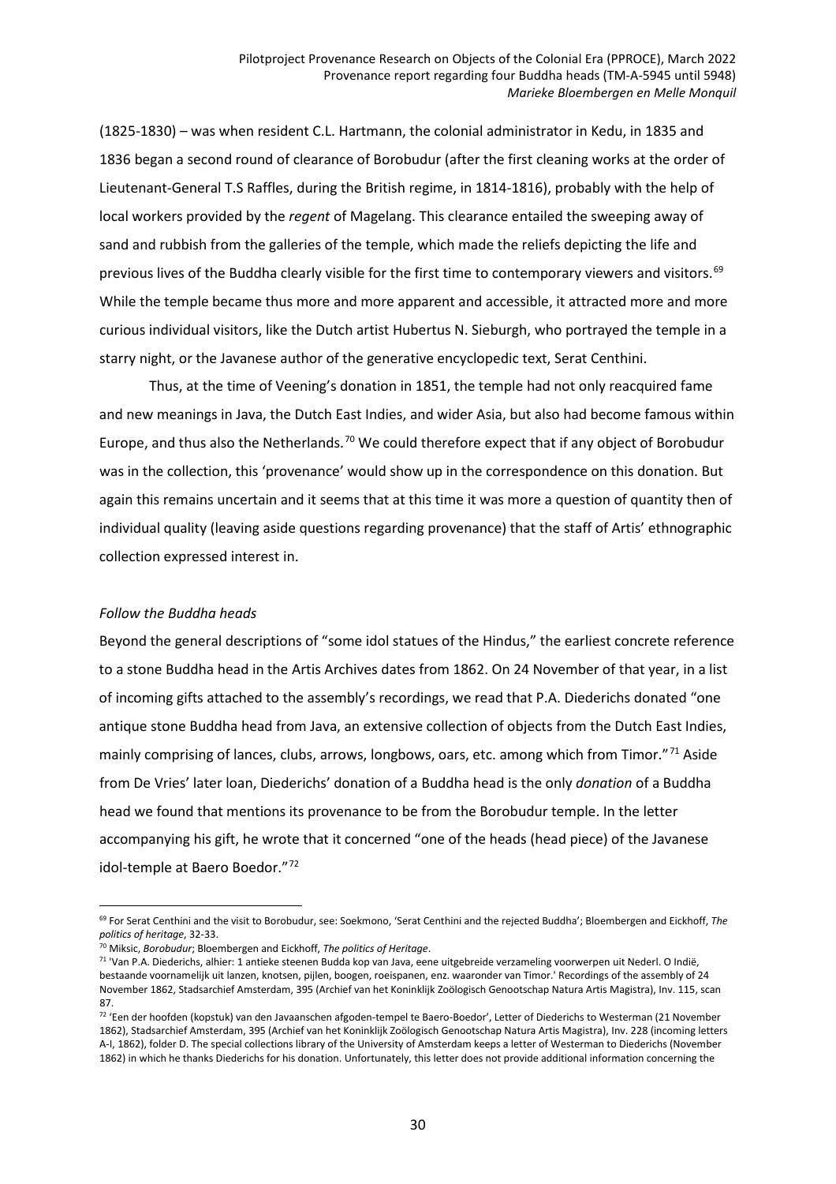(1825-1830) – was when resident C.L. Hartmann, the colonial administrator in Kedu, in 1835 and 1836 began a second round of clearance of Borobudur (after the first cleaning works at the order of Lieutenant-General T.S Raffles, during the British regime, in 1814-1816), probably with the help of local workers provided by the *regent* of Magelang. This clearance entailed the sweeping away of sand and rubbish from the galleries of the temple, which made the reliefs depicting the life and previous lives of the Buddha clearly visible for the first time to contemporary viewers and visitors.[69] While the temple became thus more and more apparent and accessible, it attracted more and more curious individual visitors, like the Dutch artist Hubertus N. Sieburgh, who portrayed the temple in a starry night, or the Javanese author of the generative encyclopedic text, Serat Centhini.

Thus, at the time of Veening's donation in 1851, the temple had not only reacquired fame and new meanings in Java, the Dutch East Indies, and wider Asia, but also had become famous within Europe, and thus also the Netherlands.[70] We could therefore expect that if any object of Borobudur was in the collection, this 'provenance' would show up in the correspondence on this donation. But again this remains uncertain and it seems that at this time it was more a question of quantity then of individual quality (leaving aside questions regarding provenance) that the staff of Artis' ethnographic collection expressed interest in.

### *Follow the Buddha heads*

Beyond the general descriptions of "some idol statues of the Hindus," the earliest concrete reference to a stone Buddha head in the Artis Archives dates from 1862. On 24 November of that year, in a list of incoming gifts attached to the assembly's recordings, we read that P.A. Diederichs donated "one antique stone Buddha head from Java, an extensive collection of objects from the Dutch East Indies, mainly comprising of lances, clubs, arrows, longbows, oars, etc. among which from Timor."[71] Aside from De Vries' later loan, Diederichs' donation of a Buddha head is the only *donation* of a Buddha head we found that mentions its provenance to be from the Borobudur temple. In the letter accompanying his gift, he wrote that it concerned "one of the heads (head piece) of the Javanese idol-temple at Baero Boedor."[72]

---

[69] For Serat Centhini and the visit to Borobudur, see: Soekmono, 'Serat Centhini and the rejected Buddha'; Bloembergen and Eickhoff, *The politics of heritage*, 32-33.

[70] Miksic, *Borobudur*; Bloembergen and Eickhoff, *The politics of Heritage*.

[71] 'Van P.A. Diederichs, alhier: 1 antieke steenen Budda kop van Java, eene uitgebreide verzameling voorwerpen uit Nederl. O Indië, bestaande voornamelijk uit lanzen, knotsen, pijlen, boogen, roeispanen, enz. waaronder van Timor.' Recordings of the assembly of 24 November 1862, Stadsarchief Amsterdam, 395 (Archief van het Koninklijk Zoölogisch Genootschap Natura Artis Magistra), Inv. 115, scan 87.

[72] 'Een der hoofden (kopstuk) van den Javaanschen afgoden-tempel te Baero-Boedor', Letter of Diederichs to Westerman (21 November 1862), Stadsarchief Amsterdam, 395 (Archief van het Koninklijk Zoölogisch Genootschap Natura Artis Magistra), Inv. 228 (incoming letters A-I, 1862), folder D. The special collections library of the University of Amsterdam keeps a letter of Westerman to Diederichs (November 1862) in which he thanks Diederichs for his donation. Unfortunately, this letter does not provide additional information concerning the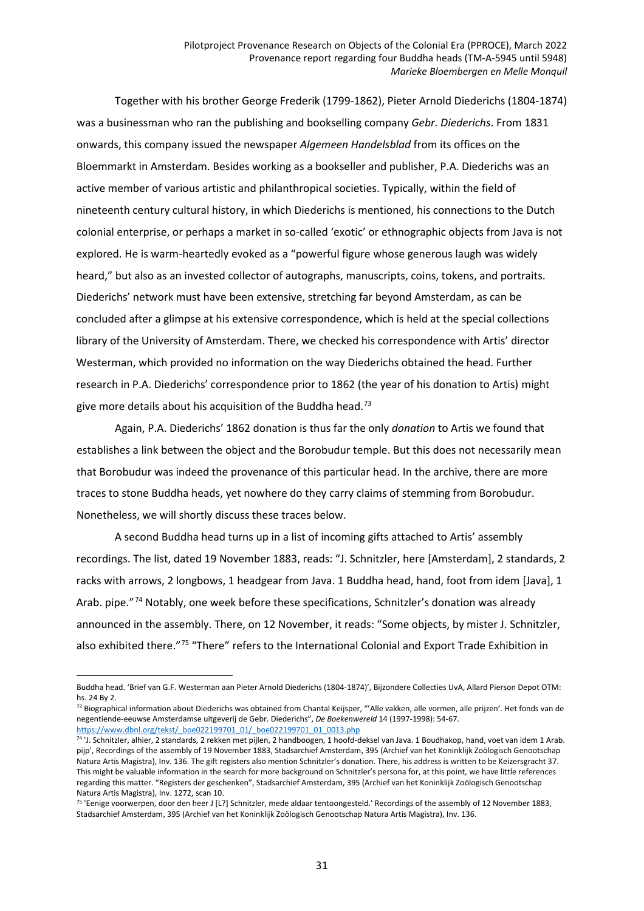Together with his brother George Frederik (1799-1862), Pieter Arnold Diederichs (1804-1874) was a businessman who ran the publishing and bookselling company *Gebr. Diederichs*. From 1831 onwards, this company issued the newspaper *Algemeen Handelsblad* from its offices on the Bloemmarkt in Amsterdam. Besides working as a bookseller and publisher, P.A. Diederichs was an active member of various artistic and philanthropical societies. Typically, within the field of nineteenth century cultural history, in which Diederichs is mentioned, his connections to the Dutch colonial enterprise, or perhaps a market in so-called 'exotic' or ethnographic objects from Java is not explored. He is warm-heartedly evoked as a "powerful figure whose generous laugh was widely heard," but also as an invested collector of autographs, manuscripts, coins, tokens, and portraits. Diederichs' network must have been extensive, stretching far beyond Amsterdam, as can be concluded after a glimpse at his extensive correspondence, which is held at the special collections library of the University of Amsterdam. There, we checked his correspondence with Artis' director Westerman, which provided no information on the way Diederichs obtained the head. Further research in P.A. Diederichs' correspondence prior to 1862 (the year of his donation to Artis) might give more details about his acquisition of the Buddha head.[73]

Again, P.A. Diederichs' 1862 donation is thus far the only *donation* to Artis we found that establishes a link between the object and the Borobudur temple. But this does not necessarily mean that Borobudur was indeed the provenance of this particular head. In the archive, there are more traces to stone Buddha heads, yet nowhere do they carry claims of stemming from Borobudur. Nonetheless, we will shortly discuss these traces below.

A second Buddha head turns up in a list of incoming gifts attached to Artis' assembly recordings. The list, dated 19 November 1883, reads: "J. Schnitzler, here [Amsterdam], 2 standards, 2 racks with arrows, 2 longbows, 1 headgear from Java. 1 Buddha head, hand, foot from idem [Java], 1 Arab. pipe."[74] Notably, one week before these specifications, Schnitzler's donation was already announced in the assembly. There, on 12 November, it reads: "Some objects, by mister J. Schnitzler, also exhibited there."[75] "There" refers to the International Colonial and Export Trade Exhibition in

---

Buddha head. 'Brief van G.F. Westerman aan Pieter Arnold Diederichs (1804-1874)', Bijzondere Collecties UvA, Allard Pierson Depot OTM: hs. 24 By 2.

[73] Biographical information about Diederichs was obtained from Chantal Keijsper, "'Alle vakken, alle vormen, alle prijzen'. Het fonds van de negentiende-eeuwse Amsterdamse uitgeverij de Gebr. Diederichs", *De Boekenwereld* 14 (1997-1998): 54-67. https://www.dbnl.org/tekst/_boe022199701_01/_boe022199701_01_0013.php

[74] 'J. Schnitzler, alhier, 2 standards, 2 rekken met pijlen, 2 handboogen, 1 hoofd-deksel van Java. 1 Boudhakop, hand, voet van idem 1 Arab. pijp', Recordings of the assembly of 19 November 1883, Stadsarchief Amsterdam, 395 (Archief van het Koninklijk Zoölogisch Genootschap Natura Artis Magistra), Inv. 136. The gift registers also mention Schnitzler's donation. There, his address is written to be Keizersgracht 37. This might be valuable information in the search for more background on Schnitzler's persona for, at this point, we have little references regarding this matter. "Registers der geschenken", Stadsarchief Amsterdam, 395 (Archief van het Koninklijk Zoölogisch Genootschap Natura Artis Magistra), Inv. 1272, scan 10.

[75] 'Eenige voorwerpen, door den heer J [L?] Schnitzler, mede aldaar tentoongesteld.' Recordings of the assembly of 12 November 1883, Stadsarchief Amsterdam, 395 (Archief van het Koninklijk Zoölogisch Genootschap Natura Artis Magistra), Inv. 136.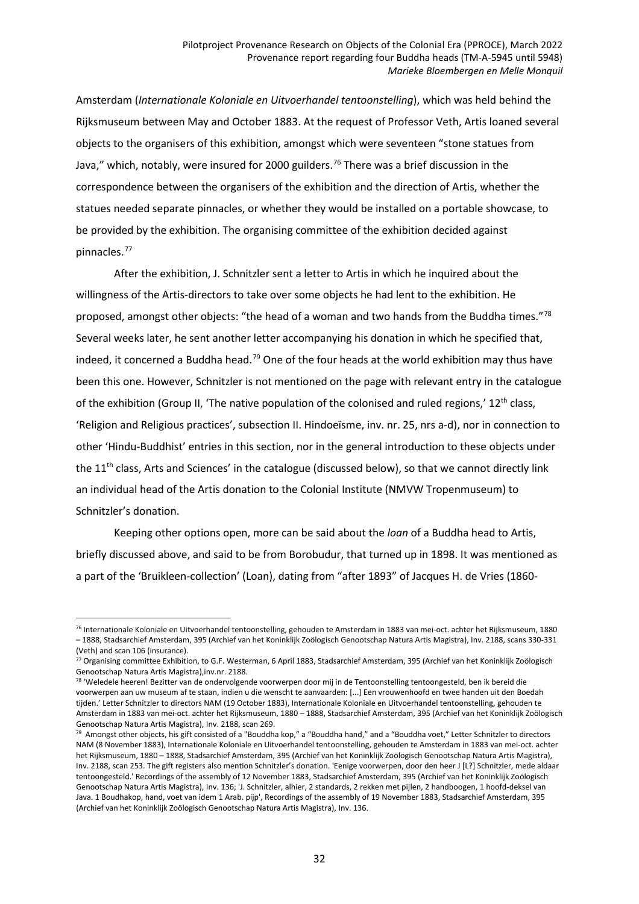Amsterdam (*Internationale Koloniale en Uitvoerhandel tentoonstelling*), which was held behind the Rijksmuseum between May and October 1883. At the request of Professor Veth, Artis loaned several objects to the organisers of this exhibition, amongst which were seventeen "stone statues from Java," which, notably, were insured for 2000 guilders.[76] There was a brief discussion in the correspondence between the organisers of the exhibition and the direction of Artis, whether the statues needed separate pinnacles, or whether they would be installed on a portable showcase, to be provided by the exhibition. The organising committee of the exhibition decided against pinnacles.[77]

After the exhibition, J. Schnitzler sent a letter to Artis in which he inquired about the willingness of the Artis-directors to take over some objects he had lent to the exhibition. He proposed, amongst other objects: "the head of a woman and two hands from the Buddha times."[78] Several weeks later, he sent another letter accompanying his donation in which he specified that, indeed, it concerned a Buddha head.[79] One of the four heads at the world exhibition may thus have been this one. However, Schnitzler is not mentioned on the page with relevant entry in the catalogue of the exhibition (Group II, 'The native population of the colonised and ruled regions,' 12th class, 'Religion and Religious practices', subsection II. Hindoeïsme, inv. nr. 25, nrs a-d), nor in connection to other 'Hindu-Buddhist' entries in this section, nor in the general introduction to these objects under the 11th class, Arts and Sciences' in the catalogue (discussed below), so that we cannot directly link an individual head of the Artis donation to the Colonial Institute (NMVW Tropenmuseum) to Schnitzler's donation.

Keeping other options open, more can be said about the *loan* of a Buddha head to Artis, briefly discussed above, and said to be from Borobudur, that turned up in 1898. It was mentioned as a part of the 'Bruikleen-collection' (Loan), dating from "after 1893" of Jacques H. de Vries (1860-

---

[76] Internationale Koloniale en Uitvoerhandel tentoonstelling, gehouden te Amsterdam in 1883 van mei-oct. achter het Rijksmuseum, 1880 – 1888, Stadsarchief Amsterdam, 395 (Archief van het Koninklijk Zoölogisch Genootschap Natura Artis Magistra), Inv. 2188, scans 330-331 (Veth) and scan 106 (insurance).

[77] Organising committee Exhibition, to G.F. Westerman, 6 April 1883, Stadsarchief Amsterdam, 395 (Archief van het Koninklijk Zoölogisch Genootschap Natura Artis Magistra),inv.nr. 2188.

[78] 'Weledele heeren! Bezitter van de ondervolgende voorwerpen door mij in de Tentoonstelling tentoongesteld, ben ik bereid die voorwerpen aan uw museum af te staan, indien u die wenscht te aanvaarden: [...] Een vrouwenhoofd en twee handen uit den Boedah tijden.' Letter Schnitzler to directors NAM (19 October 1883), Internationale Koloniale en Uitvoerhandel tentoonstelling, gehouden te Amsterdam in 1883 van mei-oct. achter het Rijksmuseum, 1880 – 1888, Stadsarchief Amsterdam, 395 (Archief van het Koninklijk Zoölogisch Genootschap Natura Artis Magistra), Inv. 2188, scan 269.

[79] Amongst other objects, his gift consisted of a "Bouddha kop," a "Bouddha hand," and a "Bouddha voet," Letter Schnitzler to directors NAM (8 November 1883), Internationale Koloniale en Uitvoerhandel tentoonstelling, gehouden te Amsterdam in 1883 van mei-oct. achter het Rijksmuseum, 1880 – 1888, Stadsarchief Amsterdam, 395 (Archief van het Koninklijk Zoölogisch Genootschap Natura Artis Magistra), Inv. 2188, scan 253. The gift registers also mention Schnitzler's donation. 'Eenige voorwerpen, door den heer J [L?] Schnitzler, mede aldaar tentoongesteld.' Recordings of the assembly of 12 November 1883, Stadsarchief Amsterdam, 395 (Archief van het Koninklijk Zoölogisch Genootschap Natura Artis Magistra), Inv. 136; 'J. Schnitzler, alhier, 2 standards, 2 rekken met pijlen, 2 handboogen, 1 hoofd-deksel van Java. 1 Boudhakop, hand, voet van idem 1 Arab. pijp', Recordings of the assembly of 19 November 1883, Stadsarchief Amsterdam, 395 (Archief van het Koninklijk Zoölogisch Genootschap Natura Artis Magistra), Inv. 136.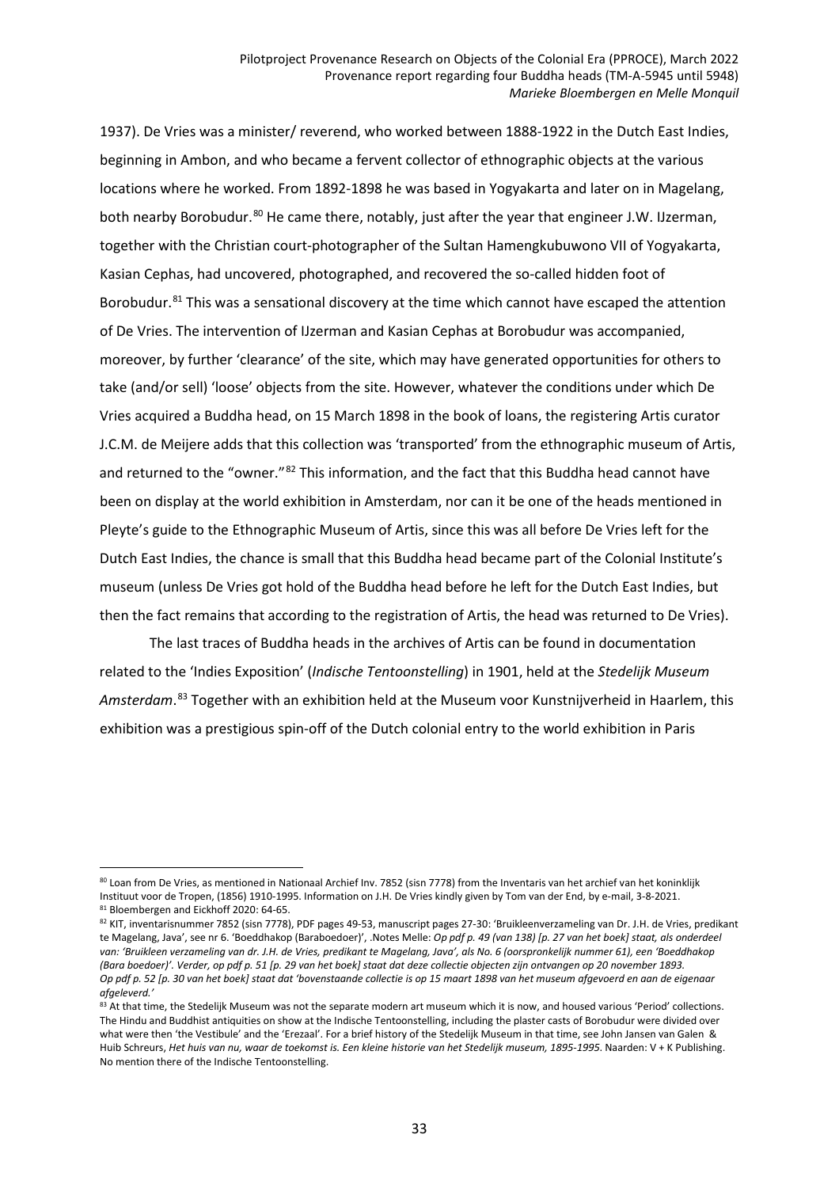1937). De Vries was a minister/ reverend, who worked between 1888-1922 in the Dutch East Indies, beginning in Ambon, and who became a fervent collector of ethnographic objects at the various locations where he worked. From 1892-1898 he was based in Yogyakarta and later on in Magelang, both nearby Borobudur.[80] He came there, notably, just after the year that engineer J.W. IJzerman, together with the Christian court-photographer of the Sultan Hamengkubuwono VII of Yogyakarta, Kasian Cephas, had uncovered, photographed, and recovered the so-called hidden foot of Borobudur.[81] This was a sensational discovery at the time which cannot have escaped the attention of De Vries. The intervention of IJzerman and Kasian Cephas at Borobudur was accompanied, moreover, by further 'clearance' of the site, which may have generated opportunities for others to take (and/or sell) 'loose' objects from the site. However, whatever the conditions under which De Vries acquired a Buddha head, on 15 March 1898 in the book of loans, the registering Artis curator J.C.M. de Meijere adds that this collection was 'transported' from the ethnographic museum of Artis, and returned to the "owner."[82] This information, and the fact that this Buddha head cannot have been on display at the world exhibition in Amsterdam, nor can it be one of the heads mentioned in Pleyte's guide to the Ethnographic Museum of Artis, since this was all before De Vries left for the Dutch East Indies, the chance is small that this Buddha head became part of the Colonial Institute's museum (unless De Vries got hold of the Buddha head before he left for the Dutch East Indies, but then the fact remains that according to the registration of Artis, the head was returned to De Vries).

The last traces of Buddha heads in the archives of Artis can be found in documentation related to the 'Indies Exposition' (*Indische Tentoonstelling*) in 1901, held at the *Stedelijk Museum Amsterdam*.[83] Together with an exhibition held at the Museum voor Kunstnijverheid in Haarlem, this exhibition was a prestigious spin-off of the Dutch colonial entry to the world exhibition in Paris

---

[80] Loan from De Vries, as mentioned in Nationaal Archief Inv. 7852 (sisn 7778) from the Inventaris van het archief van het koninklijk Instituut voor de Tropen, (1856) 1910-1995. Information on J.H. De Vries kindly given by Tom van der End, by e-mail, 3-8-2021.

[81] Bloembergen and Eickhoff 2020: 64-65.

[82] KIT, inventarisnummer 7852 (sisn 7778), PDF pages 49-53, manuscript pages 27-30: 'Bruikleenverzameling van Dr. J.H. de Vries, predikant te Magelang, Java', see nr 6. 'Boeddhakop (Baraboedoer)', .Notes Melle: *Op pdf p. 49 (van 138) [p. 27 van het boek] staat, als onderdeel van: 'Bruikleen verzameling van dr. J.H. de Vries, predikant te Magelang, Java', als No. 6 (oorspronkelijk nummer 61), een 'Boeddhakop (Bara boedoer)'. Verder, op pdf p. 51 [p. 29 van het boek] staat dat deze collectie objecten zijn ontvangen op 20 november 1893. Op pdf p. 52 [p. 30 van het boek] staat dat 'bovenstaande collectie is op 15 maart 1898 van het museum afgevoerd en aan de eigenaar afgeleverd.'*

[83] At that time, the Stedelijk Museum was not the separate modern art museum which it is now, and housed various 'Period' collections. The Hindu and Buddhist antiquities on show at the Indische Tentoonstelling, including the plaster casts of Borobudur were divided over what were then 'the Vestibule' and the 'Erezaal'. For a brief history of the Stedelijk Museum in that time, see John Jansen van Galen & Huib Schreurs, *Het huis van nu, waar de toekomst is. Een kleine historie van het Stedelijk museum, 1895-1995*. Naarden: V + K Publishing. No mention there of the Indische Tentoonstelling.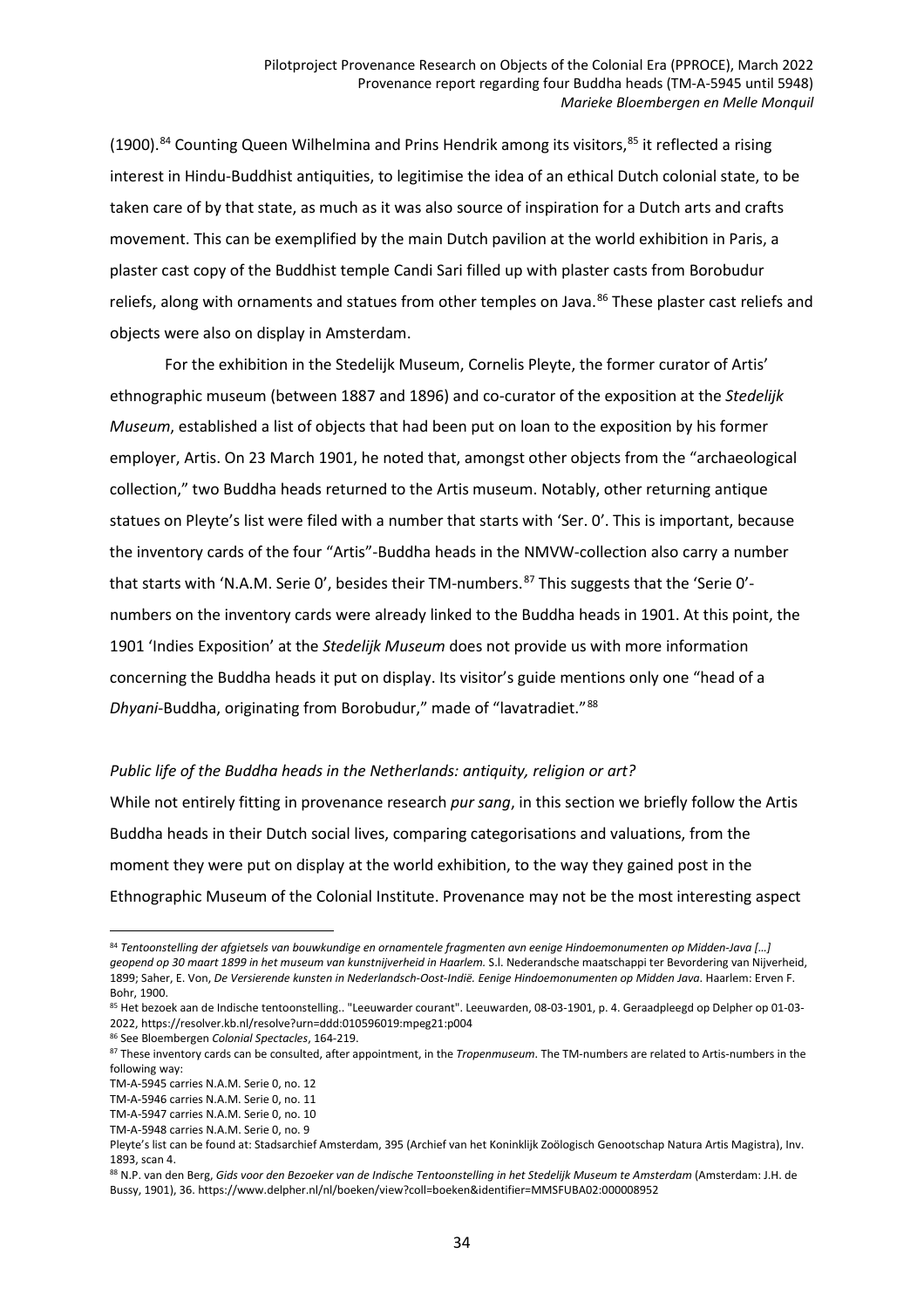(1900).[84] Counting Queen Wilhelmina and Prins Hendrik among its visitors,[85] it reflected a rising interest in Hindu-Buddhist antiquities, to legitimise the idea of an ethical Dutch colonial state, to be taken care of by that state, as much as it was also source of inspiration for a Dutch arts and crafts movement. This can be exemplified by the main Dutch pavilion at the world exhibition in Paris, a plaster cast copy of the Buddhist temple Candi Sari filled up with plaster casts from Borobudur reliefs, along with ornaments and statues from other temples on Java.[86] These plaster cast reliefs and objects were also on display in Amsterdam.

For the exhibition in the Stedelijk Museum, Cornelis Pleyte, the former curator of Artis' ethnographic museum (between 1887 and 1896) and co-curator of the exposition at the *Stedelijk Museum*, established a list of objects that had been put on loan to the exposition by his former employer, Artis. On 23 March 1901, he noted that, amongst other objects from the "archaeological collection," two Buddha heads returned to the Artis museum. Notably, other returning antique statues on Pleyte's list were filed with a number that starts with 'Ser. 0'. This is important, because the inventory cards of the four "Artis"-Buddha heads in the NMVW-collection also carry a number that starts with 'N.A.M. Serie 0', besides their TM-numbers.[87] This suggests that the 'Serie 0'-numbers on the inventory cards were already linked to the Buddha heads in 1901. At this point, the 1901 'Indies Exposition' at the *Stedelijk Museum* does not provide us with more information concerning the Buddha heads it put on display. Its visitor's guide mentions only one "head of a *Dhyani*-Buddha, originating from Borobudur," made of "lavatradiet."[88]

### *Public life of the Buddha heads in the Netherlands: antiquity, religion or art?*

While not entirely fitting in provenance research *pur sang*, in this section we briefly follow the Artis Buddha heads in their Dutch social lives, comparing categorisations and valuations, from the moment they were put on display at the world exhibition, to the way they gained post in the Ethnographic Museum of the Colonial Institute. Provenance may not be the most interesting aspect

---

[84] *Tentoonstelling der afgietsels van bouwkundige en ornamentele fragmenten avn eenige Hindoemonumenten op Midden-Java […] geopend op 30 maart 1899 in het museum van kunstnijverheid in Haarlem.* S.l. Nederandsche maatschappi ter Bevordering van Nijverheid, 1899; Saher, E. Von, *De Versierende kunsten in Nederlandsch-Oost-Indië. Eenige Hindoemonumenten op Midden Java*. Haarlem: Erven F. Bohr, 1900.

[85] Het bezoek aan de Indische tentoonstelling.. "Leeuwarder courant". Leeuwarden, 08-03-1901, p. 4. Geraadpleegd op Delpher op 01-03-2022, https://resolver.kb.nl/resolve?urn=ddd:010596019:mpeg21:p004

[86] See Bloembergen *Colonial Spectacles*, 164-219.

[87] These inventory cards can be consulted, after appointment, in the *Tropenmuseum*. The TM-numbers are related to Artis-numbers in the following way:
TM-A-5945 carries N.A.M. Serie 0, no. 12
TM-A-5946 carries N.A.M. Serie 0, no. 11
TM-A-5947 carries N.A.M. Serie 0, no. 10
TM-A-5948 carries N.A.M. Serie 0, no. 9
Pleyte's list can be found at: Stadsarchief Amsterdam, 395 (Archief van het Koninklijk Zoölogisch Genootschap Natura Artis Magistra), Inv. 1893, scan 4.

[88] N.P. van den Berg, *Gids voor den Bezoeker van de Indische Tentoonstelling in het Stedelijk Museum te Amsterdam* (Amsterdam: J.H. de Bussy, 1901), 36. https://www.delpher.nl/nl/boeken/view?coll=boeken&identifier=MMSFUBA02:000008952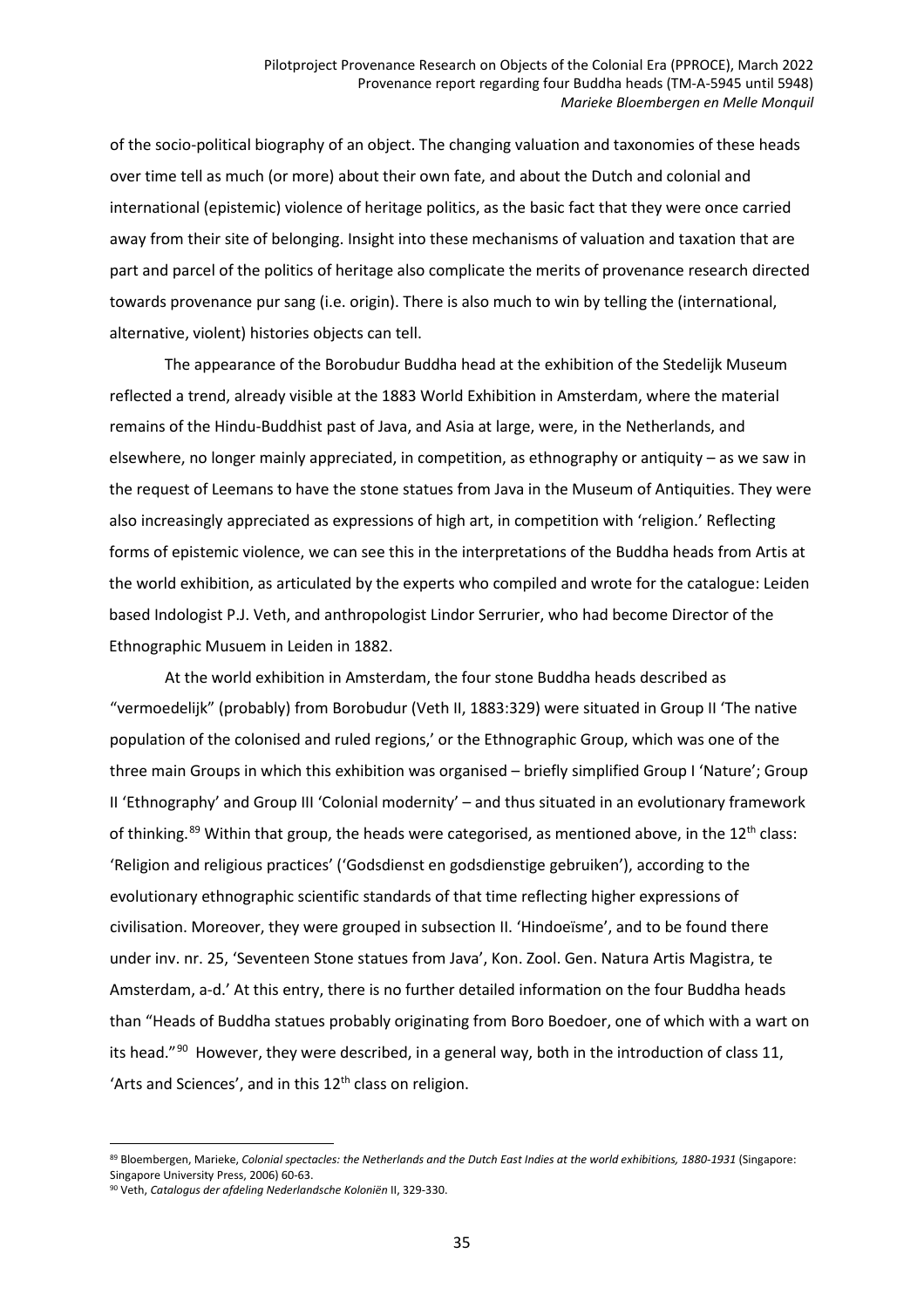of the socio-political biography of an object. The changing valuation and taxonomies of these heads over time tell as much (or more) about their own fate, and about the Dutch and colonial and international (epistemic) violence of heritage politics, as the basic fact that they were once carried away from their site of belonging. Insight into these mechanisms of valuation and taxation that are part and parcel of the politics of heritage also complicate the merits of provenance research directed towards provenance pur sang (i.e. origin). There is also much to win by telling the (international, alternative, violent) histories objects can tell.

The appearance of the Borobudur Buddha head at the exhibition of the Stedelijk Museum reflected a trend, already visible at the 1883 World Exhibition in Amsterdam, where the material remains of the Hindu-Buddhist past of Java, and Asia at large, were, in the Netherlands, and elsewhere, no longer mainly appreciated, in competition, as ethnography or antiquity – as we saw in the request of Leemans to have the stone statues from Java in the Museum of Antiquities. They were also increasingly appreciated as expressions of high art, in competition with 'religion.' Reflecting forms of epistemic violence, we can see this in the interpretations of the Buddha heads from Artis at the world exhibition, as articulated by the experts who compiled and wrote for the catalogue: Leiden based Indologist P.J. Veth, and anthropologist Lindor Serrurier, who had become Director of the Ethnographic Musuem in Leiden in 1882.

At the world exhibition in Amsterdam, the four stone Buddha heads described as "vermoedelijk" (probably) from Borobudur (Veth II, 1883:329) were situated in Group II 'The native population of the colonised and ruled regions,' or the Ethnographic Group, which was one of the three main Groups in which this exhibition was organised – briefly simplified Group I 'Nature'; Group II 'Ethnography' and Group III 'Colonial modernity' – and thus situated in an evolutionary framework of thinking.[89] Within that group, the heads were categorised, as mentioned above, in the 12th class: 'Religion and religious practices' ('Godsdienst en godsdienstige gebruiken'), according to the evolutionary ethnographic scientific standards of that time reflecting higher expressions of civilisation. Moreover, they were grouped in subsection II. 'Hindoeïsme', and to be found there under inv. nr. 25, 'Seventeen Stone statues from Java', Kon. Zool. Gen. Natura Artis Magistra, te Amsterdam, a-d.' At this entry, there is no further detailed information on the four Buddha heads than "Heads of Buddha statues probably originating from Boro Boedoer, one of which with a wart on its head."[90] However, they were described, in a general way, both in the introduction of class 11, 'Arts and Sciences', and in this 12th class on religion.

---

[89] Bloembergen, Marieke, *Colonial spectacles: the Netherlands and the Dutch East Indies at the world exhibitions, 1880-1931* (Singapore: Singapore University Press, 2006) 60-63.

[90] Veth, *Catalogus der afdeling Nederlandsche Koloniën* II, 329-330.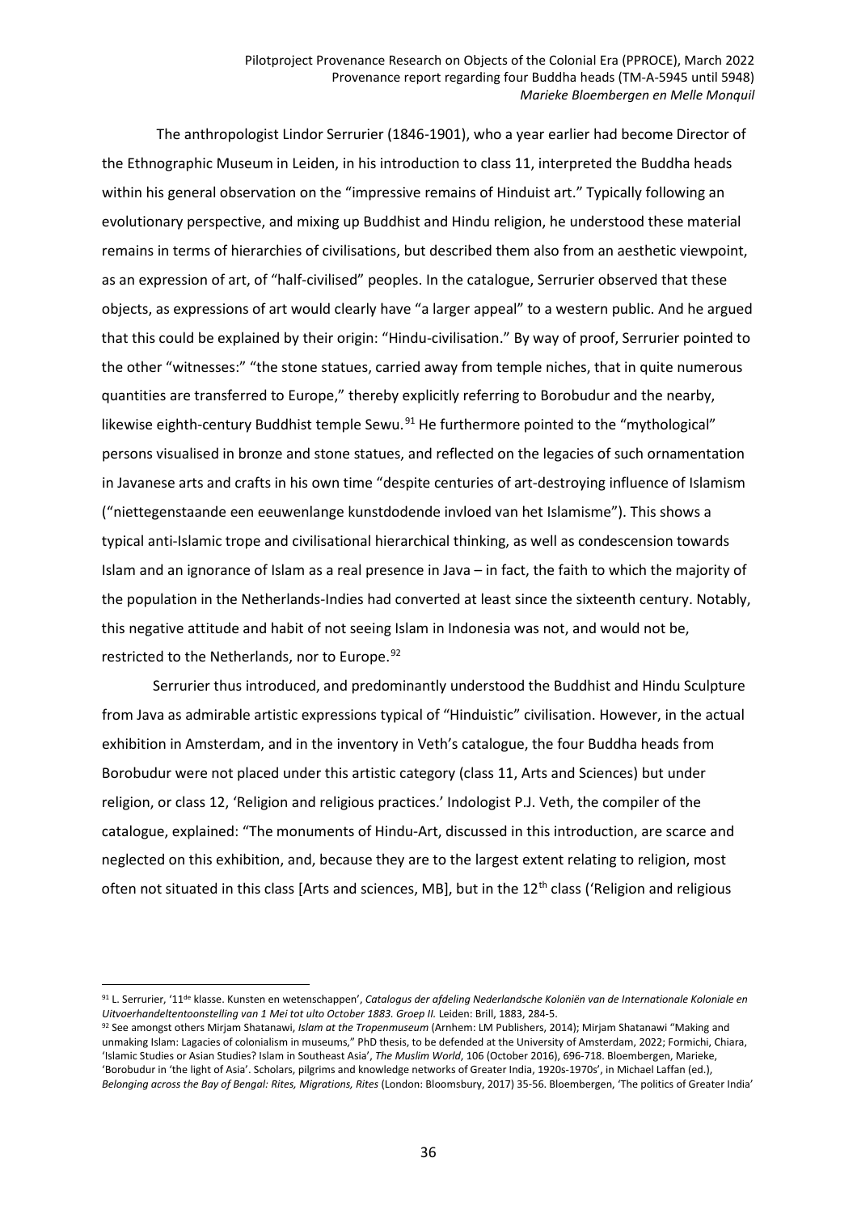The anthropologist Lindor Serrurier (1846-1901), who a year earlier had become Director of the Ethnographic Museum in Leiden, in his introduction to class 11, interpreted the Buddha heads within his general observation on the "impressive remains of Hinduist art." Typically following an evolutionary perspective, and mixing up Buddhist and Hindu religion, he understood these material remains in terms of hierarchies of civilisations, but described them also from an aesthetic viewpoint, as an expression of art, of "half-civilised" peoples. In the catalogue, Serrurier observed that these objects, as expressions of art would clearly have "a larger appeal" to a western public. And he argued that this could be explained by their origin: "Hindu-civilisation." By way of proof, Serrurier pointed to the other "witnesses:" "the stone statues, carried away from temple niches, that in quite numerous quantities are transferred to Europe," thereby explicitly referring to Borobudur and the nearby, likewise eighth-century Buddhist temple Sewu.[91] He furthermore pointed to the "mythological" persons visualised in bronze and stone statues, and reflected on the legacies of such ornamentation in Javanese arts and crafts in his own time "despite centuries of art-destroying influence of Islamism ("niettegenstaande een eeuwenlange kunstdodende invloed van het Islamisme"). This shows a typical anti-Islamic trope and civilisational hierarchical thinking, as well as condescension towards Islam and an ignorance of Islam as a real presence in Java – in fact, the faith to which the majority of the population in the Netherlands-Indies had converted at least since the sixteenth century. Notably, this negative attitude and habit of not seeing Islam in Indonesia was not, and would not be, restricted to the Netherlands, nor to Europe.[92]

Serrurier thus introduced, and predominantly understood the Buddhist and Hindu Sculpture from Java as admirable artistic expressions typical of "Hinduistic" civilisation. However, in the actual exhibition in Amsterdam, and in the inventory in Veth's catalogue, the four Buddha heads from Borobudur were not placed under this artistic category (class 11, Arts and Sciences) but under religion, or class 12, 'Religion and religious practices.' Indologist P.J. Veth, the compiler of the catalogue, explained: "The monuments of Hindu-Art, discussed in this introduction, are scarce and neglected on this exhibition, and, because they are to the largest extent relating to religion, most often not situated in this class [Arts and sciences, MB], but in the 12th class ('Religion and religious

---

[91] L. Serrurier, '11de klasse. Kunsten en wetenschappen', *Catalogus der afdeling Nederlandsche Koloniën van de Internationale Koloniale en Uitvoerhandeltentoonstelling van 1 Mei tot ulto October 1883. Groep II.* Leiden: Brill, 1883, 284-5.

[92] See amongst others Mirjam Shatanawi, *Islam at the Tropenmuseum* (Arnhem: LM Publishers, 2014); Mirjam Shatanawi "Making and unmaking Islam: Lagacies of colonialism in museums," PhD thesis, to be defended at the University of Amsterdam, 2022; Formichi, Chiara, 'Islamic Studies or Asian Studies? Islam in Southeast Asia', *The Muslim World*, 106 (October 2016), 696-718. Bloembergen, Marieke, 'Borobudur in 'the light of Asia'. Scholars, pilgrims and knowledge networks of Greater India, 1920s-1970s', in Michael Laffan (ed.), *Belonging across the Bay of Bengal: Rites, Migrations, Rites* (London: Bloomsbury, 2017) 35-56. Bloembergen, 'The politics of Greater India'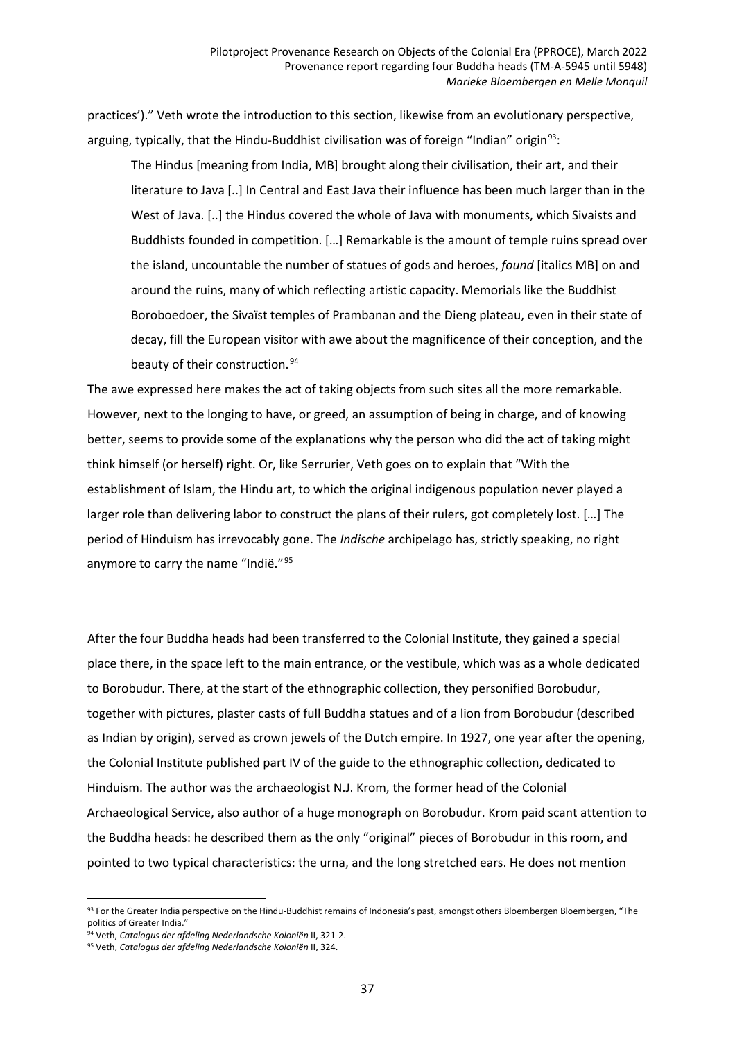practices')." Veth wrote the introduction to this section, likewise from an evolutionary perspective, arguing, typically, that the Hindu-Buddhist civilisation was of foreign "Indian" origin[93]:

> The Hindus [meaning from India, MB] brought along their civilisation, their art, and their literature to Java [..] In Central and East Java their influence has been much larger than in the West of Java. [..] the Hindus covered the whole of Java with monuments, which Sivaists and Buddhists founded in competition. […] Remarkable is the amount of temple ruins spread over the island, uncountable the number of statues of gods and heroes, *found* [italics MB] on and around the ruins, many of which reflecting artistic capacity. Memorials like the Buddhist Boroboedoer, the Sivaïst temples of Prambanan and the Dieng plateau, even in their state of decay, fill the European visitor with awe about the magnificence of their conception, and the beauty of their construction.[94]

The awe expressed here makes the act of taking objects from such sites all the more remarkable. However, next to the longing to have, or greed, an assumption of being in charge, and of knowing better, seems to provide some of the explanations why the person who did the act of taking might think himself (or herself) right. Or, like Serrurier, Veth goes on to explain that "With the establishment of Islam, the Hindu art, to which the original indigenous population never played a larger role than delivering labor to construct the plans of their rulers, got completely lost. […] The period of Hinduism has irrevocably gone. The *Indische* archipelago has, strictly speaking, no right anymore to carry the name "Indië."[95]

After the four Buddha heads had been transferred to the Colonial Institute, they gained a special place there, in the space left to the main entrance, or the vestibule, which was as a whole dedicated to Borobudur. There, at the start of the ethnographic collection, they personified Borobudur, together with pictures, plaster casts of full Buddha statues and of a lion from Borobudur (described as Indian by origin), served as crown jewels of the Dutch empire. In 1927, one year after the opening, the Colonial Institute published part IV of the guide to the ethnographic collection, dedicated to Hinduism. The author was the archaeologist N.J. Krom, the former head of the Colonial Archaeological Service, also author of a huge monograph on Borobudur. Krom paid scant attention to the Buddha heads: he described them as the only "original" pieces of Borobudur in this room, and pointed to two typical characteristics: the urna, and the long stretched ears. He does not mention

---

[93] For the Greater India perspective on the Hindu-Buddhist remains of Indonesia's past, amongst others Bloembergen Bloembergen, "The politics of Greater India."

[94] Veth, *Catalogus der afdeling Nederlandsche Koloniën* II, 321-2.

[95] Veth, *Catalogus der afdeling Nederlandsche Koloniën* II, 324.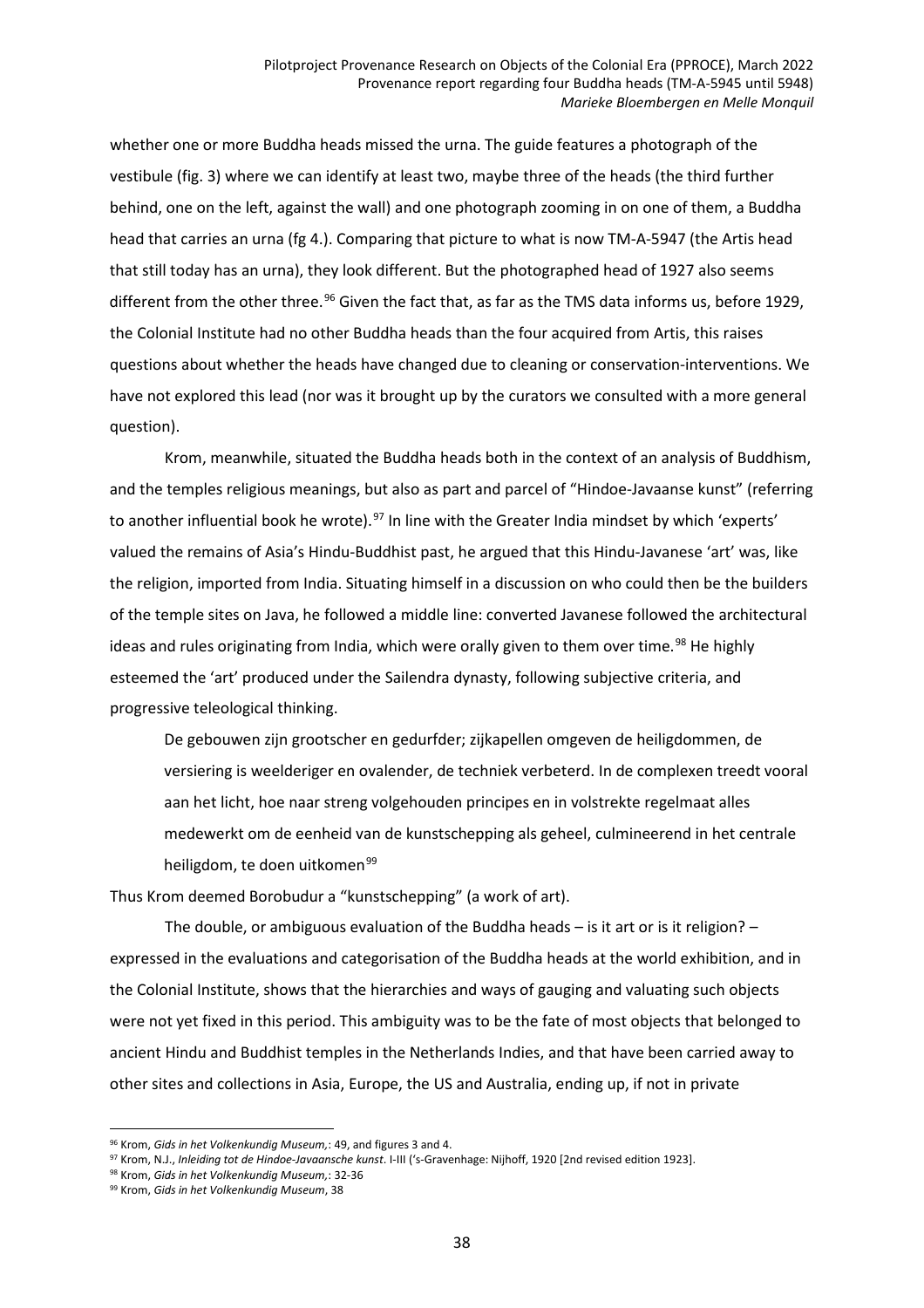whether one or more Buddha heads missed the urna. The guide features a photograph of the vestibule (fig. 3) where we can identify at least two, maybe three of the heads (the third further behind, one on the left, against the wall) and one photograph zooming in on one of them, a Buddha head that carries an urna (fg 4.). Comparing that picture to what is now TM-A-5947 (the Artis head that still today has an urna), they look different. But the photographed head of 1927 also seems different from the other three.[96] Given the fact that, as far as the TMS data informs us, before 1929, the Colonial Institute had no other Buddha heads than the four acquired from Artis, this raises questions about whether the heads have changed due to cleaning or conservation-interventions. We have not explored this lead (nor was it brought up by the curators we consulted with a more general question).

Krom, meanwhile, situated the Buddha heads both in the context of an analysis of Buddhism, and the temples religious meanings, but also as part and parcel of "Hindoe-Javaanse kunst" (referring to another influential book he wrote).[97] In line with the Greater India mindset by which 'experts' valued the remains of Asia's Hindu-Buddhist past, he argued that this Hindu-Javanese 'art' was, like the religion, imported from India. Situating himself in a discussion on who could then be the builders of the temple sites on Java, he followed a middle line: converted Javanese followed the architectural ideas and rules originating from India, which were orally given to them over time.[98] He highly esteemed the 'art' produced under the Sailendra dynasty, following subjective criteria, and progressive teleological thinking.

> De gebouwen zijn grootscher en gedurfder; zijkapellen omgeven de heiligdommen, de versiering is weelderiger en ovalender, de techniek verbeterd. In de complexen treedt vooral aan het licht, hoe naar streng volgehouden principes en in volstrekte regelmaat alles medewerkt om de eenheid van de kunstschepping als geheel, culmineerend in het centrale heiligdom, te doen uitkomen[99]

Thus Krom deemed Borobudur a "kunstschepping" (a work of art).

The double, or ambiguous evaluation of the Buddha heads – is it art or is it religion? – expressed in the evaluations and categorisation of the Buddha heads at the world exhibition, and in the Colonial Institute, shows that the hierarchies and ways of gauging and valuating such objects were not yet fixed in this period. This ambiguity was to be the fate of most objects that belonged to ancient Hindu and Buddhist temples in the Netherlands Indies, and that have been carried away to other sites and collections in Asia, Europe, the US and Australia, ending up, if not in private

---

[96] Krom, *Gids in het Volkenkundig Museum,*: 49, and figures 3 and 4.

[97] Krom, N.J., *Inleiding tot de Hindoe-Javaansche kunst*. I-III ('s-Gravenhage: Nijhoff, 1920 [2nd revised edition 1923].

[98] Krom, *Gids in het Volkenkundig Museum,*: 32-36

[99] Krom, *Gids in het Volkenkundig Museum*, 38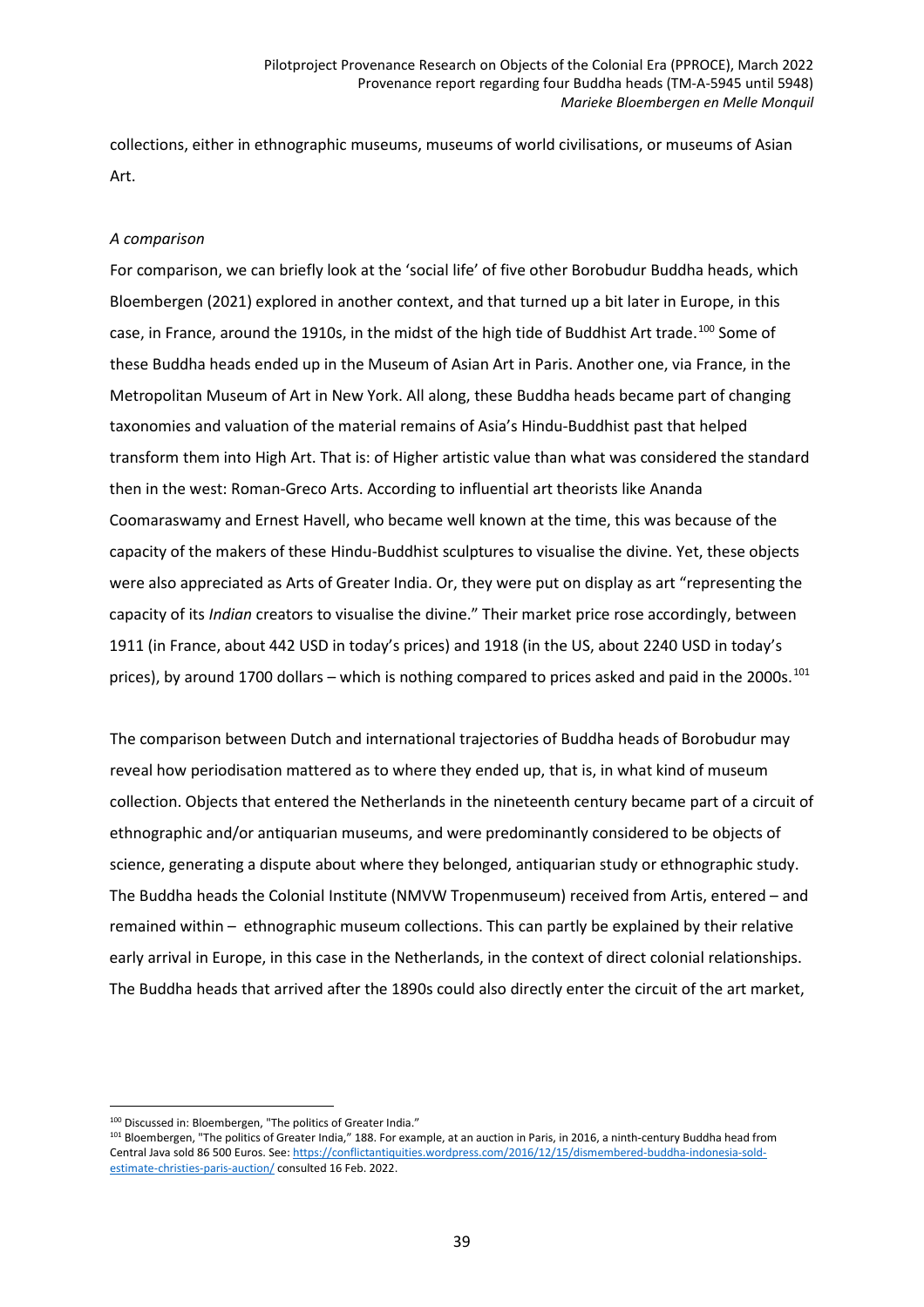collections, either in ethnographic museums, museums of world civilisations, or museums of Asian Art.

*A comparison*

For comparison, we can briefly look at the 'social life' of five other Borobudur Buddha heads, which Bloembergen (2021) explored in another context, and that turned up a bit later in Europe, in this case, in France, around the 1910s, in the midst of the high tide of Buddhist Art trade.[100] Some of these Buddha heads ended up in the Museum of Asian Art in Paris. Another one, via France, in the Metropolitan Museum of Art in New York. All along, these Buddha heads became part of changing taxonomies and valuation of the material remains of Asia's Hindu-Buddhist past that helped transform them into High Art. That is: of Higher artistic value than what was considered the standard then in the west: Roman-Greco Arts. According to influential art theorists like Ananda Coomaraswamy and Ernest Havell, who became well known at the time, this was because of the capacity of the makers of these Hindu-Buddhist sculptures to visualise the divine. Yet, these objects were also appreciated as Arts of Greater India. Or, they were put on display as art "representing the capacity of its *Indian* creators to visualise the divine." Their market price rose accordingly, between 1911 (in France, about 442 USD in today's prices) and 1918 (in the US, about 2240 USD in today's prices), by around 1700 dollars – which is nothing compared to prices asked and paid in the 2000s.[101]

The comparison between Dutch and international trajectories of Buddha heads of Borobudur may reveal how periodisation mattered as to where they ended up, that is, in what kind of museum collection. Objects that entered the Netherlands in the nineteenth century became part of a circuit of ethnographic and/or antiquarian museums, and were predominantly considered to be objects of science, generating a dispute about where they belonged, antiquarian study or ethnographic study. The Buddha heads the Colonial Institute (NMVW Tropenmuseum) received from Artis, entered – and remained within – ethnographic museum collections. This can partly be explained by their relative early arrival in Europe, in this case in the Netherlands, in the context of direct colonial relationships. The Buddha heads that arrived after the 1890s could also directly enter the circuit of the art market,

[100] Discussed in: Bloembergen, "The politics of Greater India."

[101] Bloembergen, "The politics of Greater India," 188. For example, at an auction in Paris, in 2016, a ninth-century Buddha head from Central Java sold 86 500 Euros. See: https://conflictantiquities.wordpress.com/2016/12/15/dismembered-buddha-indonesia-sold-estimate-christies-paris-auction/ consulted 16 Feb. 2022.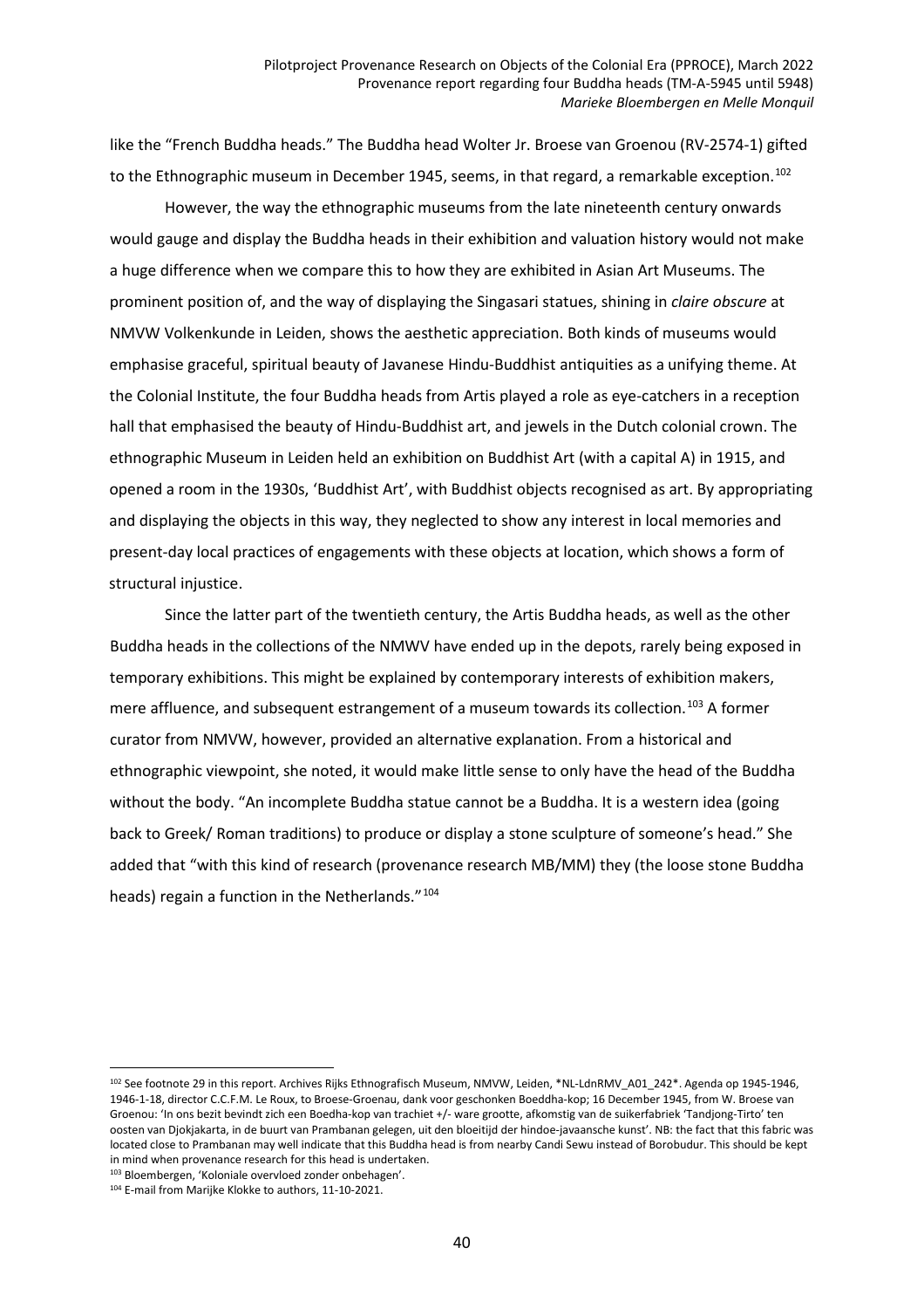like the "French Buddha heads." The Buddha head Wolter Jr. Broese van Groenou (RV-2574-1) gifted to the Ethnographic museum in December 1945, seems, in that regard, a remarkable exception.[102]

However, the way the ethnographic museums from the late nineteenth century onwards would gauge and display the Buddha heads in their exhibition and valuation history would not make a huge difference when we compare this to how they are exhibited in Asian Art Museums. The prominent position of, and the way of displaying the Singasari statues, shining in *claire obscure* at NMVW Volkenkunde in Leiden, shows the aesthetic appreciation. Both kinds of museums would emphasise graceful, spiritual beauty of Javanese Hindu-Buddhist antiquities as a unifying theme. At the Colonial Institute, the four Buddha heads from Artis played a role as eye-catchers in a reception hall that emphasised the beauty of Hindu-Buddhist art, and jewels in the Dutch colonial crown. The ethnographic Museum in Leiden held an exhibition on Buddhist Art (with a capital A) in 1915, and opened a room in the 1930s, 'Buddhist Art', with Buddhist objects recognised as art. By appropriating and displaying the objects in this way, they neglected to show any interest in local memories and present-day local practices of engagements with these objects at location, which shows a form of structural injustice.

Since the latter part of the twentieth century, the Artis Buddha heads, as well as the other Buddha heads in the collections of the NMWV have ended up in the depots, rarely being exposed in temporary exhibitions. This might be explained by contemporary interests of exhibition makers, mere affluence, and subsequent estrangement of a museum towards its collection.[103] A former curator from NMVW, however, provided an alternative explanation. From a historical and ethnographic viewpoint, she noted, it would make little sense to only have the head of the Buddha without the body. "An incomplete Buddha statue cannot be a Buddha. It is a western idea (going back to Greek/ Roman traditions) to produce or display a stone sculpture of someone's head." She added that "with this kind of research (provenance research MB/MM) they (the loose stone Buddha heads) regain a function in the Netherlands."[104]

---

[102] See footnote 29 in this report. Archives Rijks Ethnografisch Museum, NMVW, Leiden, *NL-LdnRMV_A01_242*. Agenda op 1945-1946, 1946-1-18, director C.C.F.M. Le Roux, to Broese-Groenau, dank voor geschonken Boeddha-kop; 16 December 1945, from W. Broese van Groenou: 'In ons bezit bevindt zich een Boedha-kop van trachiet +/- ware grootte, afkomstig van de suikerfabriek 'Tandjong-Tirto' ten oosten van Djokjakarta, in de buurt van Prambanan gelegen, uit den bloeitijd der hindoe-javaansche kunst'. NB: the fact that this fabric was located close to Prambanan may well indicate that this Buddha head is from nearby Candi Sewu instead of Borobudur. This should be kept in mind when provenance research for this head is undertaken.

[103] Bloembergen, 'Koloniale overvloed zonder onbehagen'.

[104] E-mail from Marijke Klokke to authors, 11-10-2021.